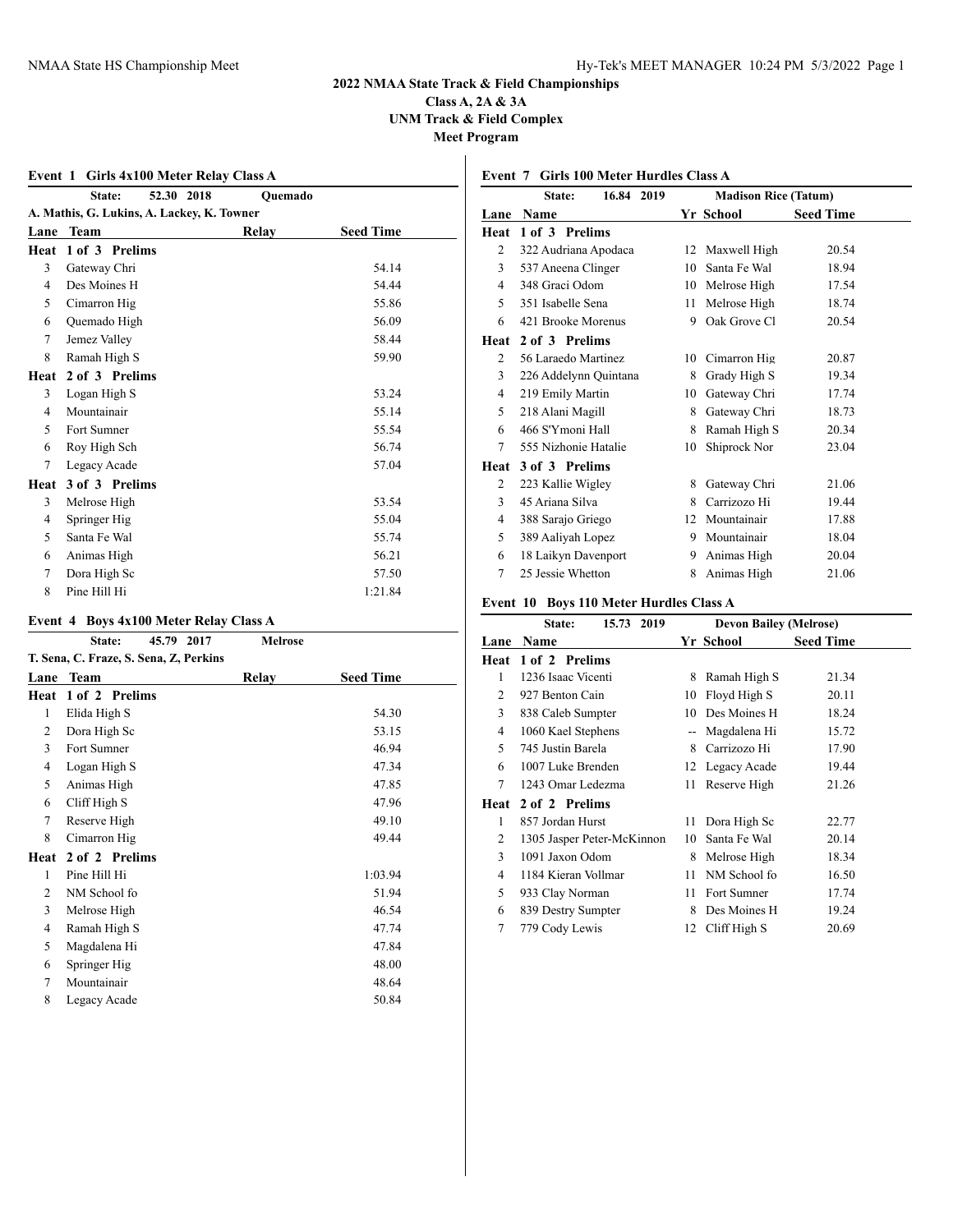# 2022 NMAA State Track & Field Championships

**Class A, 2A & 3A**

**UNM Track & Field Complex**

**Meet Program**

### Event 1 Girls 4x100 Meter Relay Class A

**State: 52.30 2018 Quemado**

**A. Mathis, G. Lukins, A. Lackey, K. Towner**

| Lane | Team | Relay | Seed Time |
|---|---|---|---|
| **Heat 1 of 3 Prelims** | | | |
| 3 | Gateway Chri | | 54.14 |
| 4 | Des Moines H | | 54.44 |
| 5 | Cimarron Hig | | 55.86 |
| 6 | Quemado High | | 56.09 |
| 7 | Jemez Valley | | 58.44 |
| 8 | Ramah High S | | 59.90 |
| **Heat 2 of 3 Prelims** | | | |
| 3 | Logan High S | | 53.24 |
| 4 | Mountainair | | 55.14 |
| 5 | Fort Sumner | | 55.54 |
| 6 | Roy High Sch | | 56.74 |
| 7 | Legacy Acade | | 57.04 |
| **Heat 3 of 3 Prelims** | | | |
| 3 | Melrose High | | 53.54 |
| 4 | Springer Hig | | 55.04 |
| 5 | Santa Fe Wal | | 55.74 |
| 6 | Animas High | | 56.21 |
| 7 | Dora High Sc | | 57.50 |
| 8 | Pine Hill Hi | | 1:21.84 |

### Event 4 Boys 4x100 Meter Relay Class A

**State: 45.79 2017 Melrose**

**T. Sena, C. Fraze, S. Sena, Z, Perkins**

| Lane | Team | Relay | Seed Time |
|---|---|---|---|
| **Heat 1 of 2 Prelims** | | | |
| 1 | Elida High S | | 54.30 |
| 2 | Dora High Sc | | 53.15 |
| 3 | Fort Sumner | | 46.94 |
| 4 | Logan High S | | 47.34 |
| 5 | Animas High | | 47.85 |
| 6 | Cliff High S | | 47.96 |
| 7 | Reserve High | | 49.10 |
| 8 | Cimarron Hig | | 49.44 |
| **Heat 2 of 2 Prelims** | | | |
| 1 | Pine Hill Hi | | 1:03.94 |
| 2 | NM School fo | | 51.94 |
| 3 | Melrose High | | 46.54 |
| 4 | Ramah High S | | 47.74 |
| 5 | Magdalena Hi | | 47.84 |
| 6 | Springer Hig | | 48.00 |
| 7 | Mountainair | | 48.64 |
| 8 | Legacy Acade | | 50.84 |

### Event 7 Girls 100 Meter Hurdles Class A

**State: 16.84 2019 Madison Rice (Tatum)**

| Lane | Name | Yr | School | Seed Time |
|---|---|---|---|---|
| **Heat 1 of 3 Prelims** | | | | |
| 2 | 322 Audriana Apodaca | 12 | Maxwell High | 20.54 |
| 3 | 537 Aneena Clinger | 10 | Santa Fe Wal | 18.94 |
| 4 | 348 Graci Odom | 10 | Melrose High | 17.54 |
| 5 | 351 Isabelle Sena | 11 | Melrose High | 18.74 |
| 6 | 421 Brooke Morenus | 9 | Oak Grove Cl | 20.54 |
| **Heat 2 of 3 Prelims** | | | | |
| 2 | 56 Laraedo Martinez | 10 | Cimarron Hig | 20.87 |
| 3 | 226 Addelynn Quintana | 8 | Grady High S | 19.34 |
| 4 | 219 Emily Martin | 10 | Gateway Chri | 17.74 |
| 5 | 218 Alani Magill | 8 | Gateway Chri | 18.73 |
| 6 | 466 S'Ymoni Hall | 8 | Ramah High S | 20.34 |
| 7 | 555 Nizhonie Hatalie | 10 | Shiprock Nor | 23.04 |
| **Heat 3 of 3 Prelims** | | | | |
| 2 | 223 Kallie Wigley | 8 | Gateway Chri | 21.06 |
| 3 | 45 Ariana Silva | 8 | Carrizozo Hi | 19.44 |
| 4 | 388 Sarajo Griego | 12 | Mountainair | 17.88 |
| 5 | 389 Aaliyah Lopez | 9 | Mountainair | 18.04 |
| 6 | 18 Laikyn Davenport | 9 | Animas High | 20.04 |
| 7 | 25 Jessie Whetton | 8 | Animas High | 21.06 |

### Event 10 Boys 110 Meter Hurdles Class A

**State: 15.73 2019 Devon Bailey (Melrose)**

| Lane | Name | Yr | School | Seed Time |
|---|---|---|---|---|
| **Heat 1 of 2 Prelims** | | | | |
| 1 | 1236 Isaac Vicenti | 8 | Ramah High S | 21.34 |
| 2 | 927 Benton Cain | 10 | Floyd High S | 20.11 |
| 3 | 838 Caleb Sumpter | 10 | Des Moines H | 18.24 |
| 4 | 1060 Kael Stephens | -- | Magdalena Hi | 15.72 |
| 5 | 745 Justin Barela | 8 | Carrizozo Hi | 17.90 |
| 6 | 1007 Luke Brenden | 12 | Legacy Acade | 19.44 |
| 7 | 1243 Omar Ledezma | 11 | Reserve High | 21.26 |
| **Heat 2 of 2 Prelims** | | | | |
| 1 | 857 Jordan Hurst | 11 | Dora High Sc | 22.77 |
| 2 | 1305 Jasper Peter-McKinnon | 10 | Santa Fe Wal | 20.14 |
| 3 | 1091 Jaxon Odom | 8 | Melrose High | 18.34 |
| 4 | 1184 Kieran Vollmar | 11 | NM School fo | 16.50 |
| 5 | 933 Clay Norman | 11 | Fort Sumner | 17.74 |
| 6 | 839 Destry Sumpter | 8 | Des Moines H | 19.24 |
| 7 | 779 Cody Lewis | 12 | Cliff High S | 20.69 |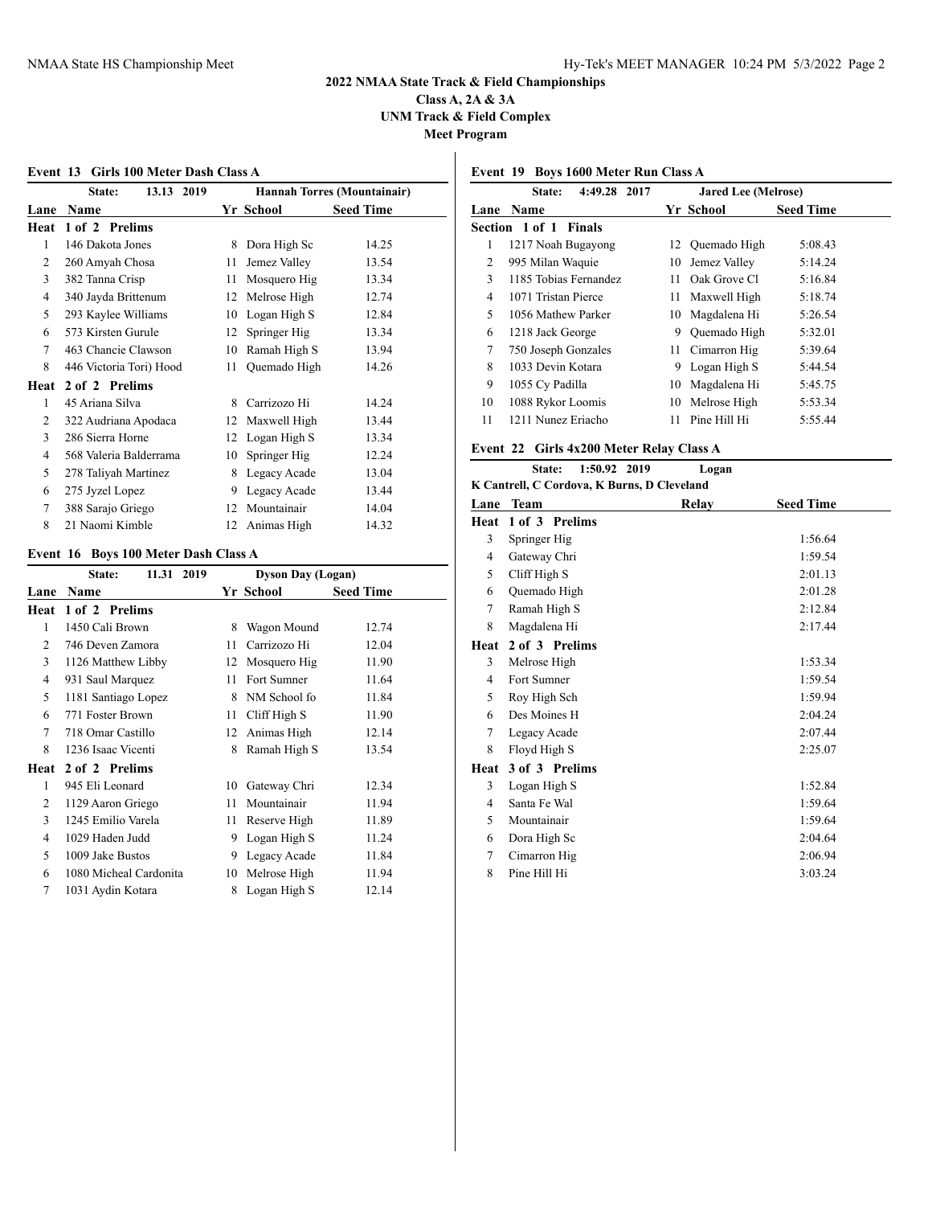# 2022 NMAA State Track & Field Championships

**Class A, 2A & 3A**

**UNM Track & Field Complex**

**Meet Program**

## Event 13 Girls 100 Meter Dash Class A

State: 13.13 2019 Hannah Torres (Mountainair)

| Lane | Name | Yr | School | Seed Time |
|---|---|---|---|---|
| **Heat 1 of 2 Prelims** | | | | |
| 1 | 146 Dakota Jones | 8 | Dora High Sc | 14.25 |
| 2 | 260 Amyah Chosa | 11 | Jemez Valley | 13.54 |
| 3 | 382 Tanna Crisp | 11 | Mosquero Hig | 13.34 |
| 4 | 340 Jayda Brittenum | 12 | Melrose High | 12.74 |
| 5 | 293 Kaylee Williams | 10 | Logan High S | 12.84 |
| 6 | 573 Kirsten Gurule | 12 | Springer Hig | 13.34 |
| 7 | 463 Chancie Clawson | 10 | Ramah High S | 13.94 |
| 8 | 446 Victoria Tori) Hood | 11 | Quemado High | 14.26 |
| **Heat 2 of 2 Prelims** | | | | |
| 1 | 45 Ariana Silva | 8 | Carrizozo Hi | 14.24 |
| 2 | 322 Audriana Apodaca | 12 | Maxwell High | 13.44 |
| 3 | 286 Sierra Horne | 12 | Logan High S | 13.34 |
| 4 | 568 Valeria Balderrama | 10 | Springer Hig | 12.24 |
| 5 | 278 Taliyah Martinez | 8 | Legacy Acade | 13.04 |
| 6 | 275 Jyzel Lopez | 9 | Legacy Acade | 13.44 |
| 7 | 388 Sarajo Griego | 12 | Mountainair | 14.04 |
| 8 | 21 Naomi Kimble | 12 | Animas High | 14.32 |

## Event 16 Boys 100 Meter Dash Class A

State: 11.31 2019 Dyson Day (Logan)

| Lane | Name | Yr | School | Seed Time |
|---|---|---|---|---|
| **Heat 1 of 2 Prelims** | | | | |
| 1 | 1450 Cali Brown | 8 | Wagon Mound | 12.74 |
| 2 | 746 Deven Zamora | 11 | Carrizozo Hi | 12.04 |
| 3 | 1126 Matthew Libby | 12 | Mosquero Hig | 11.90 |
| 4 | 931 Saul Marquez | 11 | Fort Sumner | 11.64 |
| 5 | 1181 Santiago Lopez | 8 | NM School fo | 11.84 |
| 6 | 771 Foster Brown | 11 | Cliff High S | 11.90 |
| 7 | 718 Omar Castillo | 12 | Animas High | 12.14 |
| 8 | 1236 Isaac Vicenti | 8 | Ramah High S | 13.54 |
| **Heat 2 of 2 Prelims** | | | | |
| 1 | 945 Eli Leonard | 10 | Gateway Chri | 12.34 |
| 2 | 1129 Aaron Griego | 11 | Mountainair | 11.94 |
| 3 | 1245 Emilio Varela | 11 | Reserve High | 11.89 |
| 4 | 1029 Haden Judd | 9 | Logan High S | 11.24 |
| 5 | 1009 Jake Bustos | 9 | Legacy Acade | 11.84 |
| 6 | 1080 Micheal Cardonita | 10 | Melrose High | 11.94 |
| 7 | 1031 Aydin Kotara | 8 | Logan High S | 12.14 |

## Event 19 Boys 1600 Meter Run Class A

State: 4:49.28 2017 Jared Lee (Melrose)

| Lane | Name | Yr | School | Seed Time |
|---|---|---|---|---|
| **Section 1 of 1 Finals** | | | | |
| 1 | 1217 Noah Bugayong | 12 | Quemado High | 5:08.43 |
| 2 | 995 Milan Waquie | 10 | Jemez Valley | 5:14.24 |
| 3 | 1185 Tobias Fernandez | 11 | Oak Grove Cl | 5:16.84 |
| 4 | 1071 Tristan Pierce | 11 | Maxwell High | 5:18.74 |
| 5 | 1056 Mathew Parker | 10 | Magdalena Hi | 5:26.54 |
| 6 | 1218 Jack George | 9 | Quemado High | 5:32.01 |
| 7 | 750 Joseph Gonzales | 11 | Cimarron Hig | 5:39.64 |
| 8 | 1033 Devin Kotara | 9 | Logan High S | 5:44.54 |
| 9 | 1055 Cy Padilla | 10 | Magdalena Hi | 5:45.75 |
| 10 | 1088 Rykor Loomis | 10 | Melrose High | 5:53.34 |
| 11 | 1211 Nunez Eriacho | 11 | Pine Hill Hi | 5:55.44 |

## Event 22 Girls 4x200 Meter Relay Class A

State: 1:50.92 2019 Logan

K Cantrell, C Cordova, K Burns, D Cleveland

| Lane | Team | Relay | Seed Time |
|---|---|---|---|
| **Heat 1 of 3 Prelims** | | | |
| 3 | Springer Hig | | 1:56.64 |
| 4 | Gateway Chri | | 1:59.54 |
| 5 | Cliff High S | | 2:01.13 |
| 6 | Quemado High | | 2:01.28 |
| 7 | Ramah High S | | 2:12.84 |
| 8 | Magdalena Hi | | 2:17.44 |
| **Heat 2 of 3 Prelims** | | | |
| 3 | Melrose High | | 1:53.34 |
| 4 | Fort Sumner | | 1:59.54 |
| 5 | Roy High Sch | | 1:59.94 |
| 6 | Des Moines H | | 2:04.24 |
| 7 | Legacy Acade | | 2:07.44 |
| 8 | Floyd High S | | 2:25.07 |
| **Heat 3 of 3 Prelims** | | | |
| 3 | Logan High S | | 1:52.84 |
| 4 | Santa Fe Wal | | 1:59.64 |
| 5 | Mountainair | | 1:59.64 |
| 6 | Dora High Sc | | 2:04.64 |
| 7 | Cimarron Hig | | 2:06.94 |
| 8 | Pine Hill Hi | | 3:03.24 |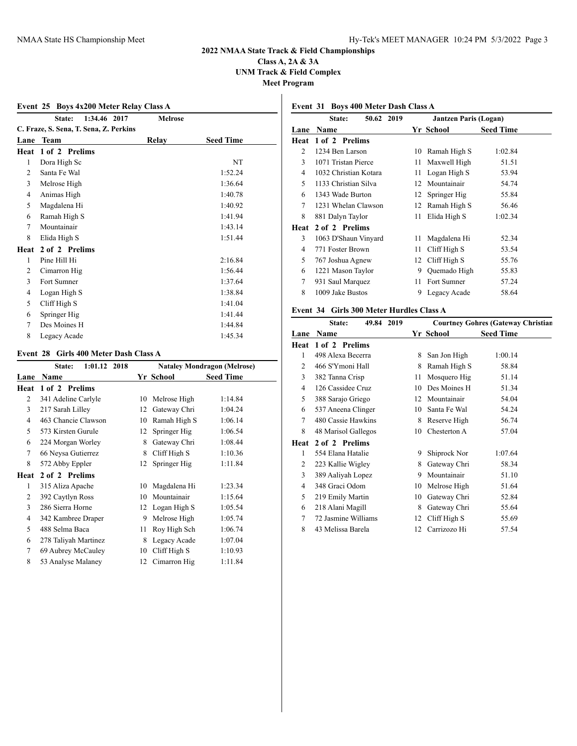## 2022 NMAA State Track & Field Championships

**Class A, 2A & 3A**

**UNM Track & Field Complex**

**Meet Program**

### Event 25 Boys 4x200 Meter Relay Class A

State: 1:34.46 2017 — Melrose

C. Fraze, S. Sena, T. Sena, Z. Perkins

| Lane | Team | Relay | Seed Time |
|---|---|---|---|
| **Heat 1 of 2 Prelims** | | | |
| 1 | Dora High Sc | | NT |
| 2 | Santa Fe Wal | | 1:52.24 |
| 3 | Melrose High | | 1:36.64 |
| 4 | Animas High | | 1:40.78 |
| 5 | Magdalena Hi | | 1:40.92 |
| 6 | Ramah High S | | 1:41.94 |
| 7 | Mountainair | | 1:43.14 |
| 8 | Elida High S | | 1:51.44 |
| **Heat 2 of 2 Prelims** | | | |
| 1 | Pine Hill Hi | | 2:16.84 |
| 2 | Cimarron Hig | | 1:56.44 |
| 3 | Fort Sumner | | 1:37.64 |
| 4 | Logan High S | | 1:38.84 |
| 5 | Cliff High S | | 1:41.04 |
| 6 | Springer Hig | | 1:41.44 |
| 7 | Des Moines H | | 1:44.84 |
| 8 | Legacy Acade | | 1:45.34 |

### Event 28 Girls 400 Meter Dash Class A

State: 1:01.12 2018 — Nataley Mondragon (Melrose)

| Lane | Name | Yr | School | Seed Time |
|---|---|---|---|---|
| **Heat 1 of 2 Prelims** | | | | |
| 2 | 341 Adeline Carlyle | 10 | Melrose High | 1:14.84 |
| 3 | 217 Sarah Lilley | 12 | Gateway Chri | 1:04.24 |
| 4 | 463 Chancie Clawson | 10 | Ramah High S | 1:06.14 |
| 5 | 573 Kirsten Gurule | 12 | Springer Hig | 1:06.54 |
| 6 | 224 Morgan Worley | 8 | Gateway Chri | 1:08.44 |
| 7 | 66 Neysa Gutierrez | 8 | Cliff High S | 1:10.36 |
| 8 | 572 Abby Eppler | 12 | Springer Hig | 1:11.84 |
| **Heat 2 of 2 Prelims** | | | | |
| 1 | 315 Aliza Apache | 10 | Magdalena Hi | 1:23.34 |
| 2 | 392 Caytlyn Ross | 10 | Mountainair | 1:15.64 |
| 3 | 286 Sierra Horne | 12 | Logan High S | 1:05.54 |
| 4 | 342 Kambree Draper | 9 | Melrose High | 1:05.74 |
| 5 | 488 Selma Baca | 11 | Roy High Sch | 1:06.74 |
| 6 | 278 Taliyah Martinez | 8 | Legacy Acade | 1:07.04 |
| 7 | 69 Aubrey McCauley | 10 | Cliff High S | 1:10.93 |
| 8 | 53 Analyse Malaney | 12 | Cimarron Hig | 1:11.84 |

### Event 31 Boys 400 Meter Dash Class A

State: 50.62 2019 — Jantzen Paris (Logan)

| Lane | Name | Yr | School | Seed Time |
|---|---|---|---|---|
| **Heat 1 of 2 Prelims** | | | | |
| 2 | 1234 Ben Larson | 10 | Ramah High S | 1:02.84 |
| 3 | 1071 Tristan Pierce | 11 | Maxwell High | 51.51 |
| 4 | 1032 Christian Kotara | 11 | Logan High S | 53.94 |
| 5 | 1133 Christian Silva | 12 | Mountainair | 54.74 |
| 6 | 1343 Wade Burton | 12 | Springer Hig | 55.84 |
| 7 | 1231 Whelan Clawson | 12 | Ramah High S | 56.46 |
| 8 | 881 Dalyn Taylor | 11 | Elida High S | 1:02.34 |
| **Heat 2 of 2 Prelims** | | | | |
| 3 | 1063 D'Shaun Vinyard | 11 | Magdalena Hi | 52.34 |
| 4 | 771 Foster Brown | 11 | Cliff High S | 53.54 |
| 5 | 767 Joshua Agnew | 12 | Cliff High S | 55.76 |
| 6 | 1221 Mason Taylor | 9 | Quemado High | 55.83 |
| 7 | 931 Saul Marquez | 11 | Fort Sumner | 57.24 |
| 8 | 1009 Jake Bustos | 9 | Legacy Acade | 58.64 |

### Event 34 Girls 300 Meter Hurdles Class A

State: 49.84 2019 — Courtney Gohres (Gateway Christian

| Lane | Name | Yr | School | Seed Time |
|---|---|---|---|---|
| **Heat 1 of 2 Prelims** | | | | |
| 1 | 498 Alexa Becerra | 8 | San Jon High | 1:00.14 |
| 2 | 466 S'Ymoni Hall | 8 | Ramah High S | 58.84 |
| 3 | 382 Tanna Crisp | 11 | Mosquero Hig | 51.14 |
| 4 | 126 Cassidee Cruz | 10 | Des Moines H | 51.34 |
| 5 | 388 Sarajo Griego | 12 | Mountainair | 54.04 |
| 6 | 537 Aneena Clinger | 10 | Santa Fe Wal | 54.24 |
| 7 | 480 Cassie Hawkins | 8 | Reserve High | 56.74 |
| 8 | 48 Marisol Gallegos | 10 | Chesterton A | 57.04 |
| **Heat 2 of 2 Prelims** | | | | |
| 1 | 554 Elana Hatalie | 9 | Shiprock Nor | 1:07.64 |
| 2 | 223 Kallie Wigley | 8 | Gateway Chri | 58.34 |
| 3 | 389 Aaliyah Lopez | 9 | Mountainair | 51.10 |
| 4 | 348 Graci Odom | 10 | Melrose High | 51.64 |
| 5 | 219 Emily Martin | 10 | Gateway Chri | 52.84 |
| 6 | 218 Alani Magill | 8 | Gateway Chri | 55.64 |
| 7 | 72 Jasmine Williams | 12 | Cliff High S | 55.69 |
| 8 | 43 Melissa Barela | 12 | Carrizozo Hi | 57.54 |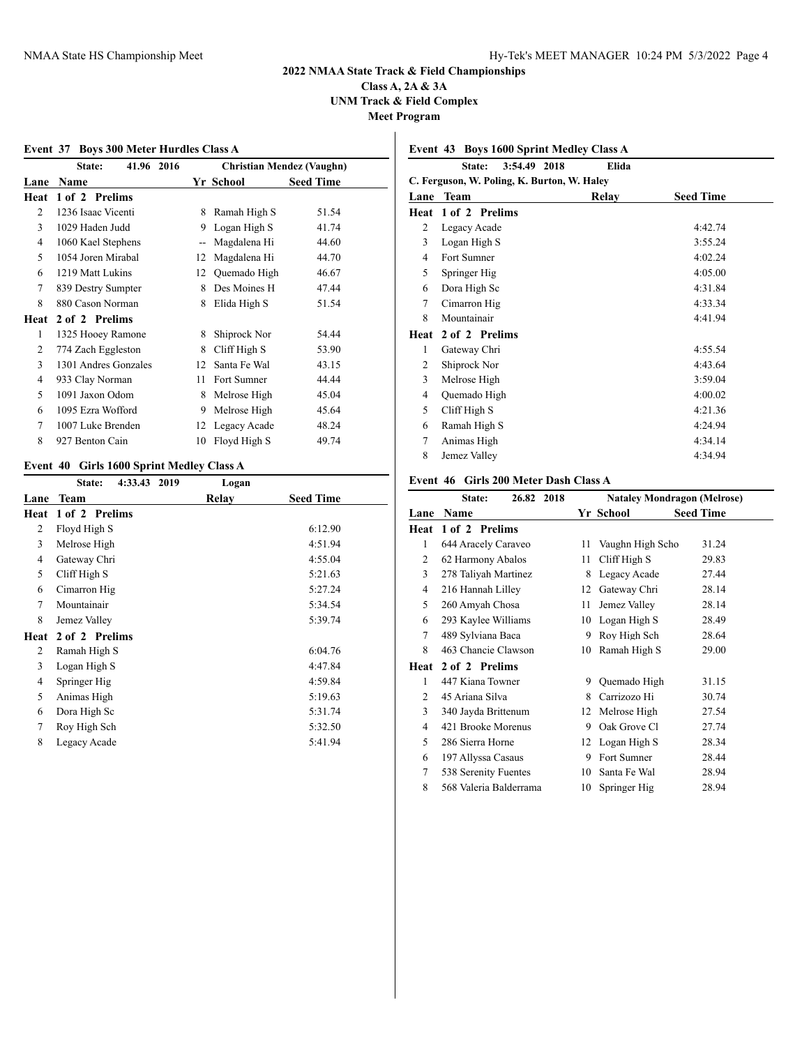## 2022 NMAA State Track & Field Championships
### Class A, 2A & 3A
### UNM Track & Field Complex
### Meet Program

**Event 37 Boys 300 Meter Hurdles Class A**

State: 41.96 2016 Christian Mendez (Vaughn)

| Lane | Name | Yr | School | Seed Time |
|---|---|---|---|---|
| **Heat 1 of 2 Prelims** | | | | |
| 2 | 1236 Isaac Vicenti | 8 | Ramah High S | 51.54 |
| 3 | 1029 Haden Judd | 9 | Logan High S | 41.74 |
| 4 | 1060 Kael Stephens | -- | Magdalena Hi | 44.60 |
| 5 | 1054 Joren Mirabal | 12 | Magdalena Hi | 44.70 |
| 6 | 1219 Matt Lukins | 12 | Quemado High | 46.67 |
| 7 | 839 Destry Sumpter | 8 | Des Moines H | 47.44 |
| 8 | 880 Cason Norman | 8 | Elida High S | 51.54 |
| **Heat 2 of 2 Prelims** | | | | |
| 1 | 1325 Hooey Ramone | 8 | Shiprock Nor | 54.44 |
| 2 | 774 Zach Eggleston | 8 | Cliff High S | 53.90 |
| 3 | 1301 Andres Gonzales | 12 | Santa Fe Wal | 43.15 |
| 4 | 933 Clay Norman | 11 | Fort Sumner | 44.44 |
| 5 | 1091 Jaxon Odom | 8 | Melrose High | 45.04 |
| 6 | 1095 Ezra Wofford | 9 | Melrose High | 45.64 |
| 7 | 1007 Luke Brenden | 12 | Legacy Acade | 48.24 |
| 8 | 927 Benton Cain | 10 | Floyd High S | 49.74 |

**Event 40 Girls 1600 Sprint Medley Class A**

State: 4:33.43 2019 Logan

| Lane | Team | Relay | Seed Time |
|---|---|---|---|
| **Heat 1 of 2 Prelims** | | | |
| 2 | Floyd High S | | 6:12.90 |
| 3 | Melrose High | | 4:51.94 |
| 4 | Gateway Chri | | 4:55.04 |
| 5 | Cliff High S | | 5:21.63 |
| 6 | Cimarron Hig | | 5:27.24 |
| 7 | Mountainair | | 5:34.54 |
| 8 | Jemez Valley | | 5:39.74 |
| **Heat 2 of 2 Prelims** | | | |
| 2 | Ramah High S | | 6:04.76 |
| 3 | Logan High S | | 4:47.84 |
| 4 | Springer Hig | | 4:59.84 |
| 5 | Animas High | | 5:19.63 |
| 6 | Dora High Sc | | 5:31.74 |
| 7 | Roy High Sch | | 5:32.50 |
| 8 | Legacy Acade | | 5:41.94 |

**Event 43 Boys 1600 Sprint Medley Class A**

State: 3:54.49 2018 Elida
C. Ferguson, W. Poling, K. Burton, W. Haley

| Lane | Team | Relay | Seed Time |
|---|---|---|---|
| **Heat 1 of 2 Prelims** | | | |
| 2 | Legacy Acade | | 4:42.74 |
| 3 | Logan High S | | 3:55.24 |
| 4 | Fort Sumner | | 4:02.24 |
| 5 | Springer Hig | | 4:05.00 |
| 6 | Dora High Sc | | 4:31.84 |
| 7 | Cimarron Hig | | 4:33.34 |
| 8 | Mountainair | | 4:41.94 |
| **Heat 2 of 2 Prelims** | | | |
| 1 | Gateway Chri | | 4:55.54 |
| 2 | Shiprock Nor | | 4:43.64 |
| 3 | Melrose High | | 3:59.04 |
| 4 | Quemado High | | 4:00.02 |
| 5 | Cliff High S | | 4:21.36 |
| 6 | Ramah High S | | 4:24.94 |
| 7 | Animas High | | 4:34.14 |
| 8 | Jemez Valley | | 4:34.94 |

**Event 46 Girls 200 Meter Dash Class A**

State: 26.82 2018 Nataley Mondragon (Melrose)

| Lane | Name | Yr | School | Seed Time |
|---|---|---|---|---|
| **Heat 1 of 2 Prelims** | | | | |
| 1 | 644 Aracely Caraveo | 11 | Vaughn High Scho | 31.24 |
| 2 | 62 Harmony Abalos | 11 | Cliff High S | 29.83 |
| 3 | 278 Taliyah Martinez | 8 | Legacy Acade | 27.44 |
| 4 | 216 Hannah Lilley | 12 | Gateway Chri | 28.14 |
| 5 | 260 Amyah Chosa | 11 | Jemez Valley | 28.14 |
| 6 | 293 Kaylee Williams | 10 | Logan High S | 28.49 |
| 7 | 489 Sylviana Baca | 9 | Roy High Sch | 28.64 |
| 8 | 463 Chancie Clawson | 10 | Ramah High S | 29.00 |
| **Heat 2 of 2 Prelims** | | | | |
| 1 | 447 Kiana Towner | 9 | Quemado High | 31.15 |
| 2 | 45 Ariana Silva | 8 | Carrizozo Hi | 30.74 |
| 3 | 340 Jayda Brittenum | 12 | Melrose High | 27.54 |
| 4 | 421 Brooke Morenus | 9 | Oak Grove Cl | 27.74 |
| 5 | 286 Sierra Horne | 12 | Logan High S | 28.34 |
| 6 | 197 Allyssa Casaus | 9 | Fort Sumner | 28.44 |
| 7 | 538 Serenity Fuentes | 10 | Santa Fe Wal | 28.94 |
| 8 | 568 Valeria Balderrama | 10 | Springer Hig | 28.94 |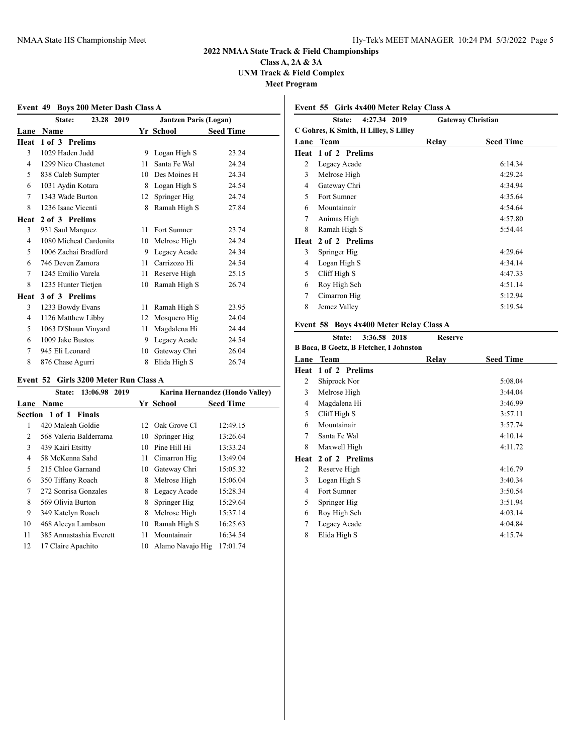# 2022 NMAA State Track & Field Championships

**Class A, 2A & 3A**

**UNM Track & Field Complex**

**Meet Program**

## Event 49 Boys 200 Meter Dash Class A

State: 23.28 2019 Jantzen Paris (Logan)

| Lane | Name | Yr | School | Seed Time |
|---|---|---|---|---|
| **Heat 1 of 3 Prelims** | | | | |
| 3 | 1029 Haden Judd | 9 | Logan High S | 23.24 |
| 4 | 1299 Nico Chastenet | 11 | Santa Fe Wal | 24.24 |
| 5 | 838 Caleb Sumpter | 10 | Des Moines H | 24.34 |
| 6 | 1031 Aydin Kotara | 8 | Logan High S | 24.54 |
| 7 | 1343 Wade Burton | 12 | Springer Hig | 24.74 |
| 8 | 1236 Isaac Vicenti | 8 | Ramah High S | 27.84 |
| **Heat 2 of 3 Prelims** | | | | |
| 3 | 931 Saul Marquez | 11 | Fort Sumner | 23.74 |
| 4 | 1080 Micheal Cardonita | 10 | Melrose High | 24.24 |
| 5 | 1006 Zachai Bradford | 9 | Legacy Acade | 24.34 |
| 6 | 746 Deven Zamora | 11 | Carrizozo Hi | 24.54 |
| 7 | 1245 Emilio Varela | 11 | Reserve High | 25.15 |
| 8 | 1235 Hunter Tietjen | 10 | Ramah High S | 26.74 |
| **Heat 3 of 3 Prelims** | | | | |
| 3 | 1233 Bowdy Evans | 11 | Ramah High S | 23.95 |
| 4 | 1126 Matthew Libby | 12 | Mosquero Hig | 24.04 |
| 5 | 1063 D'Shaun Vinyard | 11 | Magdalena Hi | 24.44 |
| 6 | 1009 Jake Bustos | 9 | Legacy Acade | 24.54 |
| 7 | 945 Eli Leonard | 10 | Gateway Chri | 26.04 |
| 8 | 876 Chase Agurri | 8 | Elida High S | 26.74 |

## Event 52 Girls 3200 Meter Run Class A

State: 13:06.98 2019 Karina Hernandez (Hondo Valley)

| Lane | Name | Yr | School | Seed Time |
|---|---|---|---|---|
| **Section 1 of 1 Finals** | | | | |
| 1 | 420 Maleah Goldie | 12 | Oak Grove Cl | 12:49.15 |
| 2 | 568 Valeria Balderrama | 10 | Springer Hig | 13:26.64 |
| 3 | 439 Kairi Etsitty | 10 | Pine Hill Hi | 13:33.24 |
| 4 | 58 McKenna Sahd | 11 | Cimarron Hig | 13:49.04 |
| 5 | 215 Chloe Garnand | 10 | Gateway Chri | 15:05.32 |
| 6 | 350 Tiffany Roach | 8 | Melrose High | 15:06.04 |
| 7 | 272 Sonrisa Gonzales | 8 | Legacy Acade | 15:28.34 |
| 8 | 569 Olivia Burton | 8 | Springer Hig | 15:29.64 |
| 9 | 349 Katelyn Roach | 8 | Melrose High | 15:37.14 |
| 10 | 468 Aleeya Lambson | 10 | Ramah High S | 16:25.63 |
| 11 | 385 Annastashia Everett | 11 | Mountainair | 16:34.54 |
| 12 | 17 Claire Apachito | 10 | Alamo Navajo Hig | 17:01.74 |

## Event 55 Girls 4x400 Meter Relay Class A

State: 4:27.34 2019 Gateway Christian

C Gohres, K Smith, H Lilley, S Lilley

| Lane | Team | Relay | Seed Time |
|---|---|---|---|
| **Heat 1 of 2 Prelims** | | | |
| 2 | Legacy Acade | | 6:14.34 |
| 3 | Melrose High | | 4:29.24 |
| 4 | Gateway Chri | | 4:34.94 |
| 5 | Fort Sumner | | 4:35.64 |
| 6 | Mountainair | | 4:54.64 |
| 7 | Animas High | | 4:57.80 |
| 8 | Ramah High S | | 5:54.44 |
| **Heat 2 of 2 Prelims** | | | |
| 3 | Springer Hig | | 4:29.64 |
| 4 | Logan High S | | 4:34.14 |
| 5 | Cliff High S | | 4:47.33 |
| 6 | Roy High Sch | | 4:51.14 |
| 7 | Cimarron Hig | | 5:12.94 |
| 8 | Jemez Valley | | 5:19.54 |

## Event 58 Boys 4x400 Meter Relay Class A

State: 3:36.58 2018 Reserve

B Baca, B Goetz, B Fletcher, I Johnston

| Lane | Team | Relay | Seed Time |
|---|---|---|---|
| **Heat 1 of 2 Prelims** | | | |
| 2 | Shiprock Nor | | 5:08.04 |
| 3 | Melrose High | | 3:44.04 |
| 4 | Magdalena Hi | | 3:46.99 |
| 5 | Cliff High S | | 3:57.11 |
| 6 | Mountainair | | 3:57.74 |
| 7 | Santa Fe Wal | | 4:10.14 |
| 8 | Maxwell High | | 4:11.72 |
| **Heat 2 of 2 Prelims** | | | |
| 2 | Reserve High | | 4:16.79 |
| 3 | Logan High S | | 3:40.34 |
| 4 | Fort Sumner | | 3:50.54 |
| 5 | Springer Hig | | 3:51.94 |
| 6 | Roy High Sch | | 4:03.14 |
| 7 | Legacy Acade | | 4:04.84 |
| 8 | Elida High S | | 4:15.74 |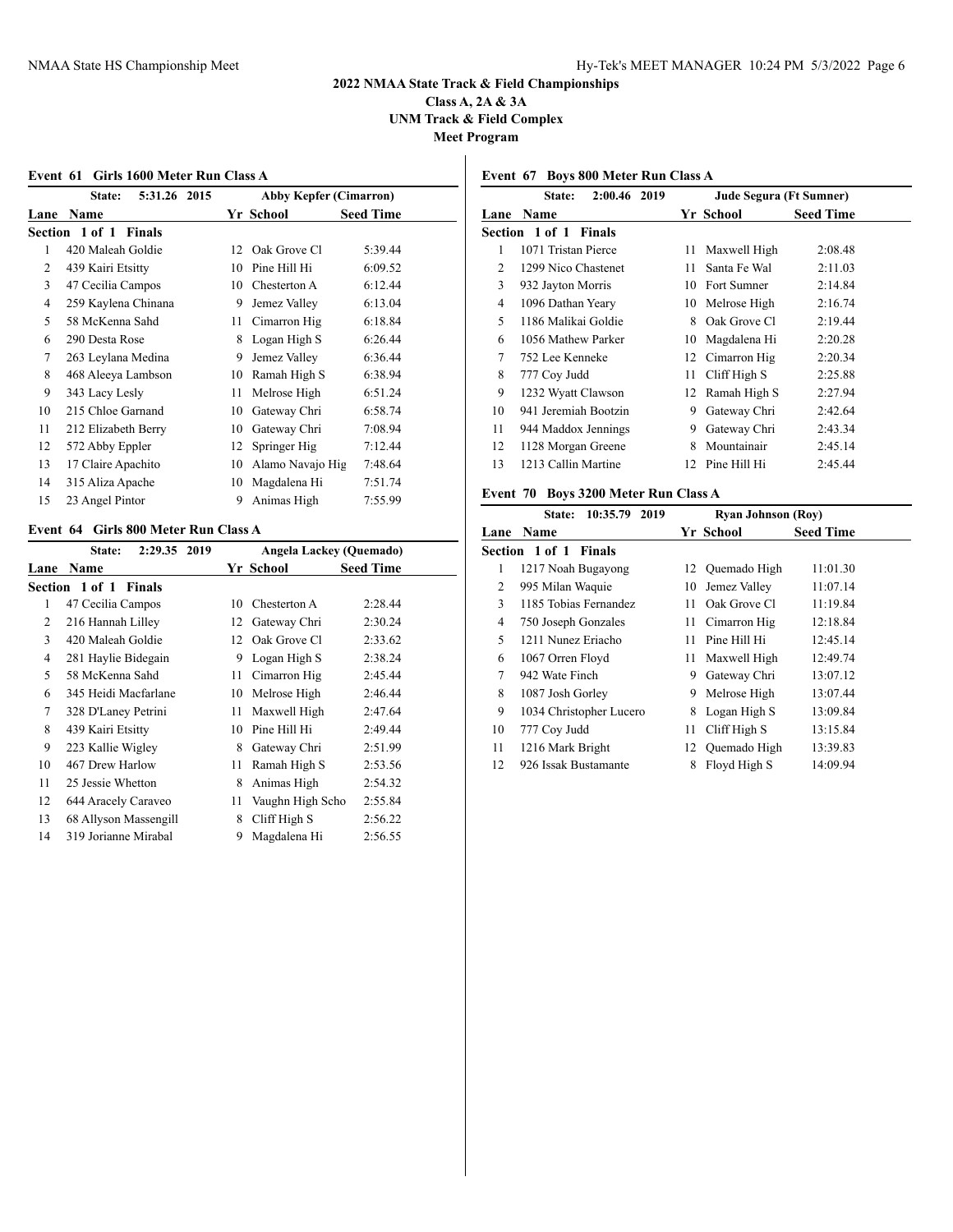# 2022 NMAA State Track & Field Championships

**Class A, 2A & 3A**
**UNM Track & Field Complex**
**Meet Program**

### Event 61 Girls 1600 Meter Run Class A

State: 5:31.26 2015 — Abby Kepfer (Cimarron)

| Lane | Name | Yr | School | Seed Time |
|---|---|---|---|---|
| **Section 1 of 1 Finals** | | | | |
| 1 | 420 Maleah Goldie | 12 | Oak Grove Cl | 5:39.44 |
| 2 | 439 Kairi Etsitty | 10 | Pine Hill Hi | 6:09.52 |
| 3 | 47 Cecilia Campos | 10 | Chesterton A | 6:12.44 |
| 4 | 259 Kaylena Chinana | 9 | Jemez Valley | 6:13.04 |
| 5 | 58 McKenna Sahd | 11 | Cimarron Hig | 6:18.84 |
| 6 | 290 Desta Rose | 8 | Logan High S | 6:26.44 |
| 7 | 263 Leylana Medina | 9 | Jemez Valley | 6:36.44 |
| 8 | 468 Aleeya Lambson | 10 | Ramah High S | 6:38.94 |
| 9 | 343 Lacy Lesly | 11 | Melrose High | 6:51.24 |
| 10 | 215 Chloe Garnand | 10 | Gateway Chri | 6:58.74 |
| 11 | 212 Elizabeth Berry | 10 | Gateway Chri | 7:08.94 |
| 12 | 572 Abby Eppler | 12 | Springer Hig | 7:12.44 |
| 13 | 17 Claire Apachito | 10 | Alamo Navajo Hig | 7:48.64 |
| 14 | 315 Aliza Apache | 10 | Magdalena Hi | 7:51.74 |
| 15 | 23 Angel Pintor | 9 | Animas High | 7:55.99 |

### Event 64 Girls 800 Meter Run Class A

State: 2:29.35 2019 — Angela Lackey (Quemado)

| Lane | Name | Yr | School | Seed Time |
|---|---|---|---|---|
| **Section 1 of 1 Finals** | | | | |
| 1 | 47 Cecilia Campos | 10 | Chesterton A | 2:28.44 |
| 2 | 216 Hannah Lilley | 12 | Gateway Chri | 2:30.24 |
| 3 | 420 Maleah Goldie | 12 | Oak Grove Cl | 2:33.62 |
| 4 | 281 Haylie Bidegain | 9 | Logan High S | 2:38.24 |
| 5 | 58 McKenna Sahd | 11 | Cimarron Hig | 2:45.44 |
| 6 | 345 Heidi Macfarlane | 10 | Melrose High | 2:46.44 |
| 7 | 328 D'Laney Petrini | 11 | Maxwell High | 2:47.64 |
| 8 | 439 Kairi Etsitty | 10 | Pine Hill Hi | 2:49.44 |
| 9 | 223 Kallie Wigley | 8 | Gateway Chri | 2:51.99 |
| 10 | 467 Drew Harlow | 11 | Ramah High S | 2:53.56 |
| 11 | 25 Jessie Whetton | 8 | Animas High | 2:54.32 |
| 12 | 644 Aracely Caraveo | 11 | Vaughn High Scho | 2:55.84 |
| 13 | 68 Allyson Massengill | 8 | Cliff High S | 2:56.22 |
| 14 | 319 Jorianne Mirabal | 9 | Magdalena Hi | 2:56.55 |

### Event 67 Boys 800 Meter Run Class A

State: 2:00.46 2019 — Jude Segura (Ft Sumner)

| Lane | Name | Yr | School | Seed Time |
|---|---|---|---|---|
| **Section 1 of 1 Finals** | | | | |
| 1 | 1071 Tristan Pierce | 11 | Maxwell High | 2:08.48 |
| 2 | 1299 Nico Chastenet | 11 | Santa Fe Wal | 2:11.03 |
| 3 | 932 Jayton Morris | 10 | Fort Sumner | 2:14.84 |
| 4 | 1096 Dathan Yeary | 10 | Melrose High | 2:16.74 |
| 5 | 1186 Malikai Goldie | 8 | Oak Grove Cl | 2:19.44 |
| 6 | 1056 Mathew Parker | 10 | Magdalena Hi | 2:20.28 |
| 7 | 752 Lee Kenneke | 12 | Cimarron Hig | 2:20.34 |
| 8 | 777 Coy Judd | 11 | Cliff High S | 2:25.88 |
| 9 | 1232 Wyatt Clawson | 12 | Ramah High S | 2:27.94 |
| 10 | 941 Jeremiah Bootzin | 9 | Gateway Chri | 2:42.64 |
| 11 | 944 Maddox Jennings | 9 | Gateway Chri | 2:43.34 |
| 12 | 1128 Morgan Greene | 8 | Mountainair | 2:45.14 |
| 13 | 1213 Callin Martine | 12 | Pine Hill Hi | 2:45.44 |

### Event 70 Boys 3200 Meter Run Class A

State: 10:35.79 2019 — Ryan Johnson (Roy)

| Lane | Name | Yr | School | Seed Time |
|---|---|---|---|---|
| **Section 1 of 1 Finals** | | | | |
| 1 | 1217 Noah Bugayong | 12 | Quemado High | 11:01.30 |
| 2 | 995 Milan Waquie | 10 | Jemez Valley | 11:07.14 |
| 3 | 1185 Tobias Fernandez | 11 | Oak Grove Cl | 11:19.84 |
| 4 | 750 Joseph Gonzales | 11 | Cimarron Hig | 12:18.84 |
| 5 | 1211 Nunez Eriacho | 11 | Pine Hill Hi | 12:45.14 |
| 6 | 1067 Orren Floyd | 11 | Maxwell High | 12:49.74 |
| 7 | 942 Wate Finch | 9 | Gateway Chri | 13:07.12 |
| 8 | 1087 Josh Gorley | 9 | Melrose High | 13:07.44 |
| 9 | 1034 Christopher Lucero | 8 | Logan High S | 13:09.84 |
| 10 | 777 Coy Judd | 11 | Cliff High S | 13:15.84 |
| 11 | 1216 Mark Bright | 12 | Quemado High | 13:39.83 |
| 12 | 926 Issak Bustamante | 8 | Floyd High S | 14:09.94 |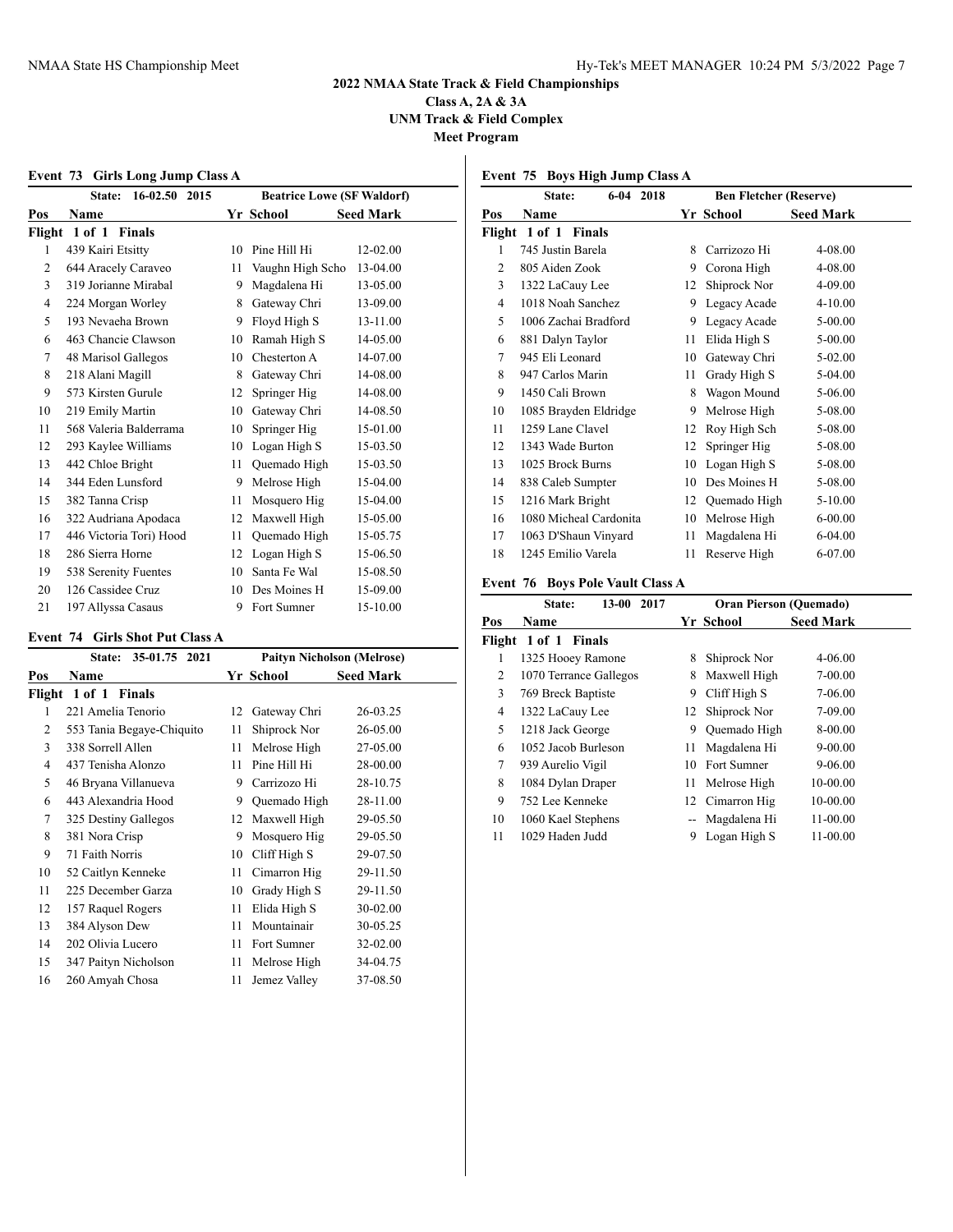# 2022 NMAA State Track & Field Championships

**Class A, 2A & 3A**

**UNM Track & Field Complex**

**Meet Program**

### Event 73 Girls Long Jump Class A

State: 16-02.50 2015 — Beatrice Lowe (SF Waldorf)

| Pos | Name | Yr | School | Seed Mark |
|---|---|---|---|---|
| **Flight 1 of 1 Finals** | | | | |
| 1 | 439 Kairi Etsitty | 10 | Pine Hill Hi | 12-02.00 |
| 2 | 644 Aracely Caraveo | 11 | Vaughn High Scho | 13-04.00 |
| 3 | 319 Jorianne Mirabal | 9 | Magdalena Hi | 13-05.00 |
| 4 | 224 Morgan Worley | 8 | Gateway Chri | 13-09.00 |
| 5 | 193 Nevaeha Brown | 9 | Floyd High S | 13-11.00 |
| 6 | 463 Chancie Clawson | 10 | Ramah High S | 14-05.00 |
| 7 | 48 Marisol Gallegos | 10 | Chesterton A | 14-07.00 |
| 8 | 218 Alani Magill | 8 | Gateway Chri | 14-08.00 |
| 9 | 573 Kirsten Gurule | 12 | Springer Hig | 14-08.00 |
| 10 | 219 Emily Martin | 10 | Gateway Chri | 14-08.50 |
| 11 | 568 Valeria Balderrama | 10 | Springer Hig | 15-01.00 |
| 12 | 293 Kaylee Williams | 10 | Logan High S | 15-03.50 |
| 13 | 442 Chloe Bright | 11 | Quemado High | 15-03.50 |
| 14 | 344 Eden Lunsford | 9 | Melrose High | 15-04.00 |
| 15 | 382 Tanna Crisp | 11 | Mosquero Hig | 15-04.00 |
| 16 | 322 Audriana Apodaca | 12 | Maxwell High | 15-05.00 |
| 17 | 446 Victoria Tori) Hood | 11 | Quemado High | 15-05.75 |
| 18 | 286 Sierra Horne | 12 | Logan High S | 15-06.50 |
| 19 | 538 Serenity Fuentes | 10 | Santa Fe Wal | 15-08.50 |
| 20 | 126 Cassidee Cruz | 10 | Des Moines H | 15-09.00 |
| 21 | 197 Allyssa Casaus | 9 | Fort Sumner | 15-10.00 |

### Event 74 Girls Shot Put Class A

State: 35-01.75 2021 — Paityn Nicholson (Melrose)

| Pos | Name | Yr | School | Seed Mark |
|---|---|---|---|---|
| **Flight 1 of 1 Finals** | | | | |
| 1 | 221 Amelia Tenorio | 12 | Gateway Chri | 26-03.25 |
| 2 | 553 Tania Begaye-Chiquito | 11 | Shiprock Nor | 26-05.00 |
| 3 | 338 Sorrell Allen | 11 | Melrose High | 27-05.00 |
| 4 | 437 Tenisha Alonzo | 11 | Pine Hill Hi | 28-00.00 |
| 5 | 46 Bryana Villanueva | 9 | Carrizozo Hi | 28-10.75 |
| 6 | 443 Alexandria Hood | 9 | Quemado High | 28-11.00 |
| 7 | 325 Destiny Gallegos | 12 | Maxwell High | 29-05.50 |
| 8 | 381 Nora Crisp | 9 | Mosquero Hig | 29-05.50 |
| 9 | 71 Faith Norris | 10 | Cliff High S | 29-07.50 |
| 10 | 52 Caitlyn Kenneke | 11 | Cimarron Hig | 29-11.50 |
| 11 | 225 December Garza | 10 | Grady High S | 29-11.50 |
| 12 | 157 Raquel Rogers | 11 | Elida High S | 30-02.00 |
| 13 | 384 Alyson Dew | 11 | Mountainair | 30-05.25 |
| 14 | 202 Olivia Lucero | 11 | Fort Sumner | 32-02.00 |
| 15 | 347 Paityn Nicholson | 11 | Melrose High | 34-04.75 |
| 16 | 260 Amyah Chosa | 11 | Jemez Valley | 37-08.50 |

### Event 75 Boys High Jump Class A

State: 6-04 2018 — Ben Fletcher (Reserve)

| Pos | Name | Yr | School | Seed Mark |
|---|---|---|---|---|
| **Flight 1 of 1 Finals** | | | | |
| 1 | 745 Justin Barela | 8 | Carrizozo Hi | 4-08.00 |
| 2 | 805 Aiden Zook | 9 | Corona High | 4-08.00 |
| 3 | 1322 LaCauy Lee | 12 | Shiprock Nor | 4-09.00 |
| 4 | 1018 Noah Sanchez | 9 | Legacy Acade | 4-10.00 |
| 5 | 1006 Zachai Bradford | 9 | Legacy Acade | 5-00.00 |
| 6 | 881 Dalyn Taylor | 11 | Elida High S | 5-00.00 |
| 7 | 945 Eli Leonard | 10 | Gateway Chri | 5-02.00 |
| 8 | 947 Carlos Marin | 11 | Grady High S | 5-04.00 |
| 9 | 1450 Cali Brown | 8 | Wagon Mound | 5-06.00 |
| 10 | 1085 Brayden Eldridge | 9 | Melrose High | 5-08.00 |
| 11 | 1259 Lane Clavel | 12 | Roy High Sch | 5-08.00 |
| 12 | 1343 Wade Burton | 12 | Springer Hig | 5-08.00 |
| 13 | 1025 Brock Burns | 10 | Logan High S | 5-08.00 |
| 14 | 838 Caleb Sumpter | 10 | Des Moines H | 5-08.00 |
| 15 | 1216 Mark Bright | 12 | Quemado High | 5-10.00 |
| 16 | 1080 Micheal Cardonita | 10 | Melrose High | 6-00.00 |
| 17 | 1063 D'Shaun Vinyard | 11 | Magdalena Hi | 6-04.00 |
| 18 | 1245 Emilio Varela | 11 | Reserve High | 6-07.00 |

### Event 76 Boys Pole Vault Class A

State: 13-00 2017 — Oran Pierson (Quemado)

| Pos | Name | Yr | School | Seed Mark |
|---|---|---|---|---|
| **Flight 1 of 1 Finals** | | | | |
| 1 | 1325 Hooey Ramone | 8 | Shiprock Nor | 4-06.00 |
| 2 | 1070 Terrance Gallegos | 8 | Maxwell High | 7-00.00 |
| 3 | 769 Breck Baptiste | 9 | Cliff High S | 7-06.00 |
| 4 | 1322 LaCauy Lee | 12 | Shiprock Nor | 7-09.00 |
| 5 | 1218 Jack George | 9 | Quemado High | 8-00.00 |
| 6 | 1052 Jacob Burleson | 11 | Magdalena Hi | 9-00.00 |
| 7 | 939 Aurelio Vigil | 10 | Fort Sumner | 9-06.00 |
| 8 | 1084 Dylan Draper | 11 | Melrose High | 10-00.00 |
| 9 | 752 Lee Kenneke | 12 | Cimarron Hig | 10-00.00 |
| 10 | 1060 Kael Stephens | -- | Magdalena Hi | 11-00.00 |
| 11 | 1029 Haden Judd | 9 | Logan High S | 11-00.00 |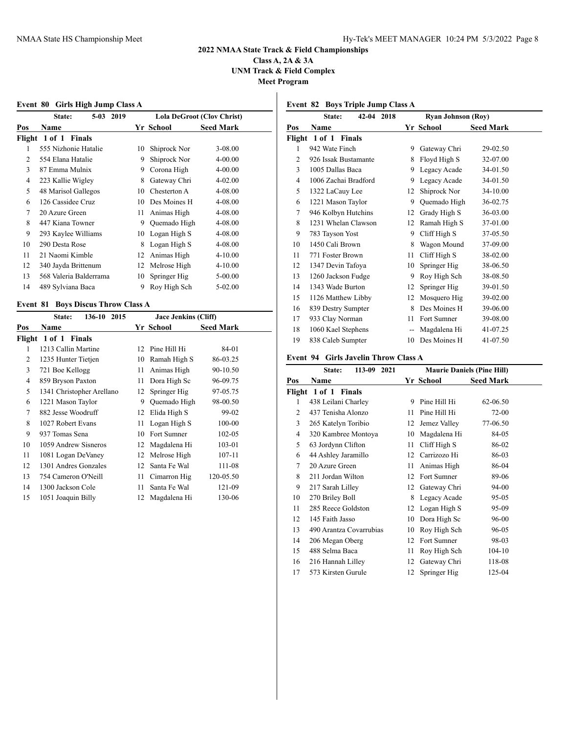**2022 NMAA State Track & Field Championships**
**Class A, 2A & 3A**
**UNM Track & Field Complex**
**Meet Program**

### Event 80 Girls High Jump Class A

State: 5-03 2019 Lola DeGroot (Clov Christ)

| Pos | Name | Yr | School | Seed Mark |
|---|---|---|---|---|
| **Flight 1 of 1 Finals** | | | | |
| 1 | 555 Nizhonie Hatalie | 10 | Shiprock Nor | 3-08.00 |
| 2 | 554 Elana Hatalie | 9 | Shiprock Nor | 4-00.00 |
| 3 | 87 Emma Mulnix | 9 | Corona High | 4-00.00 |
| 4 | 223 Kallie Wigley | 8 | Gateway Chri | 4-02.00 |
| 5 | 48 Marisol Gallegos | 10 | Chesterton A | 4-08.00 |
| 6 | 126 Cassidee Cruz | 10 | Des Moines H | 4-08.00 |
| 7 | 20 Azure Green | 11 | Animas High | 4-08.00 |
| 8 | 447 Kiana Towner | 9 | Quemado High | 4-08.00 |
| 9 | 293 Kaylee Williams | 10 | Logan High S | 4-08.00 |
| 10 | 290 Desta Rose | 8 | Logan High S | 4-08.00 |
| 11 | 21 Naomi Kimble | 12 | Animas High | 4-10.00 |
| 12 | 340 Jayda Brittenum | 12 | Melrose High | 4-10.00 |
| 13 | 568 Valeria Balderrama | 10 | Springer Hig | 5-00.00 |
| 14 | 489 Sylviana Baca | 9 | Roy High Sch | 5-02.00 |

### Event 81 Boys Discus Throw Class A

State: 136-10 2015 Jace Jenkins (Cliff)

| Pos | Name | Yr | School | Seed Mark |
|---|---|---|---|---|
| **Flight 1 of 1 Finals** | | | | |
| 1 | 1213 Callin Martine | 12 | Pine Hill Hi | 84-01 |
| 2 | 1235 Hunter Tietjen | 10 | Ramah High S | 86-03.25 |
| 3 | 721 Boe Kellogg | 11 | Animas High | 90-10.50 |
| 4 | 859 Bryson Paxton | 11 | Dora High Sc | 96-09.75 |
| 5 | 1341 Christopher Arellano | 12 | Springer Hig | 97-05.75 |
| 6 | 1221 Mason Taylor | 9 | Quemado High | 98-00.50 |
| 7 | 882 Jesse Woodruff | 12 | Elida High S | 99-02 |
| 8 | 1027 Robert Evans | 11 | Logan High S | 100-00 |
| 9 | 937 Tomas Sena | 10 | Fort Sumner | 102-05 |
| 10 | 1059 Andrew Sisneros | 12 | Magdalena Hi | 103-01 |
| 11 | 1081 Logan DeVaney | 12 | Melrose High | 107-11 |
| 12 | 1301 Andres Gonzales | 12 | Santa Fe Wal | 111-08 |
| 13 | 754 Cameron O'Neill | 11 | Cimarron Hig | 120-05.50 |
| 14 | 1300 Jackson Cole | 11 | Santa Fe Wal | 121-09 |
| 15 | 1051 Joaquin Billy | 12 | Magdalena Hi | 130-06 |

### Event 82 Boys Triple Jump Class A

State: 42-04 2018 Ryan Johnson (Roy)

| Pos | Name | Yr | School | Seed Mark |
|---|---|---|---|---|
| **Flight 1 of 1 Finals** | | | | |
| 1 | 942 Wate Finch | 9 | Gateway Chri | 29-02.50 |
| 2 | 926 Issak Bustamante | 8 | Floyd High S | 32-07.00 |
| 3 | 1005 Dallas Baca | 9 | Legacy Acade | 34-01.50 |
| 4 | 1006 Zachai Bradford | 9 | Legacy Acade | 34-01.50 |
| 5 | 1322 LaCauy Lee | 12 | Shiprock Nor | 34-10.00 |
| 6 | 1221 Mason Taylor | 9 | Quemado High | 36-02.75 |
| 7 | 946 Kolbyn Hutchins | 12 | Grady High S | 36-03.00 |
| 8 | 1231 Whelan Clawson | 12 | Ramah High S | 37-01.00 |
| 9 | 783 Tayson Yost | 9 | Cliff High S | 37-05.50 |
| 10 | 1450 Cali Brown | 8 | Wagon Mound | 37-09.00 |
| 11 | 771 Foster Brown | 11 | Cliff High S | 38-02.00 |
| 12 | 1347 Devin Tafoya | 10 | Springer Hig | 38-06.50 |
| 13 | 1260 Jackson Fudge | 9 | Roy High Sch | 38-08.50 |
| 14 | 1343 Wade Burton | 12 | Springer Hig | 39-01.50 |
| 15 | 1126 Matthew Libby | 12 | Mosquero Hig | 39-02.00 |
| 16 | 839 Destry Sumpter | 8 | Des Moines H | 39-06.00 |
| 17 | 933 Clay Norman | 11 | Fort Sumner | 39-08.00 |
| 18 | 1060 Kael Stephens | -- | Magdalena Hi | 41-07.25 |
| 19 | 838 Caleb Sumpter | 10 | Des Moines H | 41-07.50 |

### Event 94 Girls Javelin Throw Class A

State: 113-09 2021 Maurie Daniels (Pine Hill)

| Pos | Name | Yr | School | Seed Mark |
|---|---|---|---|---|
| **Flight 1 of 1 Finals** | | | | |
| 1 | 438 Leilani Charley | 9 | Pine Hill Hi | 62-06.50 |
| 2 | 437 Tenisha Alonzo | 11 | Pine Hill Hi | 72-00 |
| 3 | 265 Katelyn Toribio | 12 | Jemez Valley | 77-06.50 |
| 4 | 320 Kambree Montoya | 10 | Magdalena Hi | 84-05 |
| 5 | 63 Jordynn Clifton | 11 | Cliff High S | 86-02 |
| 6 | 44 Ashley Jaramillo | 12 | Carrizozo Hi | 86-03 |
| 7 | 20 Azure Green | 11 | Animas High | 86-04 |
| 8 | 211 Jordan Wilton | 12 | Fort Sumner | 89-06 |
| 9 | 217 Sarah Lilley | 12 | Gateway Chri | 94-00 |
| 10 | 270 Briley Boll | 8 | Legacy Acade | 95-05 |
| 11 | 285 Reece Goldston | 12 | Logan High S | 95-09 |
| 12 | 145 Faith Jasso | 10 | Dora High Sc | 96-00 |
| 13 | 490 Arantza Covarrubias | 10 | Roy High Sch | 96-05 |
| 14 | 206 Megan Oberg | 12 | Fort Sumner | 98-03 |
| 15 | 488 Selma Baca | 11 | Roy High Sch | 104-10 |
| 16 | 216 Hannah Lilley | 12 | Gateway Chri | 118-08 |
| 17 | 573 Kirsten Gurule | 12 | Springer Hig | 125-04 |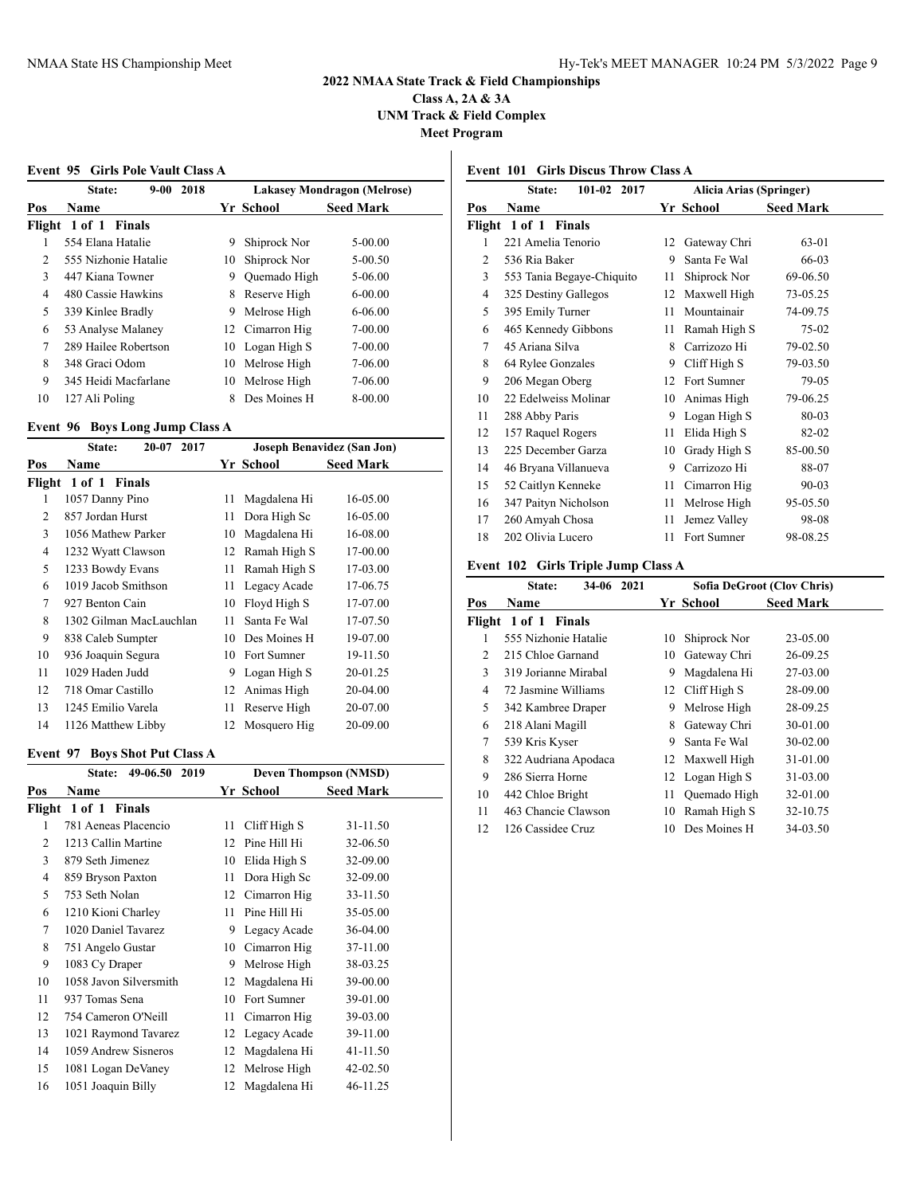# 2022 NMAA State Track & Field Championships

**Class A, 2A & 3A**

**UNM Track & Field Complex**

**Meet Program**

## Event 95 Girls Pole Vault Class A

State: 9-00 2018 — Lakasey Mondragon (Melrose)

| Pos | Name | Yr | School | Seed Mark |
|---|---|---|---|---|
| **Flight 1 of 1 Finals** | | | | |
| 1 | 554 Elana Hatalie | 9 | Shiprock Nor | 5-00.00 |
| 2 | 555 Nizhonie Hatalie | 10 | Shiprock Nor | 5-00.50 |
| 3 | 447 Kiana Towner | 9 | Quemado High | 5-06.00 |
| 4 | 480 Cassie Hawkins | 8 | Reserve High | 6-00.00 |
| 5 | 339 Kinlee Bradly | 9 | Melrose High | 6-06.00 |
| 6 | 53 Analyse Malaney | 12 | Cimarron Hig | 7-00.00 |
| 7 | 289 Hailee Robertson | 10 | Logan High S | 7-00.00 |
| 8 | 348 Graci Odom | 10 | Melrose High | 7-06.00 |
| 9 | 345 Heidi Macfarlane | 10 | Melrose High | 7-06.00 |
| 10 | 127 Ali Poling | 8 | Des Moines H | 8-00.00 |

## Event 96 Boys Long Jump Class A

State: 20-07 2017 — Joseph Benavidez (San Jon)

| Pos | Name | Yr | School | Seed Mark |
|---|---|---|---|---|
| **Flight 1 of 1 Finals** | | | | |
| 1 | 1057 Danny Pino | 11 | Magdalena Hi | 16-05.00 |
| 2 | 857 Jordan Hurst | 11 | Dora High Sc | 16-05.00 |
| 3 | 1056 Mathew Parker | 10 | Magdalena Hi | 16-08.00 |
| 4 | 1232 Wyatt Clawson | 12 | Ramah High S | 17-00.00 |
| 5 | 1233 Bowdy Evans | 11 | Ramah High S | 17-03.00 |
| 6 | 1019 Jacob Smithson | 11 | Legacy Acade | 17-06.75 |
| 7 | 927 Benton Cain | 10 | Floyd High S | 17-07.00 |
| 8 | 1302 Gilman MacLauchlan | 11 | Santa Fe Wal | 17-07.50 |
| 9 | 838 Caleb Sumpter | 10 | Des Moines H | 19-07.00 |
| 10 | 936 Joaquin Segura | 10 | Fort Sumner | 19-11.50 |
| 11 | 1029 Haden Judd | 9 | Logan High S | 20-01.25 |
| 12 | 718 Omar Castillo | 12 | Animas High | 20-04.00 |
| 13 | 1245 Emilio Varela | 11 | Reserve High | 20-07.00 |
| 14 | 1126 Matthew Libby | 12 | Mosquero Hig | 20-09.00 |

## Event 97 Boys Shot Put Class A

State: 49-06.50 2019 — Deven Thompson (NMSD)

| Pos | Name | Yr | School | Seed Mark |
|---|---|---|---|---|
| **Flight 1 of 1 Finals** | | | | |
| 1 | 781 Aeneas Placencio | 11 | Cliff High S | 31-11.50 |
| 2 | 1213 Callin Martine | 12 | Pine Hill Hi | 32-06.50 |
| 3 | 879 Seth Jimenez | 10 | Elida High S | 32-09.00 |
| 4 | 859 Bryson Paxton | 11 | Dora High Sc | 32-09.00 |
| 5 | 753 Seth Nolan | 12 | Cimarron Hig | 33-11.50 |
| 6 | 1210 Kioni Charley | 11 | Pine Hill Hi | 35-05.00 |
| 7 | 1020 Daniel Tavarez | 9 | Legacy Acade | 36-04.00 |
| 8 | 751 Angelo Gustar | 10 | Cimarron Hig | 37-11.00 |
| 9 | 1083 Cy Draper | 9 | Melrose High | 38-03.25 |
| 10 | 1058 Javon Silversmith | 12 | Magdalena Hi | 39-00.00 |
| 11 | 937 Tomas Sena | 10 | Fort Sumner | 39-01.00 |
| 12 | 754 Cameron O'Neill | 11 | Cimarron Hig | 39-03.00 |
| 13 | 1021 Raymond Tavarez | 12 | Legacy Acade | 39-11.00 |
| 14 | 1059 Andrew Sisneros | 12 | Magdalena Hi | 41-11.50 |
| 15 | 1081 Logan DeVaney | 12 | Melrose High | 42-02.50 |
| 16 | 1051 Joaquin Billy | 12 | Magdalena Hi | 46-11.25 |

## Event 101 Girls Discus Throw Class A

State: 101-02 2017 — Alicia Arias (Springer)

| Pos | Name | Yr | School | Seed Mark |
|---|---|---|---|---|
| **Flight 1 of 1 Finals** | | | | |
| 1 | 221 Amelia Tenorio | 12 | Gateway Chri | 63-01 |
| 2 | 536 Ria Baker | 9 | Santa Fe Wal | 66-03 |
| 3 | 553 Tania Begaye-Chiquito | 11 | Shiprock Nor | 69-06.50 |
| 4 | 325 Destiny Gallegos | 12 | Maxwell High | 73-05.25 |
| 5 | 395 Emily Turner | 11 | Mountainair | 74-09.75 |
| 6 | 465 Kennedy Gibbons | 11 | Ramah High S | 75-02 |
| 7 | 45 Ariana Silva | 8 | Carrizozo Hi | 79-02.50 |
| 8 | 64 Rylee Gonzales | 9 | Cliff High S | 79-03.50 |
| 9 | 206 Megan Oberg | 12 | Fort Sumner | 79-05 |
| 10 | 22 Edelweiss Molinar | 10 | Animas High | 79-06.25 |
| 11 | 288 Abby Paris | 9 | Logan High S | 80-03 |
| 12 | 157 Raquel Rogers | 11 | Elida High S | 82-02 |
| 13 | 225 December Garza | 10 | Grady High S | 85-00.50 |
| 14 | 46 Bryana Villanueva | 9 | Carrizozo Hi | 88-07 |
| 15 | 52 Caitlyn Kenneke | 11 | Cimarron Hig | 90-03 |
| 16 | 347 Paityn Nicholson | 11 | Melrose High | 95-05.50 |
| 17 | 260 Amyah Chosa | 11 | Jemez Valley | 98-08 |
| 18 | 202 Olivia Lucero | 11 | Fort Sumner | 98-08.25 |

## Event 102 Girls Triple Jump Class A

State: 34-06 2021 — Sofia DeGroot (Clov Chris)

| Pos | Name | Yr | School | Seed Mark |
|---|---|---|---|---|
| **Flight 1 of 1 Finals** | | | | |
| 1 | 555 Nizhonie Hatalie | 10 | Shiprock Nor | 23-05.00 |
| 2 | 215 Chloe Garnand | 10 | Gateway Chri | 26-09.25 |
| 3 | 319 Jorianne Mirabal | 9 | Magdalena Hi | 27-03.00 |
| 4 | 72 Jasmine Williams | 12 | Cliff High S | 28-09.00 |
| 5 | 342 Kambree Draper | 9 | Melrose High | 28-09.25 |
| 6 | 218 Alani Magill | 8 | Gateway Chri | 30-01.00 |
| 7 | 539 Kris Kyser | 9 | Santa Fe Wal | 30-02.00 |
| 8 | 322 Audriana Apodaca | 12 | Maxwell High | 31-01.00 |
| 9 | 286 Sierra Horne | 12 | Logan High S | 31-03.00 |
| 10 | 442 Chloe Bright | 11 | Quemado High | 32-01.00 |
| 11 | 463 Chancie Clawson | 10 | Ramah High S | 32-10.75 |
| 12 | 126 Cassidee Cruz | 10 | Des Moines H | 34-03.50 |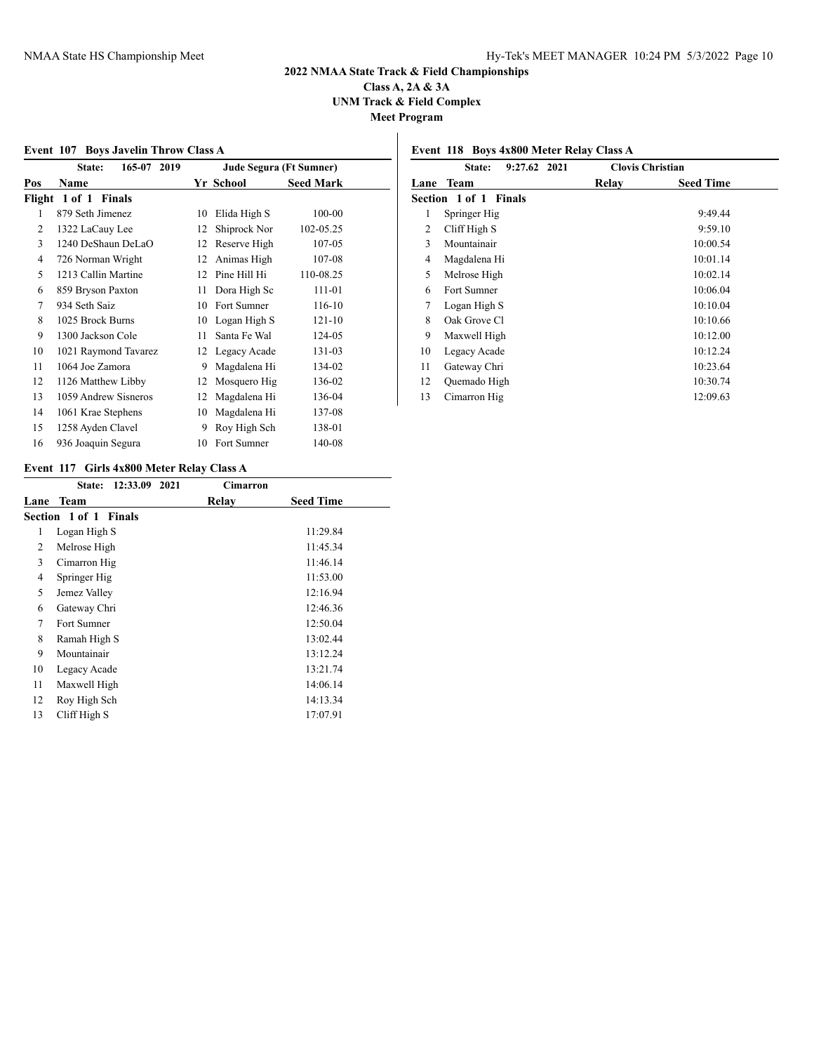# 2022 NMAA State Track & Field Championships

**Class A, 2A & 3A**

**UNM Track & Field Complex**

**Meet Program**

### Event 107 Boys Javelin Throw Class A

| State: 165-07 2019 | | Jude Segura (Ft Sumner) | | |
|---|---|---|---|---|
| **Pos** | **Name** | **Yr** | **School** | **Seed Mark** |
| **Flight 1 of 1 Finals** | | | | |
| 1 | 879 Seth Jimenez | 10 | Elida High S | 100-00 |
| 2 | 1322 LaCauy Lee | 12 | Shiprock Nor | 102-05.25 |
| 3 | 1240 DeShaun DeLaO | 12 | Reserve High | 107-05 |
| 4 | 726 Norman Wright | 12 | Animas High | 107-08 |
| 5 | 1213 Callin Martine | 12 | Pine Hill Hi | 110-08.25 |
| 6 | 859 Bryson Paxton | 11 | Dora High Sc | 111-01 |
| 7 | 934 Seth Saiz | 10 | Fort Sumner | 116-10 |
| 8 | 1025 Brock Burns | 10 | Logan High S | 121-10 |
| 9 | 1300 Jackson Cole | 11 | Santa Fe Wal | 124-05 |
| 10 | 1021 Raymond Tavarez | 12 | Legacy Acade | 131-03 |
| 11 | 1064 Joe Zamora | 9 | Magdalena Hi | 134-02 |
| 12 | 1126 Matthew Libby | 12 | Mosquero Hig | 136-02 |
| 13 | 1059 Andrew Sisneros | 12 | Magdalena Hi | 136-04 |
| 14 | 1061 Krae Stephens | 10 | Magdalena Hi | 137-08 |
| 15 | 1258 Ayden Clavel | 9 | Roy High Sch | 138-01 |
| 16 | 936 Joaquin Segura | 10 | Fort Sumner | 140-08 |

### Event 117 Girls 4x800 Meter Relay Class A

| State: 12:33.09 2021 | Cimarron | | |
|---|---|---|---|
| **Lane** | **Team** | **Relay** | **Seed Time** |
| **Section 1 of 1 Finals** | | | |
| 1 | Logan High S | | 11:29.84 |
| 2 | Melrose High | | 11:45.34 |
| 3 | Cimarron Hig | | 11:46.14 |
| 4 | Springer Hig | | 11:53.00 |
| 5 | Jemez Valley | | 12:16.94 |
| 6 | Gateway Chri | | 12:46.36 |
| 7 | Fort Sumner | | 12:50.04 |
| 8 | Ramah High S | | 13:02.44 |
| 9 | Mountainair | | 13:12.24 |
| 10 | Legacy Acade | | 13:21.74 |
| 11 | Maxwell High | | 14:06.14 |
| 12 | Roy High Sch | | 14:13.34 |
| 13 | Cliff High S | | 17:07.91 |

### Event 118 Boys 4x800 Meter Relay Class A

| State: 9:27.62 2021 | Clovis Christian | | |
|---|---|---|---|
| **Lane** | **Team** | **Relay** | **Seed Time** |
| **Section 1 of 1 Finals** | | | |
| 1 | Springer Hig | | 9:49.44 |
| 2 | Cliff High S | | 9:59.10 |
| 3 | Mountainair | | 10:00.54 |
| 4 | Magdalena Hi | | 10:01.14 |
| 5 | Melrose High | | 10:02.14 |
| 6 | Fort Sumner | | 10:06.04 |
| 7 | Logan High S | | 10:10.04 |
| 8 | Oak Grove Cl | | 10:10.66 |
| 9 | Maxwell High | | 10:12.00 |
| 10 | Legacy Acade | | 10:12.24 |
| 11 | Gateway Chri | | 10:23.64 |
| 12 | Quemado High | | 10:30.74 |
| 13 | Cimarron Hig | | 12:09.63 |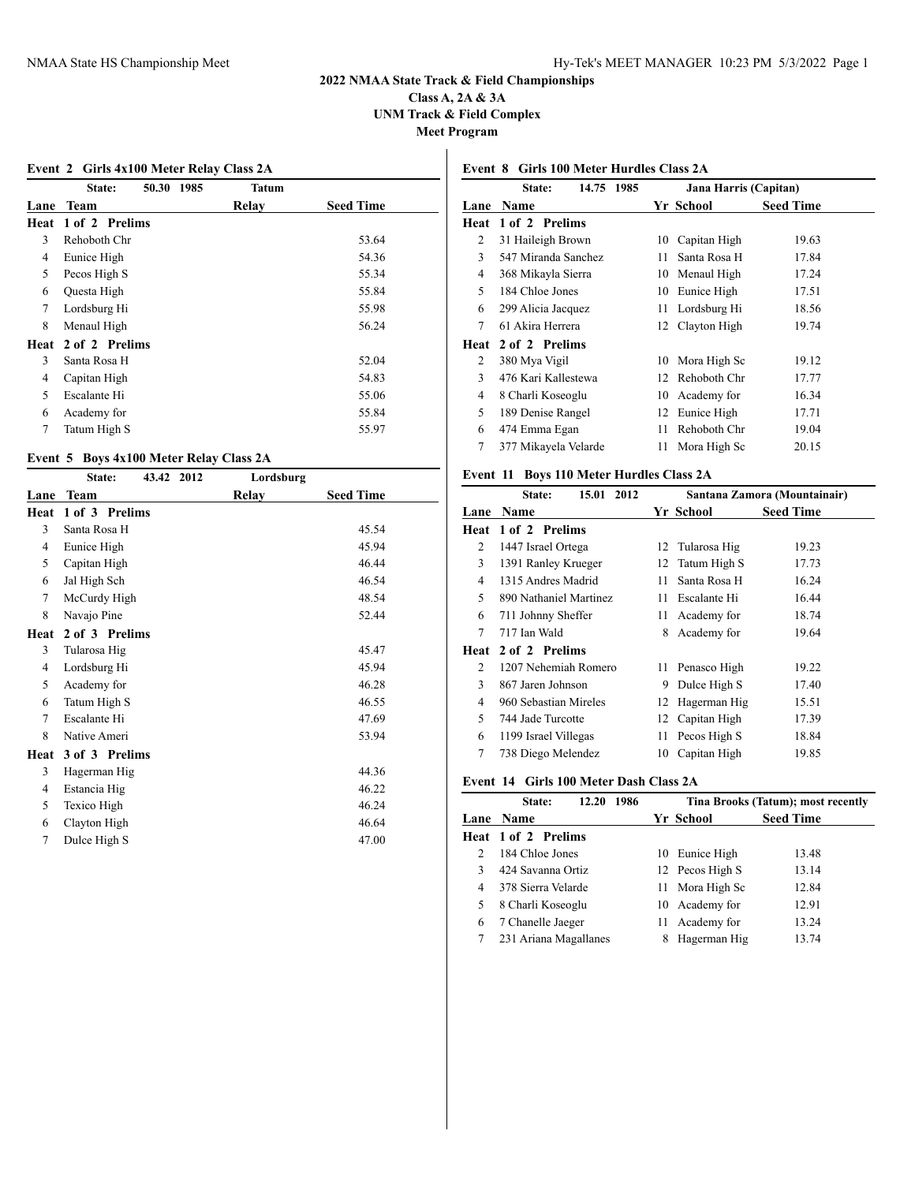# 2022 NMAA State Track & Field Championships

**Class A, 2A & 3A**

**UNM Track & Field Complex**

**Meet Program**

### Event 2 Girls 4x100 Meter Relay Class 2A

State: 50.30 1985 Tatum Relay

| Lane | Team | Relay | Seed Time |
|---|---|---|---|
| **Heat 1 of 2 Prelims** | | | |
| 3 | Rehoboth Chr | | 53.64 |
| 4 | Eunice High | | 54.36 |
| 5 | Pecos High S | | 55.34 |
| 6 | Questa High | | 55.84 |
| 7 | Lordsburg Hi | | 55.98 |
| 8 | Menaul High | | 56.24 |
| **Heat 2 of 2 Prelims** | | | |
| 3 | Santa Rosa H | | 52.04 |
| 4 | Capitan High | | 54.83 |
| 5 | Escalante Hi | | 55.06 |
| 6 | Academy for | | 55.84 |
| 7 | Tatum High S | | 55.97 |

### Event 5 Boys 4x100 Meter Relay Class 2A

State: 43.42 2012 Lordsburg Relay

| Lane | Team | Relay | Seed Time |
|---|---|---|---|
| **Heat 1 of 3 Prelims** | | | |
| 3 | Santa Rosa H | | 45.54 |
| 4 | Eunice High | | 45.94 |
| 5 | Capitan High | | 46.44 |
| 6 | Jal High Sch | | 46.54 |
| 7 | McCurdy High | | 48.54 |
| 8 | Navajo Pine | | 52.44 |
| **Heat 2 of 3 Prelims** | | | |
| 3 | Tularosa Hig | | 45.47 |
| 4 | Lordsburg Hi | | 45.94 |
| 5 | Academy for | | 46.28 |
| 6 | Tatum High S | | 46.55 |
| 7 | Escalante Hi | | 47.69 |
| 8 | Native Ameri | | 53.94 |
| **Heat 3 of 3 Prelims** | | | |
| 3 | Hagerman Hig | | 44.36 |
| 4 | Estancia Hig | | 46.22 |
| 5 | Texico High | | 46.24 |
| 6 | Clayton High | | 46.64 |
| 7 | Dulce High S | | 47.00 |

### Event 8 Girls 100 Meter Hurdles Class 2A

State: 14.75 1985 Jana Harris (Capitan)

| Lane | Name | Yr | School | Seed Time |
|---|---|---|---|---|
| **Heat 1 of 2 Prelims** | | | | |
| 2 | 31 Haileigh Brown | 10 | Capitan High | 19.63 |
| 3 | 547 Miranda Sanchez | 11 | Santa Rosa H | 17.84 |
| 4 | 368 Mikayla Sierra | 10 | Menaul High | 17.24 |
| 5 | 184 Chloe Jones | 10 | Eunice High | 17.51 |
| 6 | 299 Alicia Jacquez | 11 | Lordsburg Hi | 18.56 |
| 7 | 61 Akira Herrera | 12 | Clayton High | 19.74 |
| **Heat 2 of 2 Prelims** | | | | |
| 2 | 380 Mya Vigil | 10 | Mora High Sc | 19.12 |
| 3 | 476 Kari Kallestewa | 12 | Rehoboth Chr | 17.77 |
| 4 | 8 Charli Koseoglu | 10 | Academy for | 16.34 |
| 5 | 189 Denise Rangel | 12 | Eunice High | 17.71 |
| 6 | 474 Emma Egan | 11 | Rehoboth Chr | 19.04 |
| 7 | 377 Mikayela Velarde | 11 | Mora High Sc | 20.15 |

### Event 11 Boys 110 Meter Hurdles Class 2A

State: 15.01 2012 Santana Zamora (Mountainair)

| Lane | Name | Yr | School | Seed Time |
|---|---|---|---|---|
| **Heat 1 of 2 Prelims** | | | | |
| 2 | 1447 Israel Ortega | 12 | Tularosa Hig | 19.23 |
| 3 | 1391 Ranley Krueger | 12 | Tatum High S | 17.73 |
| 4 | 1315 Andres Madrid | 11 | Santa Rosa H | 16.24 |
| 5 | 890 Nathaniel Martinez | 11 | Escalante Hi | 16.44 |
| 6 | 711 Johnny Sheffer | 11 | Academy for | 18.74 |
| 7 | 717 Ian Wald | 8 | Academy for | 19.64 |
| **Heat 2 of 2 Prelims** | | | | |
| 2 | 1207 Nehemiah Romero | 11 | Penasco High | 19.22 |
| 3 | 867 Jaren Johnson | 9 | Dulce High S | 17.40 |
| 4 | 960 Sebastian Mireles | 12 | Hagerman Hig | 15.51 |
| 5 | 744 Jade Turcotte | 12 | Capitan High | 17.39 |
| 6 | 1199 Israel Villegas | 11 | Pecos High S | 18.84 |
| 7 | 738 Diego Melendez | 10 | Capitan High | 19.85 |

### Event 14 Girls 100 Meter Dash Class 2A

State: 12.20 1986 Tina Brooks (Tatum); most recently

| Lane | Name | Yr | School | Seed Time |
|---|---|---|---|---|
| **Heat 1 of 2 Prelims** | | | | |
| 2 | 184 Chloe Jones | 10 | Eunice High | 13.48 |
| 3 | 424 Savanna Ortiz | 12 | Pecos High S | 13.14 |
| 4 | 378 Sierra Velarde | 11 | Mora High Sc | 12.84 |
| 5 | 8 Charli Koseoglu | 10 | Academy for | 12.91 |
| 6 | 7 Chanelle Jaeger | 11 | Academy for | 13.24 |
| 7 | 231 Ariana Magallanes | 8 | Hagerman Hig | 13.74 |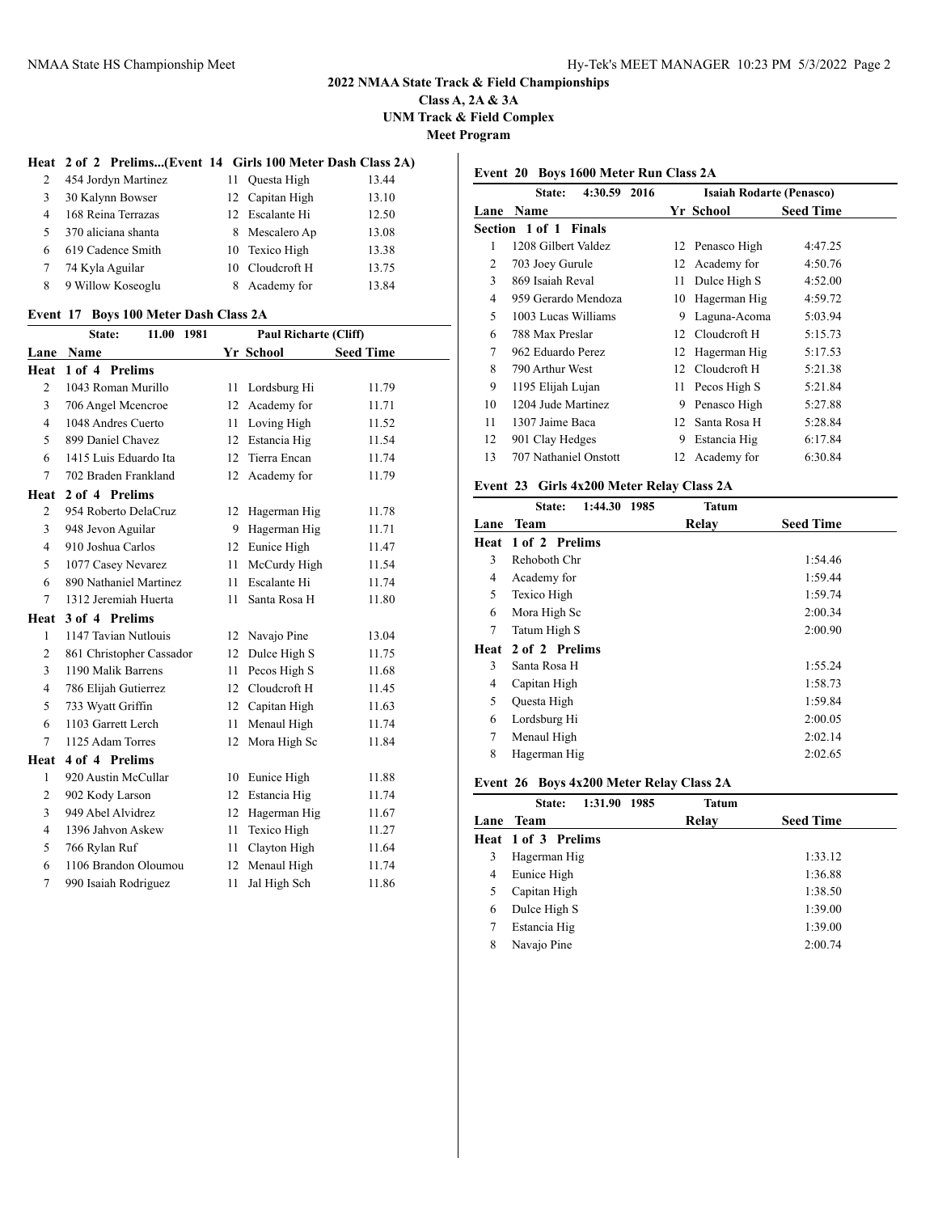## 2022 NMAA State Track & Field Championships
**Class A, 2A & 3A**
**UNM Track & Field Complex**
**Meet Program**

### Heat 2 of 2 Prelims...(Event 14 Girls 100 Meter Dash Class 2A)

| Lane | Name | Yr | School | Seed Time |
|---|---|---|---|---|
| 2 | 454 Jordyn Martinez | 11 | Questa High | 13.44 |
| 3 | 30 Kalynn Bowser | 12 | Capitan High | 13.10 |
| 4 | 168 Reina Terrazas | 12 | Escalante Hi | 12.50 |
| 5 | 370 aliciana shanta | 8 | Mescalero Ap | 13.08 |
| 6 | 619 Cadence Smith | 10 | Texico High | 13.38 |
| 7 | 74 Kyla Aguilar | 10 | Cloudcroft H | 13.75 |
| 8 | 9 Willow Koseoglu | 8 | Academy for | 13.84 |

### Event 17 Boys 100 Meter Dash Class 2A

State: 11.00 1981 — Paul Richarte (Cliff)

| Lane | Name | Yr | School | Seed Time |
|---|---|---|---|---|
| **Heat 1 of 4 Prelims** | | | | |
| 2 | 1043 Roman Murillo | 11 | Lordsburg Hi | 11.79 |
| 3 | 706 Angel Mcencroe | 12 | Academy for | 11.71 |
| 4 | 1048 Andres Cuerto | 11 | Loving High | 11.52 |
| 5 | 899 Daniel Chavez | 12 | Estancia Hig | 11.54 |
| 6 | 1415 Luis Eduardo Ita | 12 | Tierra Encan | 11.74 |
| 7 | 702 Braden Frankland | 12 | Academy for | 11.79 |
| **Heat 2 of 4 Prelims** | | | | |
| 2 | 954 Roberto DelaCruz | 12 | Hagerman Hig | 11.78 |
| 3 | 948 Jevon Aguilar | 9 | Hagerman Hig | 11.71 |
| 4 | 910 Joshua Carlos | 12 | Eunice High | 11.47 |
| 5 | 1077 Casey Nevarez | 11 | McCurdy High | 11.54 |
| 6 | 890 Nathaniel Martinez | 11 | Escalante Hi | 11.74 |
| 7 | 1312 Jeremiah Huerta | 11 | Santa Rosa H | 11.80 |
| **Heat 3 of 4 Prelims** | | | | |
| 1 | 1147 Tavian Nutlouis | 12 | Navajo Pine | 13.04 |
| 2 | 861 Christopher Cassador | 12 | Dulce High S | 11.75 |
| 3 | 1190 Malik Barrens | 11 | Pecos High S | 11.68 |
| 4 | 786 Elijah Gutierrez | 12 | Cloudcroft H | 11.45 |
| 5 | 733 Wyatt Griffin | 12 | Capitan High | 11.63 |
| 6 | 1103 Garrett Lerch | 11 | Menaul High | 11.74 |
| 7 | 1125 Adam Torres | 12 | Mora High Sc | 11.84 |
| **Heat 4 of 4 Prelims** | | | | |
| 1 | 920 Austin McCullar | 10 | Eunice High | 11.88 |
| 2 | 902 Kody Larson | 12 | Estancia Hig | 11.74 |
| 3 | 949 Abel Alvidrez | 12 | Hagerman Hig | 11.67 |
| 4 | 1396 Jahvon Askew | 11 | Texico High | 11.27 |
| 5 | 766 Rylan Ruf | 11 | Clayton High | 11.64 |
| 6 | 1106 Brandon Oloumou | 12 | Menaul High | 11.74 |
| 7 | 990 Isaiah Rodriguez | 11 | Jal High Sch | 11.86 |

### Event 20 Boys 1600 Meter Run Class 2A

State: 4:30.59 2016 — Isaiah Rodarte (Penasco)

| Lane | Name | Yr | School | Seed Time |
|---|---|---|---|---|
| **Section 1 of 1 Finals** | | | | |
| 1 | 1208 Gilbert Valdez | 12 | Penasco High | 4:47.25 |
| 2 | 703 Joey Gurule | 12 | Academy for | 4:50.76 |
| 3 | 869 Isaiah Reval | 11 | Dulce High S | 4:52.00 |
| 4 | 959 Gerardo Mendoza | 10 | Hagerman Hig | 4:59.72 |
| 5 | 1003 Lucas Williams | 9 | Laguna-Acoma | 5:03.94 |
| 6 | 788 Max Preslar | 12 | Cloudcroft H | 5:15.73 |
| 7 | 962 Eduardo Perez | 12 | Hagerman Hig | 5:17.53 |
| 8 | 790 Arthur West | 12 | Cloudcroft H | 5:21.38 |
| 9 | 1195 Elijah Lujan | 11 | Pecos High S | 5:21.84 |
| 10 | 1204 Jude Martinez | 9 | Penasco High | 5:27.88 |
| 11 | 1307 Jaime Baca | 12 | Santa Rosa H | 5:28.84 |
| 12 | 901 Clay Hedges | 9 | Estancia Hig | 6:17.84 |
| 13 | 707 Nathaniel Onstott | 12 | Academy for | 6:30.84 |

### Event 23 Girls 4x200 Meter Relay Class 2A

State: 1:44.30 1985 — Tatum

| Lane | Team | Relay | Seed Time |
|---|---|---|---|
| **Heat 1 of 2 Prelims** | | | |
| 3 | Rehoboth Chr | | 1:54.46 |
| 4 | Academy for | | 1:59.44 |
| 5 | Texico High | | 1:59.74 |
| 6 | Mora High Sc | | 2:00.34 |
| 7 | Tatum High S | | 2:00.90 |
| **Heat 2 of 2 Prelims** | | | |
| 3 | Santa Rosa H | | 1:55.24 |
| 4 | Capitan High | | 1:58.73 |
| 5 | Questa High | | 1:59.84 |
| 6 | Lordsburg Hi | | 2:00.05 |
| 7 | Menaul High | | 2:02.14 |
| 8 | Hagerman Hig | | 2:02.65 |

### Event 26 Boys 4x200 Meter Relay Class 2A

State: 1:31.90 1985 — Tatum

| Lane | Team | Relay | Seed Time |
|---|---|---|---|
| **Heat 1 of 3 Prelims** | | | |
| 3 | Hagerman Hig | | 1:33.12 |
| 4 | Eunice High | | 1:36.88 |
| 5 | Capitan High | | 1:38.50 |
| 6 | Dulce High S | | 1:39.00 |
| 7 | Estancia Hig | | 1:39.00 |
| 8 | Navajo Pine | | 2:00.74 |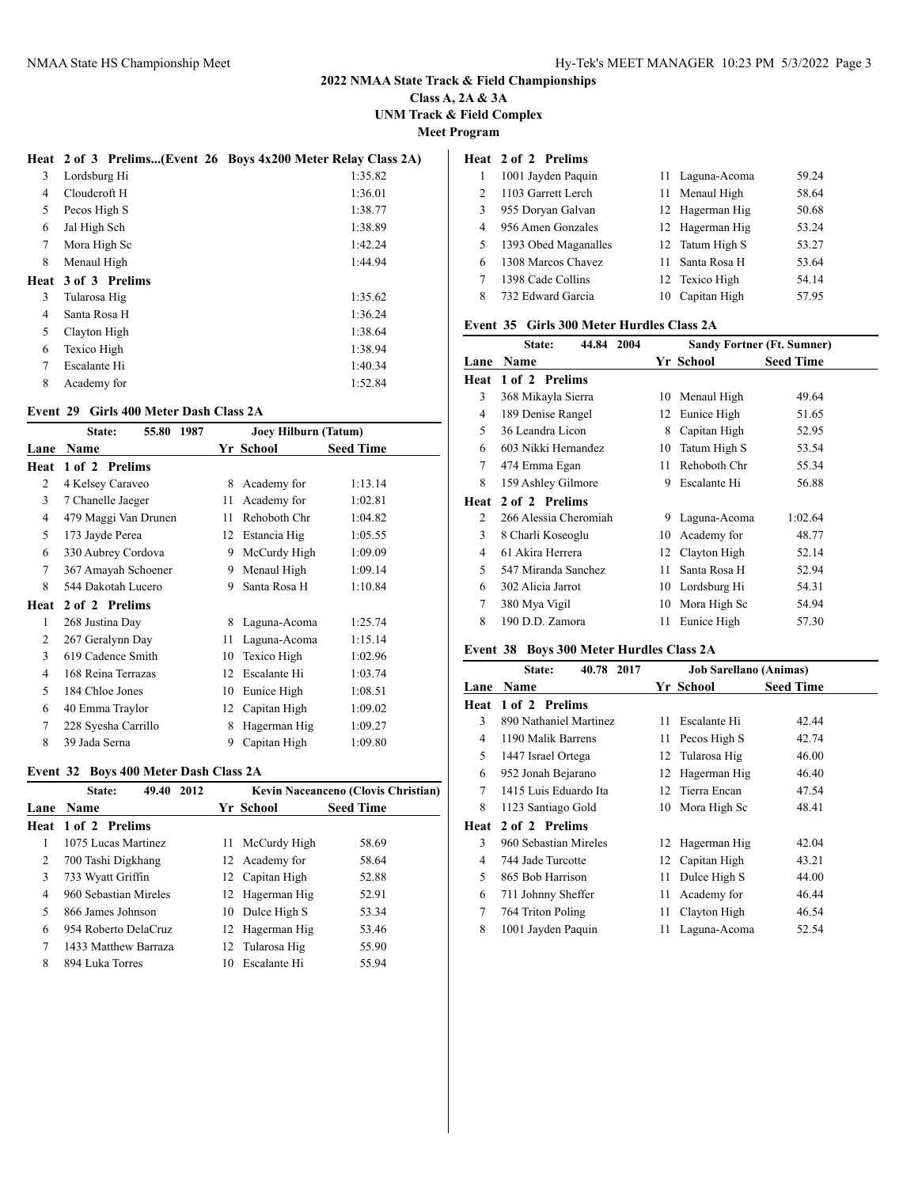## 2022 NMAA State Track & Field Championships
**Class A, 2A & 3A**
**UNM Track & Field Complex**
**Meet Program**

### Heat 2 of 3 Prelims...(Event 26 Boys 4x200 Meter Relay Class 2A)

| Lane | Team | Seed Time |
|---|---|---|
| 3 | Lordsburg Hi | 1:35.82 |
| 4 | Cloudcroft H | 1:36.01 |
| 5 | Pecos High S | 1:38.77 |
| 6 | Jal High Sch | 1:38.89 |
| 7 | Mora High Sc | 1:42.24 |
| 8 | Menaul High | 1:44.94 |
| **Heat 3 of 3 Prelims** | | |
| 3 | Tularosa Hig | 1:35.62 |
| 4 | Santa Rosa H | 1:36.24 |
| 5 | Clayton High | 1:38.64 |
| 6 | Texico High | 1:38.94 |
| 7 | Escalante Hi | 1:40.34 |
| 8 | Academy for | 1:52.84 |

### Event 29 Girls 400 Meter Dash Class 2A

State: 55.80 1987 — Joey Hilburn (Tatum)

| Lane | Name | Yr | School | Seed Time |
|---|---|---|---|---|
| **Heat 1 of 2 Prelims** | | | | |
| 2 | 4 Kelsey Caraveo | 8 | Academy for | 1:13.14 |
| 3 | 7 Chanelle Jaeger | 11 | Academy for | 1:02.81 |
| 4 | 479 Maggi Van Drunen | 11 | Rehoboth Chr | 1:04.82 |
| 5 | 173 Jayde Perea | 12 | Estancia Hig | 1:05.55 |
| 6 | 330 Aubrey Cordova | 9 | McCurdy High | 1:09.09 |
| 7 | 367 Amayah Schoener | 9 | Menaul High | 1:09.14 |
| 8 | 544 Dakotah Lucero | 9 | Santa Rosa H | 1:10.84 |
| **Heat 2 of 2 Prelims** | | | | |
| 1 | 268 Justina Day | 8 | Laguna-Acoma | 1:25.74 |
| 2 | 267 Geralynn Day | 11 | Laguna-Acoma | 1:15.14 |
| 3 | 619 Cadence Smith | 10 | Texico High | 1:02.96 |
| 4 | 168 Reina Terrazas | 12 | Escalante Hi | 1:03.74 |
| 5 | 184 Chloe Jones | 10 | Eunice High | 1:08.51 |
| 6 | 40 Emma Traylor | 12 | Capitan High | 1:09.02 |
| 7 | 228 Syesha Carrillo | 8 | Hagerman Hig | 1:09.27 |
| 8 | 39 Jada Serna | 9 | Capitan High | 1:09.80 |

### Event 32 Boys 400 Meter Dash Class 2A

State: 49.40 2012 — Kevin Naceanceno (Clovis Christian)

| Lane | Name | Yr | School | Seed Time |
|---|---|---|---|---|
| **Heat 1 of 2 Prelims** | | | | |
| 1 | 1075 Lucas Martinez | 11 | McCurdy High | 58.69 |
| 2 | 700 Tashi Digkhang | 12 | Academy for | 58.64 |
| 3 | 733 Wyatt Griffin | 12 | Capitan High | 52.88 |
| 4 | 960 Sebastian Mireles | 12 | Hagerman Hig | 52.91 |
| 5 | 866 James Johnson | 10 | Dulce High S | 53.34 |
| 6 | 954 Roberto DelaCruz | 12 | Hagerman Hig | 53.46 |
| 7 | 1433 Matthew Barraza | 12 | Tularosa Hig | 55.90 |
| 8 | 894 Luka Torres | 10 | Escalante Hi | 55.94 |
| **Heat 2 of 2 Prelims** | | | | |
| 1 | 1001 Jayden Paquin | 11 | Laguna-Acoma | 59.24 |
| 2 | 1103 Garrett Lerch | 11 | Menaul High | 58.64 |
| 3 | 955 Doryan Galvan | 12 | Hagerman Hig | 50.68 |
| 4 | 956 Amen Gonzales | 12 | Hagerman Hig | 53.24 |
| 5 | 1393 Obed Maganalles | 12 | Tatum High S | 53.27 |
| 6 | 1308 Marcos Chavez | 11 | Santa Rosa H | 53.64 |
| 7 | 1398 Cade Collins | 12 | Texico High | 54.14 |
| 8 | 732 Edward Garcia | 10 | Capitan High | 57.95 |

### Event 35 Girls 300 Meter Hurdles Class 2A

State: 44.84 2004 — Sandy Fortner (Ft. Sumner)

| Lane | Name | Yr | School | Seed Time |
|---|---|---|---|---|
| **Heat 1 of 2 Prelims** | | | | |
| 3 | 368 Mikayla Sierra | 10 | Menaul High | 49.64 |
| 4 | 189 Denise Rangel | 12 | Eunice High | 51.65 |
| 5 | 36 Leandra Licon | 8 | Capitan High | 52.95 |
| 6 | 603 Nikki Hernandez | 10 | Tatum High S | 53.54 |
| 7 | 474 Emma Egan | 11 | Rehoboth Chr | 55.34 |
| 8 | 159 Ashley Gilmore | 9 | Escalante Hi | 56.88 |
| **Heat 2 of 2 Prelims** | | | | |
| 2 | 266 Alessia Cheromiah | 9 | Laguna-Acoma | 1:02.64 |
| 3 | 8 Charli Koseoglu | 10 | Academy for | 48.77 |
| 4 | 61 Akira Herrera | 12 | Clayton High | 52.14 |
| 5 | 547 Miranda Sanchez | 11 | Santa Rosa H | 52.94 |
| 6 | 302 Alicia Jarrot | 10 | Lordsburg Hi | 54.31 |
| 7 | 380 Mya Vigil | 10 | Mora High Sc | 54.94 |
| 8 | 190 D.D. Zamora | 11 | Eunice High | 57.30 |

### Event 38 Boys 300 Meter Hurdles Class 2A

State: 40.78 2017 — Job Sarellano (Animas)

| Lane | Name | Yr | School | Seed Time |
|---|---|---|---|---|
| **Heat 1 of 2 Prelims** | | | | |
| 3 | 890 Nathaniel Martinez | 11 | Escalante Hi | 42.44 |
| 4 | 1190 Malik Barrens | 11 | Pecos High S | 42.74 |
| 5 | 1447 Israel Ortega | 12 | Tularosa Hig | 46.00 |
| 6 | 952 Jonah Bejarano | 12 | Hagerman Hig | 46.40 |
| 7 | 1415 Luis Eduardo Ita | 12 | Tierra Encan | 47.54 |
| 8 | 1123 Santiago Gold | 10 | Mora High Sc | 48.41 |
| **Heat 2 of 2 Prelims** | | | | |
| 3 | 960 Sebastian Mireles | 12 | Hagerman Hig | 42.04 |
| 4 | 744 Jade Turcotte | 12 | Capitan High | 43.21 |
| 5 | 865 Bob Harrison | 11 | Dulce High S | 44.00 |
| 6 | 711 Johnny Sheffer | 11 | Academy for | 46.44 |
| 7 | 764 Triton Poling | 11 | Clayton High | 46.54 |
| 8 | 1001 Jayden Paquin | 11 | Laguna-Acoma | 52.54 |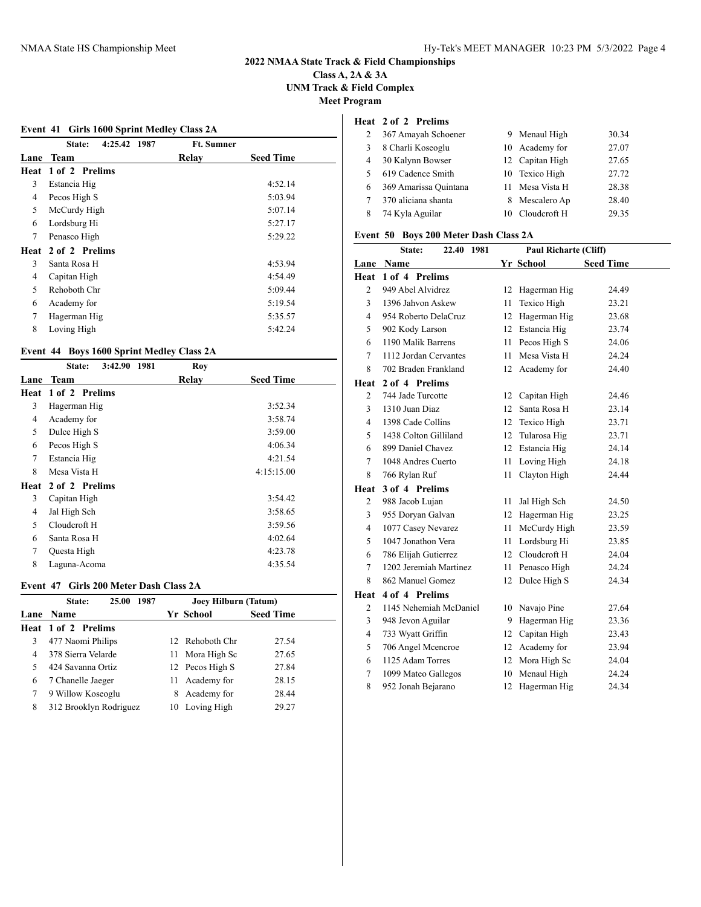## 2022 NMAA State Track & Field Championships

**Class A, 2A & 3A**

**UNM Track & Field Complex**

**Meet Program**

### Event 41 Girls 1600 Sprint Medley Class 2A

State: 4:25.42 1987 — Ft. Sumner

| Lane | Team | Relay | Seed Time |
|---|---|---|---|
| **Heat 1 of 2 Prelims** | | | |
| 3 | Estancia Hig | | 4:52.14 |
| 4 | Pecos High S | | 5:03.94 |
| 5 | McCurdy High | | 5:07.14 |
| 6 | Lordsburg Hi | | 5:27.17 |
| 7 | Penasco High | | 5:29.22 |
| **Heat 2 of 2 Prelims** | | | |
| 3 | Santa Rosa H | | 4:53.94 |
| 4 | Capitan High | | 4:54.49 |
| 5 | Rehoboth Chr | | 5:09.44 |
| 6 | Academy for | | 5:19.54 |
| 7 | Hagerman Hig | | 5:35.57 |
| 8 | Loving High | | 5:42.24 |

### Event 44 Boys 1600 Sprint Medley Class 2A

State: 3:42.90 1981 — Roy

| Lane | Team | Relay | Seed Time |
|---|---|---|---|
| **Heat 1 of 2 Prelims** | | | |
| 3 | Hagerman Hig | | 3:52.34 |
| 4 | Academy for | | 3:58.74 |
| 5 | Dulce High S | | 3:59.00 |
| 6 | Pecos High S | | 4:06.34 |
| 7 | Estancia Hig | | 4:21.54 |
| 8 | Mesa Vista H | | 4:15:15.00 |
| **Heat 2 of 2 Prelims** | | | |
| 3 | Capitan High | | 3:54.42 |
| 4 | Jal High Sch | | 3:58.65 |
| 5 | Cloudcroft H | | 3:59.56 |
| 6 | Santa Rosa H | | 4:02.64 |
| 7 | Questa High | | 4:23.78 |
| 8 | Laguna-Acoma | | 4:35.54 |

### Event 47 Girls 200 Meter Dash Class 2A

State: 25.00 1987 — Joey Hilburn (Tatum)

| Lane | Name | Yr | School | Seed Time |
|---|---|---|---|---|
| **Heat 1 of 2 Prelims** | | | | |
| 3 | 477 Naomi Philips | 12 | Rehoboth Chr | 27.54 |
| 4 | 378 Sierra Velarde | 11 | Mora High Sc | 27.65 |
| 5 | 424 Savanna Ortiz | 12 | Pecos High S | 27.84 |
| 6 | 7 Chanelle Jaeger | 11 | Academy for | 28.15 |
| 7 | 9 Willow Koseoglu | 8 | Academy for | 28.44 |
| 8 | 312 Brooklyn Rodriguez | 10 | Loving High | 29.27 |
| **Heat 2 of 2 Prelims** | | | | |
| 2 | 367 Amayah Schoener | 9 | Menaul High | 30.34 |
| 3 | 8 Charli Koseoglu | 10 | Academy for | 27.07 |
| 4 | 30 Kalynn Bowser | 12 | Capitan High | 27.65 |
| 5 | 619 Cadence Smith | 10 | Texico High | 27.72 |
| 6 | 369 Amarissa Quintana | 11 | Mesa Vista H | 28.38 |
| 7 | 370 aliciana shanta | 8 | Mescalero Ap | 28.40 |
| 8 | 74 Kyla Aguilar | 10 | Cloudcroft H | 29.35 |

### Event 50 Boys 200 Meter Dash Class 2A

State: 22.40 1981 — Paul Richarte (Cliff)

| Lane | Name | Yr | School | Seed Time |
|---|---|---|---|---|
| **Heat 1 of 4 Prelims** | | | | |
| 2 | 949 Abel Alvidrez | 12 | Hagerman Hig | 24.49 |
| 3 | 1396 Jahvon Askew | 11 | Texico High | 23.21 |
| 4 | 954 Roberto DelaCruz | 12 | Hagerman Hig | 23.68 |
| 5 | 902 Kody Larson | 12 | Estancia Hig | 23.74 |
| 6 | 1190 Malik Barrens | 11 | Pecos High S | 24.06 |
| 7 | 1112 Jordan Cervantes | 11 | Mesa Vista H | 24.24 |
| 8 | 702 Braden Frankland | 12 | Academy for | 24.40 |
| **Heat 2 of 4 Prelims** | | | | |
| 2 | 744 Jade Turcotte | 12 | Capitan High | 24.46 |
| 3 | 1310 Juan Diaz | 12 | Santa Rosa H | 23.14 |
| 4 | 1398 Cade Collins | 12 | Texico High | 23.71 |
| 5 | 1438 Colton Gilliland | 12 | Tularosa Hig | 23.71 |
| 6 | 899 Daniel Chavez | 12 | Estancia Hig | 24.14 |
| 7 | 1048 Andres Cuerto | 11 | Loving High | 24.18 |
| 8 | 766 Rylan Ruf | 11 | Clayton High | 24.44 |
| **Heat 3 of 4 Prelims** | | | | |
| 2 | 988 Jacob Lujan | 11 | Jal High Sch | 24.50 |
| 3 | 955 Doryan Galvan | 12 | Hagerman Hig | 23.25 |
| 4 | 1077 Casey Nevarez | 11 | McCurdy High | 23.59 |
| 5 | 1047 Jonathon Vera | 11 | Lordsburg Hi | 23.85 |
| 6 | 786 Elijah Gutierrez | 12 | Cloudcroft H | 24.04 |
| 7 | 1202 Jeremiah Martinez | 11 | Penasco High | 24.24 |
| 8 | 862 Manuel Gomez | 12 | Dulce High S | 24.34 |
| **Heat 4 of 4 Prelims** | | | | |
| 2 | 1145 Nehemiah McDaniel | 10 | Navajo Pine | 27.64 |
| 3 | 948 Jevon Aguilar | 9 | Hagerman Hig | 23.36 |
| 4 | 733 Wyatt Griffin | 12 | Capitan High | 23.43 |
| 5 | 706 Angel Mcencroe | 12 | Academy for | 23.94 |
| 6 | 1125 Adam Torres | 12 | Mora High Sc | 24.04 |
| 7 | 1099 Mateo Gallegos | 10 | Menaul High | 24.24 |
| 8 | 952 Jonah Bejarano | 12 | Hagerman Hig | 24.34 |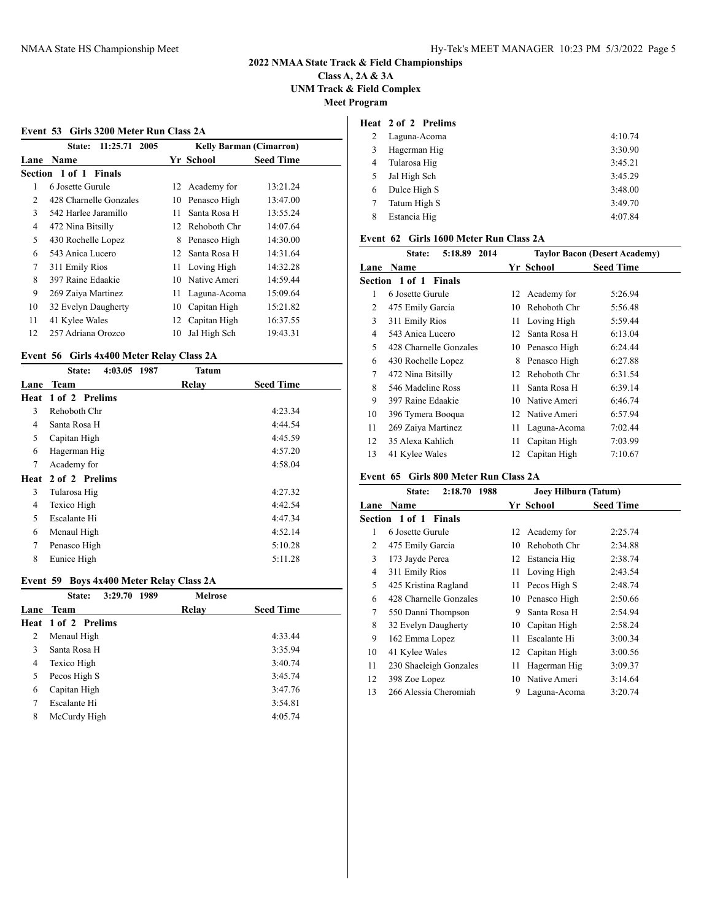# 2022 NMAA State Track & Field Championships

**Class A, 2A & 3A**
**UNM Track & Field Complex**
**Meet Program**

### Event 53 Girls 3200 Meter Run Class 2A

State: 11:25.71 2005 — Kelly Barman (Cimarron)

| Lane | Name | Yr | School | Seed Time |
|---|---|---|---|---|
| **Section 1 of 1 Finals** | | | | |
| 1 | 6 Josette Gurule | 12 | Academy for | 13:21.24 |
| 2 | 428 Charnelle Gonzales | 10 | Penasco High | 13:47.00 |
| 3 | 542 Harlee Jaramillo | 11 | Santa Rosa H | 13:55.24 |
| 4 | 472 Nina Bitsilly | 12 | Rehoboth Chr | 14:07.64 |
| 5 | 430 Rochelle Lopez | 8 | Penasco High | 14:30.00 |
| 6 | 543 Anica Lucero | 12 | Santa Rosa H | 14:31.64 |
| 7 | 311 Emily Rios | 11 | Loving High | 14:32.28 |
| 8 | 397 Raine Edaakie | 10 | Native Ameri | 14:59.44 |
| 9 | 269 Zaiya Martinez | 11 | Laguna-Acoma | 15:09.64 |
| 10 | 32 Evelyn Daugherty | 10 | Capitan High | 15:21.82 |
| 11 | 41 Kylee Wales | 12 | Capitan High | 16:37.55 |
| 12 | 257 Adriana Orozco | 10 | Jal High Sch | 19:43.31 |

### Event 56 Girls 4x400 Meter Relay Class 2A

State: 4:03.05 1987 — Tatum

| Lane | Team | Relay | Seed Time |
|---|---|---|---|
| **Heat 1 of 2 Prelims** | | | |
| 3 | Rehoboth Chr | | 4:23.34 |
| 4 | Santa Rosa H | | 4:44.54 |
| 5 | Capitan High | | 4:45.59 |
| 6 | Hagerman Hig | | 4:57.20 |
| 7 | Academy for | | 4:58.04 |
| **Heat 2 of 2 Prelims** | | | |
| 3 | Tularosa Hig | | 4:27.32 |
| 4 | Texico High | | 4:42.54 |
| 5 | Escalante Hi | | 4:47.34 |
| 6 | Menaul High | | 4:52.14 |
| 7 | Penasco High | | 5:10.28 |
| 8 | Eunice High | | 5:11.28 |

### Event 59 Boys 4x400 Meter Relay Class 2A

State: 3:29.70 1989 — Melrose

| Lane | Team | Relay | Seed Time |
|---|---|---|---|
| **Heat 1 of 2 Prelims** | | | |
| 2 | Menaul High | | 4:33.44 |
| 3 | Santa Rosa H | | 3:35.94 |
| 4 | Texico High | | 3:40.74 |
| 5 | Pecos High S | | 3:45.74 |
| 6 | Capitan High | | 3:47.76 |
| 7 | Escalante Hi | | 3:54.81 |
| 8 | McCurdy High | | 4:05.74 |
| **Heat 2 of 2 Prelims** | | | |
| 2 | Laguna-Acoma | | 4:10.74 |
| 3 | Hagerman Hig | | 3:30.90 |
| 4 | Tularosa Hig | | 3:45.21 |
| 5 | Jal High Sch | | 3:45.29 |
| 6 | Dulce High S | | 3:48.00 |
| 7 | Tatum High S | | 3:49.70 |
| 8 | Estancia Hig | | 4:07.84 |

### Event 62 Girls 1600 Meter Run Class 2A

State: 5:18.89 2014 — Taylor Bacon (Desert Academy)

| Lane | Name | Yr | School | Seed Time |
|---|---|---|---|---|
| **Section 1 of 1 Finals** | | | | |
| 1 | 6 Josette Gurule | 12 | Academy for | 5:26.94 |
| 2 | 475 Emily Garcia | 10 | Rehoboth Chr | 5:56.48 |
| 3 | 311 Emily Rios | 11 | Loving High | 5:59.44 |
| 4 | 543 Anica Lucero | 12 | Santa Rosa H | 6:13.04 |
| 5 | 428 Charnelle Gonzales | 10 | Penasco High | 6:24.44 |
| 6 | 430 Rochelle Lopez | 8 | Penasco High | 6:27.88 |
| 7 | 472 Nina Bitsilly | 12 | Rehoboth Chr | 6:31.54 |
| 8 | 546 Madeline Ross | 11 | Santa Rosa H | 6:39.14 |
| 9 | 397 Raine Edaakie | 10 | Native Ameri | 6:46.74 |
| 10 | 396 Tymera Booqua | 12 | Native Ameri | 6:57.94 |
| 11 | 269 Zaiya Martinez | 11 | Laguna-Acoma | 7:02.44 |
| 12 | 35 Alexa Kahlich | 11 | Capitan High | 7:03.99 |
| 13 | 41 Kylee Wales | 12 | Capitan High | 7:10.67 |

### Event 65 Girls 800 Meter Run Class 2A

State: 2:18.70 1988 — Joey Hilburn (Tatum)

| Lane | Name | Yr | School | Seed Time |
|---|---|---|---|---|
| **Section 1 of 1 Finals** | | | | |
| 1 | 6 Josette Gurule | 12 | Academy for | 2:25.74 |
| 2 | 475 Emily Garcia | 10 | Rehoboth Chr | 2:34.88 |
| 3 | 173 Jayde Perea | 12 | Estancia Hig | 2:38.74 |
| 4 | 311 Emily Rios | 11 | Loving High | 2:43.54 |
| 5 | 425 Kristina Ragland | 11 | Pecos High S | 2:48.74 |
| 6 | 428 Charnelle Gonzales | 10 | Penasco High | 2:50.66 |
| 7 | 550 Danni Thompson | 9 | Santa Rosa H | 2:54.94 |
| 8 | 32 Evelyn Daugherty | 10 | Capitan High | 2:58.24 |
| 9 | 162 Emma Lopez | 11 | Escalante Hi | 3:00.34 |
| 10 | 41 Kylee Wales | 12 | Capitan High | 3:00.56 |
| 11 | 230 Shaeleigh Gonzales | 11 | Hagerman Hig | 3:09.37 |
| 12 | 398 Zoe Lopez | 10 | Native Ameri | 3:14.64 |
| 13 | 266 Alessia Cheromiah | 9 | Laguna-Acoma | 3:20.74 |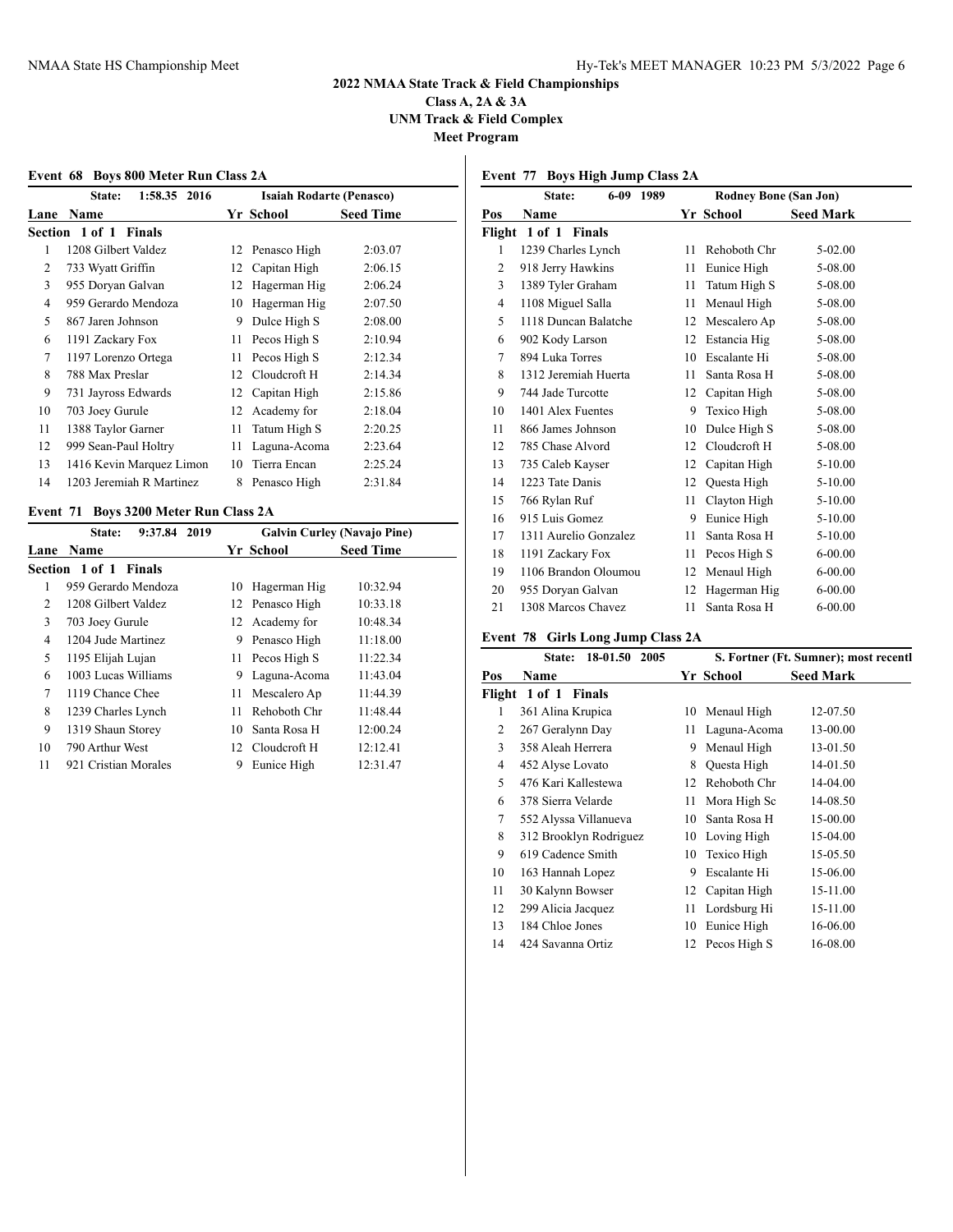## 2022 NMAA State Track & Field Championships
### Class A, 2A & 3A
### UNM Track & Field Complex
### Meet Program

**Event 68 Boys 800 Meter Run Class 2A**

State: 1:58.35 2016 — Isaiah Rodarte (Penasco)

| Lane | Name | Yr | School | Seed Time |
|---|---|---|---|---|
| **Section 1 of 1 Finals** | | | | |
| 1 | 1208 Gilbert Valdez | 12 | Penasco High | 2:03.07 |
| 2 | 733 Wyatt Griffin | 12 | Capitan High | 2:06.15 |
| 3 | 955 Doryan Galvan | 12 | Hagerman Hig | 2:06.24 |
| 4 | 959 Gerardo Mendoza | 10 | Hagerman Hig | 2:07.50 |
| 5 | 867 Jaren Johnson | 9 | Dulce High S | 2:08.00 |
| 6 | 1191 Zackary Fox | 11 | Pecos High S | 2:10.94 |
| 7 | 1197 Lorenzo Ortega | 11 | Pecos High S | 2:12.34 |
| 8 | 788 Max Preslar | 12 | Cloudcroft H | 2:14.34 |
| 9 | 731 Jayross Edwards | 12 | Capitan High | 2:15.86 |
| 10 | 703 Joey Gurule | 12 | Academy for | 2:18.04 |
| 11 | 1388 Taylor Garner | 11 | Tatum High S | 2:20.25 |
| 12 | 999 Sean-Paul Holtry | 11 | Laguna-Acoma | 2:23.64 |
| 13 | 1416 Kevin Marquez Limon | 10 | Tierra Encan | 2:25.24 |
| 14 | 1203 Jeremiah R Martinez | 8 | Penasco High | 2:31.84 |

**Event 71 Boys 3200 Meter Run Class 2A**

State: 9:37.84 2019 — Galvin Curley (Navajo Pine)

| Lane | Name | Yr | School | Seed Time |
|---|---|---|---|---|
| **Section 1 of 1 Finals** | | | | |
| 1 | 959 Gerardo Mendoza | 10 | Hagerman Hig | 10:32.94 |
| 2 | 1208 Gilbert Valdez | 12 | Penasco High | 10:33.18 |
| 3 | 703 Joey Gurule | 12 | Academy for | 10:48.34 |
| 4 | 1204 Jude Martinez | 9 | Penasco High | 11:18.00 |
| 5 | 1195 Elijah Lujan | 11 | Pecos High S | 11:22.34 |
| 6 | 1003 Lucas Williams | 9 | Laguna-Acoma | 11:43.04 |
| 7 | 1119 Chance Chee | 11 | Mescalero Ap | 11:44.39 |
| 8 | 1239 Charles Lynch | 11 | Rehoboth Chr | 11:48.44 |
| 9 | 1319 Shaun Storey | 10 | Santa Rosa H | 12:00.24 |
| 10 | 790 Arthur West | 12 | Cloudcroft H | 12:12.41 |
| 11 | 921 Cristian Morales | 9 | Eunice High | 12:31.47 |

**Event 77 Boys High Jump Class 2A**

State: 6-09 1989 — Rodney Bone (San Jon)

| Pos | Name | Yr | School | Seed Mark |
|---|---|---|---|---|
| **Flight 1 of 1 Finals** | | | | |
| 1 | 1239 Charles Lynch | 11 | Rehoboth Chr | 5-02.00 |
| 2 | 918 Jerry Hawkins | 11 | Eunice High | 5-08.00 |
| 3 | 1389 Tyler Graham | 11 | Tatum High S | 5-08.00 |
| 4 | 1108 Miguel Salla | 11 | Menaul High | 5-08.00 |
| 5 | 1118 Duncan Balatche | 12 | Mescalero Ap | 5-08.00 |
| 6 | 902 Kody Larson | 12 | Estancia Hig | 5-08.00 |
| 7 | 894 Luka Torres | 10 | Escalante Hi | 5-08.00 |
| 8 | 1312 Jeremiah Huerta | 11 | Santa Rosa H | 5-08.00 |
| 9 | 744 Jade Turcotte | 12 | Capitan High | 5-08.00 |
| 10 | 1401 Alex Fuentes | 9 | Texico High | 5-08.00 |
| 11 | 866 James Johnson | 10 | Dulce High S | 5-08.00 |
| 12 | 785 Chase Alvord | 12 | Cloudcroft H | 5-08.00 |
| 13 | 735 Caleb Kayser | 12 | Capitan High | 5-10.00 |
| 14 | 1223 Tate Danis | 12 | Questa High | 5-10.00 |
| 15 | 766 Rylan Ruf | 11 | Clayton High | 5-10.00 |
| 16 | 915 Luis Gomez | 9 | Eunice High | 5-10.00 |
| 17 | 1311 Aurelio Gonzalez | 11 | Santa Rosa H | 5-10.00 |
| 18 | 1191 Zackary Fox | 11 | Pecos High S | 6-00.00 |
| 19 | 1106 Brandon Oloumou | 12 | Menaul High | 6-00.00 |
| 20 | 955 Doryan Galvan | 12 | Hagerman Hig | 6-00.00 |
| 21 | 1308 Marcos Chavez | 11 | Santa Rosa H | 6-00.00 |

**Event 78 Girls Long Jump Class 2A**

State: 18-01.50 2005 — S. Fortner (Ft. Sumner); most recentl

| Pos | Name | Yr | School | Seed Mark |
|---|---|---|---|---|
| **Flight 1 of 1 Finals** | | | | |
| 1 | 361 Alina Krupica | 10 | Menaul High | 12-07.50 |
| 2 | 267 Geralynn Day | 11 | Laguna-Acoma | 13-00.00 |
| 3 | 358 Aleah Herrera | 9 | Menaul High | 13-01.50 |
| 4 | 452 Alyse Lovato | 8 | Questa High | 14-01.50 |
| 5 | 476 Kari Kallestewa | 12 | Rehoboth Chr | 14-04.00 |
| 6 | 378 Sierra Velarde | 11 | Mora High Sc | 14-08.50 |
| 7 | 552 Alyssa Villanueva | 10 | Santa Rosa H | 15-00.00 |
| 8 | 312 Brooklyn Rodriguez | 10 | Loving High | 15-04.00 |
| 9 | 619 Cadence Smith | 10 | Texico High | 15-05.50 |
| 10 | 163 Hannah Lopez | 9 | Escalante Hi | 15-06.00 |
| 11 | 30 Kalynn Bowser | 12 | Capitan High | 15-11.00 |
| 12 | 299 Alicia Jacquez | 11 | Lordsburg Hi | 15-11.00 |
| 13 | 184 Chloe Jones | 10 | Eunice High | 16-06.00 |
| 14 | 424 Savanna Ortiz | 12 | Pecos High S | 16-08.00 |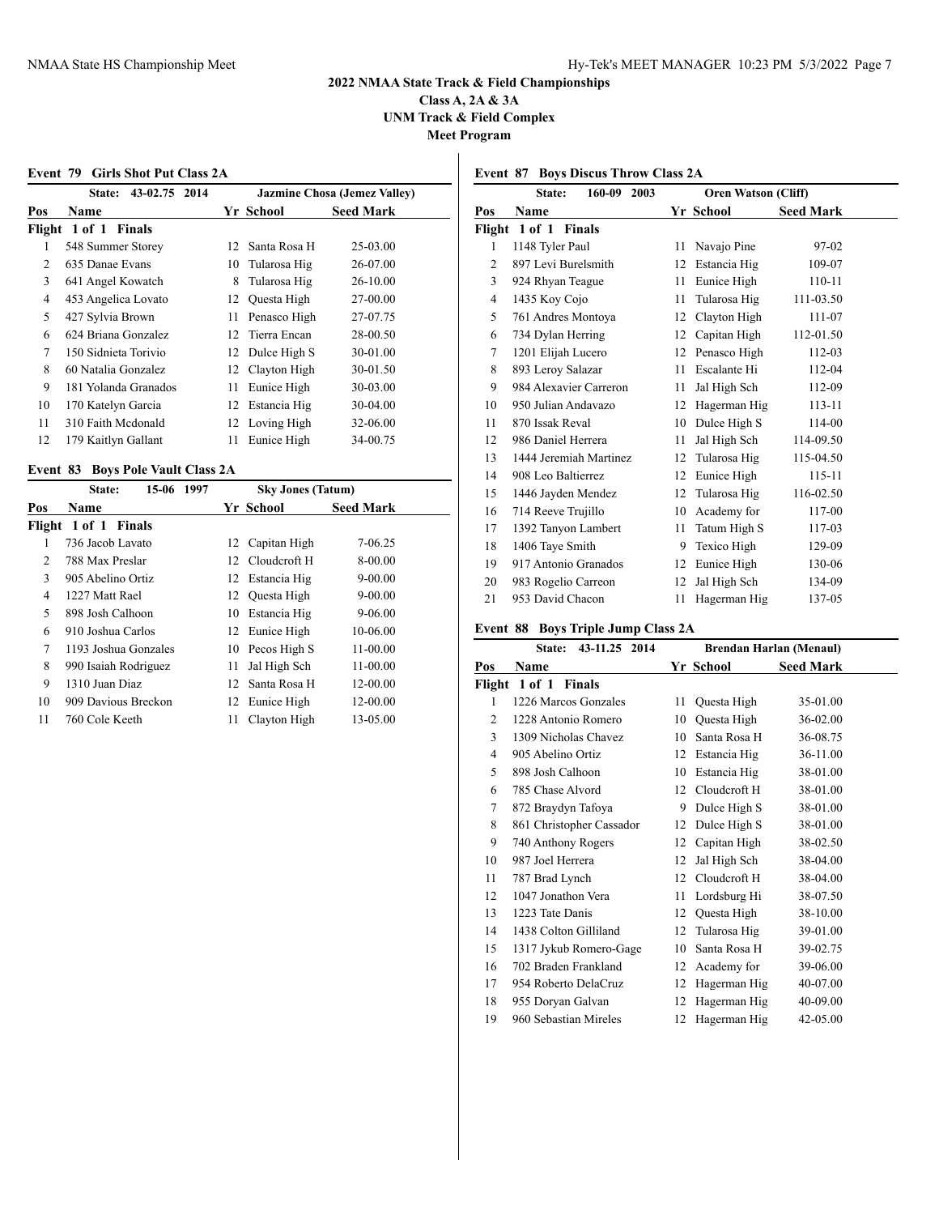## 2022 NMAA State Track & Field Championships
### Class A, 2A & 3A
### UNM Track & Field Complex
### Meet Program

#### Event 79 Girls Shot Put Class 2A

State: 43-02.75 2014 Jazmine Chosa (Jemez Valley)

| Pos | Name | Yr | School | Seed Mark |
|---|---|---|---|---|
| **Flight 1 of 1 Finals** | | | | |
| 1 | 548 Summer Storey | 12 | Santa Rosa H | 25-03.00 |
| 2 | 635 Danae Evans | 10 | Tularosa Hig | 26-07.00 |
| 3 | 641 Angel Kowatch | 8 | Tularosa Hig | 26-10.00 |
| 4 | 453 Angelica Lovato | 12 | Questa High | 27-00.00 |
| 5 | 427 Sylvia Brown | 11 | Penasco High | 27-07.75 |
| 6 | 624 Briana Gonzalez | 12 | Tierra Encan | 28-00.50 |
| 7 | 150 Sidnieta Torivio | 12 | Dulce High S | 30-01.00 |
| 8 | 60 Natalia Gonzalez | 12 | Clayton High | 30-01.50 |
| 9 | 181 Yolanda Granados | 11 | Eunice High | 30-03.00 |
| 10 | 170 Katelyn Garcia | 12 | Estancia Hig | 30-04.00 |
| 11 | 310 Faith Mcdonald | 12 | Loving High | 32-06.00 |
| 12 | 179 Kaitlyn Gallant | 11 | Eunice High | 34-00.75 |

#### Event 83 Boys Pole Vault Class 2A

State: 15-06 1997 Sky Jones (Tatum)

| Pos | Name | Yr | School | Seed Mark |
|---|---|---|---|---|
| **Flight 1 of 1 Finals** | | | | |
| 1 | 736 Jacob Lavato | 12 | Capitan High | 7-06.25 |
| 2 | 788 Max Preslar | 12 | Cloudcroft H | 8-00.00 |
| 3 | 905 Abelino Ortiz | 12 | Estancia Hig | 9-00.00 |
| 4 | 1227 Matt Rael | 12 | Questa High | 9-00.00 |
| 5 | 898 Josh Calhoon | 10 | Estancia Hig | 9-06.00 |
| 6 | 910 Joshua Carlos | 12 | Eunice High | 10-06.00 |
| 7 | 1193 Joshua Gonzales | 10 | Pecos High S | 11-00.00 |
| 8 | 990 Isaiah Rodriguez | 11 | Jal High Sch | 11-00.00 |
| 9 | 1310 Juan Diaz | 12 | Santa Rosa H | 12-00.00 |
| 10 | 909 Davious Breckon | 12 | Eunice High | 12-00.00 |
| 11 | 760 Cole Keeth | 11 | Clayton High | 13-05.00 |

#### Event 87 Boys Discus Throw Class 2A

State: 160-09 2003 Oren Watson (Cliff)

| Pos | Name | Yr | School | Seed Mark |
|---|---|---|---|---|
| **Flight 1 of 1 Finals** | | | | |
| 1 | 1148 Tyler Paul | 11 | Navajo Pine | 97-02 |
| 2 | 897 Levi Burelsmith | 12 | Estancia Hig | 109-07 |
| 3 | 924 Rhyan Teague | 11 | Eunice High | 110-11 |
| 4 | 1435 Koy Cojo | 11 | Tularosa Hig | 111-03.50 |
| 5 | 761 Andres Montoya | 12 | Clayton High | 111-07 |
| 6 | 734 Dylan Herring | 12 | Capitan High | 112-01.50 |
| 7 | 1201 Elijah Lucero | 12 | Penasco High | 112-03 |
| 8 | 893 Leroy Salazar | 11 | Escalante Hi | 112-04 |
| 9 | 984 Alexavier Carreron | 11 | Jal High Sch | 112-09 |
| 10 | 950 Julian Andavazo | 12 | Hagerman Hig | 113-11 |
| 11 | 870 Issak Reval | 10 | Dulce High S | 114-00 |
| 12 | 986 Daniel Herrera | 11 | Jal High Sch | 114-09.50 |
| 13 | 1444 Jeremiah Martinez | 12 | Tularosa Hig | 115-04.50 |
| 14 | 908 Leo Baltierrez | 12 | Eunice High | 115-11 |
| 15 | 1446 Jayden Mendez | 12 | Tularosa Hig | 116-02.50 |
| 16 | 714 Reeve Trujillo | 10 | Academy for | 117-00 |
| 17 | 1392 Tanyon Lambert | 11 | Tatum High S | 117-03 |
| 18 | 1406 Taye Smith | 9 | Texico High | 129-09 |
| 19 | 917 Antonio Granados | 12 | Eunice High | 130-06 |
| 20 | 983 Rogelio Carreon | 12 | Jal High Sch | 134-09 |
| 21 | 953 David Chacon | 11 | Hagerman Hig | 137-05 |

#### Event 88 Boys Triple Jump Class 2A

State: 43-11.25 2014 Brendan Harlan (Menaul)

| Pos | Name | Yr | School | Seed Mark |
|---|---|---|---|---|
| **Flight 1 of 1 Finals** | | | | |
| 1 | 1226 Marcos Gonzales | 11 | Questa High | 35-01.00 |
| 2 | 1228 Antonio Romero | 10 | Questa High | 36-02.00 |
| 3 | 1309 Nicholas Chavez | 10 | Santa Rosa H | 36-08.75 |
| 4 | 905 Abelino Ortiz | 12 | Estancia Hig | 36-11.00 |
| 5 | 898 Josh Calhoon | 10 | Estancia Hig | 38-01.00 |
| 6 | 785 Chase Alvord | 12 | Cloudcroft H | 38-01.00 |
| 7 | 872 Braydyn Tafoya | 9 | Dulce High S | 38-01.00 |
| 8 | 861 Christopher Cassador | 12 | Dulce High S | 38-01.00 |
| 9 | 740 Anthony Rogers | 12 | Capitan High | 38-02.50 |
| 10 | 987 Joel Herrera | 12 | Jal High Sch | 38-04.00 |
| 11 | 787 Brad Lynch | 12 | Cloudcroft H | 38-04.00 |
| 12 | 1047 Jonathon Vera | 11 | Lordsburg Hi | 38-07.50 |
| 13 | 1223 Tate Danis | 12 | Questa High | 38-10.00 |
| 14 | 1438 Colton Gilliland | 12 | Tularosa Hig | 39-01.00 |
| 15 | 1317 Jykub Romero-Gage | 10 | Santa Rosa H | 39-02.75 |
| 16 | 702 Braden Frankland | 12 | Academy for | 39-06.00 |
| 17 | 954 Roberto DelaCruz | 12 | Hagerman Hig | 40-07.00 |
| 18 | 955 Doryan Galvan | 12 | Hagerman Hig | 40-09.00 |
| 19 | 960 Sebastian Mireles | 12 | Hagerman Hig | 42-05.00 |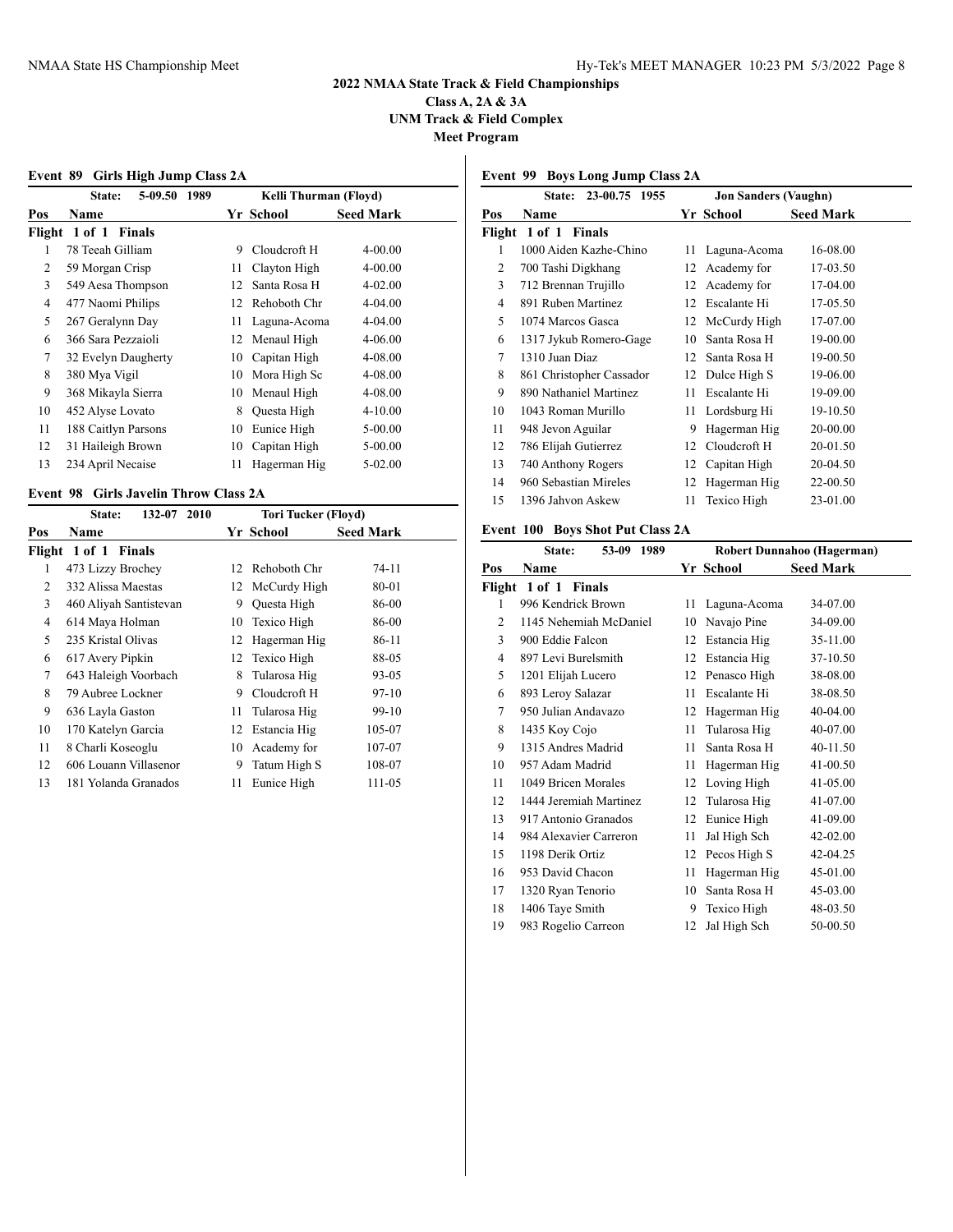## 2022 NMAA State Track & Field Championships

**Class A, 2A & 3A**

**UNM Track & Field Complex**

**Meet Program**

### Event 89 Girls High Jump Class 2A

State: 5-09.50 1989 — Kelli Thurman (Floyd)

| Pos | Name | Yr | School | Seed Mark |
|---|---|---|---|---|
| **Flight 1 of 1 Finals** | | | | |
| 1 | 78 Teeah Gilliam | 9 | Cloudcroft H | 4-00.00 |
| 2 | 59 Morgan Crisp | 11 | Clayton High | 4-00.00 |
| 3 | 549 Aesa Thompson | 12 | Santa Rosa H | 4-02.00 |
| 4 | 477 Naomi Philips | 12 | Rehoboth Chr | 4-04.00 |
| 5 | 267 Geralynn Day | 11 | Laguna-Acoma | 4-04.00 |
| 6 | 366 Sara Pezzaioli | 12 | Menaul High | 4-06.00 |
| 7 | 32 Evelyn Daugherty | 10 | Capitan High | 4-08.00 |
| 8 | 380 Mya Vigil | 10 | Mora High Sc | 4-08.00 |
| 9 | 368 Mikayla Sierra | 10 | Menaul High | 4-08.00 |
| 10 | 452 Alyse Lovato | 8 | Questa High | 4-10.00 |
| 11 | 188 Caitlyn Parsons | 10 | Eunice High | 5-00.00 |
| 12 | 31 Haileigh Brown | 10 | Capitan High | 5-00.00 |
| 13 | 234 April Necaise | 11 | Hagerman Hig | 5-02.00 |

### Event 98 Girls Javelin Throw Class 2A

State: 132-07 2010 — Tori Tucker (Floyd)

| Pos | Name | Yr | School | Seed Mark |
|---|---|---|---|---|
| **Flight 1 of 1 Finals** | | | | |
| 1 | 473 Lizzy Brochey | 12 | Rehoboth Chr | 74-11 |
| 2 | 332 Alissa Maestas | 12 | McCurdy High | 80-01 |
| 3 | 460 Aliyah Santistevan | 9 | Questa High | 86-00 |
| 4 | 614 Maya Holman | 10 | Texico High | 86-00 |
| 5 | 235 Kristal Olivas | 12 | Hagerman Hig | 86-11 |
| 6 | 617 Avery Pipkin | 12 | Texico High | 88-05 |
| 7 | 643 Haleigh Voorbach | 8 | Tularosa Hig | 93-05 |
| 8 | 79 Aubree Lockner | 9 | Cloudcroft H | 97-10 |
| 9 | 636 Layla Gaston | 11 | Tularosa Hig | 99-10 |
| 10 | 170 Katelyn Garcia | 12 | Estancia Hig | 105-07 |
| 11 | 8 Charli Koseoglu | 10 | Academy for | 107-07 |
| 12 | 606 Louann Villasenor | 9 | Tatum High S | 108-07 |
| 13 | 181 Yolanda Granados | 11 | Eunice High | 111-05 |

### Event 99 Boys Long Jump Class 2A

State: 23-00.75 1955 — Jon Sanders (Vaughn)

| Pos | Name | Yr | School | Seed Mark |
|---|---|---|---|---|
| **Flight 1 of 1 Finals** | | | | |
| 1 | 1000 Aiden Kazhe-Chino | 11 | Laguna-Acoma | 16-08.00 |
| 2 | 700 Tashi Digkhang | 12 | Academy for | 17-03.50 |
| 3 | 712 Brennan Trujillo | 12 | Academy for | 17-04.00 |
| 4 | 891 Ruben Martinez | 12 | Escalante Hi | 17-05.50 |
| 5 | 1074 Marcos Gasca | 12 | McCurdy High | 17-07.00 |
| 6 | 1317 Jykub Romero-Gage | 10 | Santa Rosa H | 19-00.00 |
| 7 | 1310 Juan Diaz | 12 | Santa Rosa H | 19-00.50 |
| 8 | 861 Christopher Cassador | 12 | Dulce High S | 19-06.00 |
| 9 | 890 Nathaniel Martinez | 11 | Escalante Hi | 19-09.00 |
| 10 | 1043 Roman Murillo | 11 | Lordsburg Hi | 19-10.50 |
| 11 | 948 Jevon Aguilar | 9 | Hagerman Hig | 20-00.00 |
| 12 | 786 Elijah Gutierrez | 12 | Cloudcroft H | 20-01.50 |
| 13 | 740 Anthony Rogers | 12 | Capitan High | 20-04.50 |
| 14 | 960 Sebastian Mireles | 12 | Hagerman Hig | 22-00.50 |
| 15 | 1396 Jahvon Askew | 11 | Texico High | 23-01.00 |

### Event 100 Boys Shot Put Class 2A

State: 53-09 1989 — Robert Dunnahoo (Hagerman)

| Pos | Name | Yr | School | Seed Mark |
|---|---|---|---|---|
| **Flight 1 of 1 Finals** | | | | |
| 1 | 996 Kendrick Brown | 11 | Laguna-Acoma | 34-07.00 |
| 2 | 1145 Nehemiah McDaniel | 10 | Navajo Pine | 34-09.00 |
| 3 | 900 Eddie Falcon | 12 | Estancia Hig | 35-11.00 |
| 4 | 897 Levi Burelsmith | 12 | Estancia Hig | 37-10.50 |
| 5 | 1201 Elijah Lucero | 12 | Penasco High | 38-08.00 |
| 6 | 893 Leroy Salazar | 11 | Escalante Hi | 38-08.50 |
| 7 | 950 Julian Andavazo | 12 | Hagerman Hig | 40-04.00 |
| 8 | 1435 Koy Cojo | 11 | Tularosa Hig | 40-07.00 |
| 9 | 1315 Andres Madrid | 11 | Santa Rosa H | 40-11.50 |
| 10 | 957 Adam Madrid | 11 | Hagerman Hig | 41-00.50 |
| 11 | 1049 Bricen Morales | 12 | Loving High | 41-05.00 |
| 12 | 1444 Jeremiah Martinez | 12 | Tularosa Hig | 41-07.00 |
| 13 | 917 Antonio Granados | 12 | Eunice High | 41-09.00 |
| 14 | 984 Alexavier Carreron | 11 | Jal High Sch | 42-02.00 |
| 15 | 1198 Derik Ortiz | 12 | Pecos High S | 42-04.25 |
| 16 | 953 David Chacon | 11 | Hagerman Hig | 45-01.00 |
| 17 | 1320 Ryan Tenorio | 10 | Santa Rosa H | 45-03.00 |
| 18 | 1406 Taye Smith | 9 | Texico High | 48-03.50 |
| 19 | 983 Rogelio Carreon | 12 | Jal High Sch | 50-00.50 |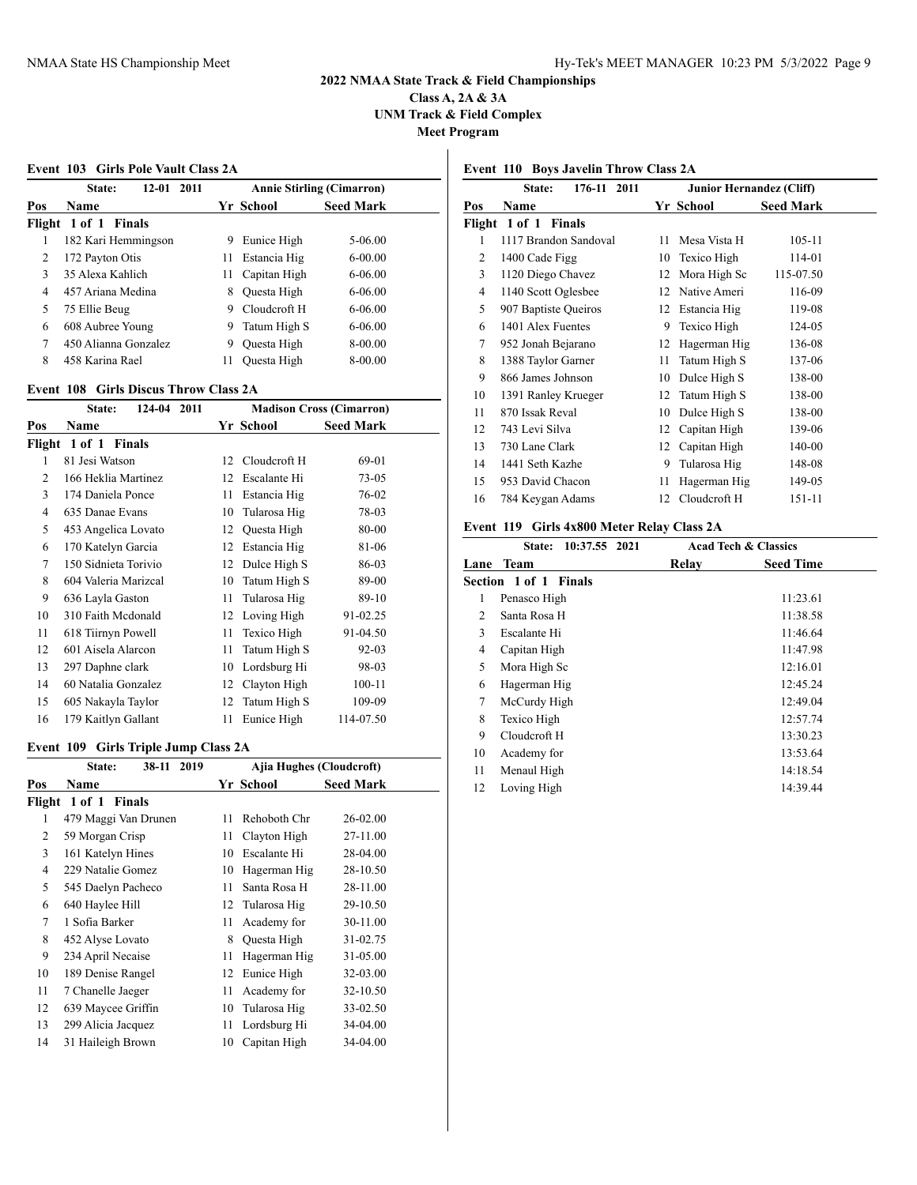## 2022 NMAA State Track & Field Championships

**Class A, 2A & 3A**

**UNM Track & Field Complex**

**Meet Program**

### Event 103 Girls Pole Vault Class 2A

State: 12-01 2011 — Annie Stirling (Cimarron)

| Pos | Name | Yr | School | Seed Mark |
|---|---|---|---|---|
| **Flight 1 of 1 Finals** | | | | |
| 1 | 182 Kari Hemmingson | 9 | Eunice High | 5-06.00 |
| 2 | 172 Payton Otis | 11 | Estancia Hig | 6-00.00 |
| 3 | 35 Alexa Kahlich | 11 | Capitan High | 6-06.00 |
| 4 | 457 Ariana Medina | 8 | Questa High | 6-06.00 |
| 5 | 75 Ellie Beug | 9 | Cloudcroft H | 6-06.00 |
| 6 | 608 Aubree Young | 9 | Tatum High S | 6-06.00 |
| 7 | 450 Alianna Gonzalez | 9 | Questa High | 8-00.00 |
| 8 | 458 Karina Rael | 11 | Questa High | 8-00.00 |

### Event 108 Girls Discus Throw Class 2A

State: 124-04 2011 — Madison Cross (Cimarron)

| Pos | Name | Yr | School | Seed Mark |
|---|---|---|---|---|
| **Flight 1 of 1 Finals** | | | | |
| 1 | 81 Jesi Watson | 12 | Cloudcroft H | 69-01 |
| 2 | 166 Heklia Martinez | 12 | Escalante Hi | 73-05 |
| 3 | 174 Daniela Ponce | 11 | Estancia Hig | 76-02 |
| 4 | 635 Danae Evans | 10 | Tularosa Hig | 78-03 |
| 5 | 453 Angelica Lovato | 12 | Questa High | 80-00 |
| 6 | 170 Katelyn Garcia | 12 | Estancia Hig | 81-06 |
| 7 | 150 Sidnieta Torivio | 12 | Dulce High S | 86-03 |
| 8 | 604 Valeria Marizcal | 10 | Tatum High S | 89-00 |
| 9 | 636 Layla Gaston | 11 | Tularosa Hig | 89-10 |
| 10 | 310 Faith Mcdonald | 12 | Loving High | 91-02.25 |
| 11 | 618 Tiirnyn Powell | 11 | Texico High | 91-04.50 |
| 12 | 601 Aisela Alarcon | 11 | Tatum High S | 92-03 |
| 13 | 297 Daphne clark | 10 | Lordsburg Hi | 98-03 |
| 14 | 60 Natalia Gonzalez | 12 | Clayton High | 100-11 |
| 15 | 605 Nakayla Taylor | 12 | Tatum High S | 109-09 |
| 16 | 179 Kaitlyn Gallant | 11 | Eunice High | 114-07.50 |

### Event 109 Girls Triple Jump Class 2A

State: 38-11 2019 — Ajia Hughes (Cloudcroft)

| Pos | Name | Yr | School | Seed Mark |
|---|---|---|---|---|
| **Flight 1 of 1 Finals** | | | | |
| 1 | 479 Maggi Van Drunen | 11 | Rehoboth Chr | 26-02.00 |
| 2 | 59 Morgan Crisp | 11 | Clayton High | 27-11.00 |
| 3 | 161 Katelyn Hines | 10 | Escalante Hi | 28-04.00 |
| 4 | 229 Natalie Gomez | 10 | Hagerman Hig | 28-10.50 |
| 5 | 545 Daelyn Pacheco | 11 | Santa Rosa H | 28-11.00 |
| 6 | 640 Haylee Hill | 12 | Tularosa Hig | 29-10.50 |
| 7 | 1 Sofia Barker | 11 | Academy for | 30-11.00 |
| 8 | 452 Alyse Lovato | 8 | Questa High | 31-02.75 |
| 9 | 234 April Necaise | 11 | Hagerman Hig | 31-05.00 |
| 10 | 189 Denise Rangel | 12 | Eunice High | 32-03.00 |
| 11 | 7 Chanelle Jaeger | 11 | Academy for | 32-10.50 |
| 12 | 639 Maycee Griffin | 10 | Tularosa Hig | 33-02.50 |
| 13 | 299 Alicia Jacquez | 11 | Lordsburg Hi | 34-04.00 |
| 14 | 31 Haileigh Brown | 10 | Capitan High | 34-04.00 |

### Event 110 Boys Javelin Throw Class 2A

State: 176-11 2011 — Junior Hernandez (Cliff)

| Pos | Name | Yr | School | Seed Mark |
|---|---|---|---|---|
| **Flight 1 of 1 Finals** | | | | |
| 1 | 1117 Brandon Sandoval | 11 | Mesa Vista H | 105-11 |
| 2 | 1400 Cade Figg | 10 | Texico High | 114-01 |
| 3 | 1120 Diego Chavez | 12 | Mora High Sc | 115-07.50 |
| 4 | 1140 Scott Oglesbee | 12 | Native Ameri | 116-09 |
| 5 | 907 Baptiste Queiros | 12 | Estancia Hig | 119-08 |
| 6 | 1401 Alex Fuentes | 9 | Texico High | 124-05 |
| 7 | 952 Jonah Bejarano | 12 | Hagerman Hig | 136-08 |
| 8 | 1388 Taylor Garner | 11 | Tatum High S | 137-06 |
| 9 | 866 James Johnson | 10 | Dulce High S | 138-00 |
| 10 | 1391 Ranley Krueger | 12 | Tatum High S | 138-00 |
| 11 | 870 Issak Reval | 10 | Dulce High S | 138-00 |
| 12 | 743 Levi Silva | 12 | Capitan High | 139-06 |
| 13 | 730 Lane Clark | 12 | Capitan High | 140-00 |
| 14 | 1441 Seth Kazhe | 9 | Tularosa Hig | 148-08 |
| 15 | 953 David Chacon | 11 | Hagerman Hig | 149-05 |
| 16 | 784 Keygan Adams | 12 | Cloudcroft H | 151-11 |

### Event 119 Girls 4x800 Meter Relay Class 2A

State: 10:37.55 2021 — Acad Tech & Classics

| Lane | Team | Relay | Seed Time |
|---|---|---|---|
| **Section 1 of 1 Finals** | | | |
| 1 | Penasco High | | 11:23.61 |
| 2 | Santa Rosa H | | 11:38.58 |
| 3 | Escalante Hi | | 11:46.64 |
| 4 | Capitan High | | 11:47.98 |
| 5 | Mora High Sc | | 12:16.01 |
| 6 | Hagerman Hig | | 12:45.24 |
| 7 | McCurdy High | | 12:49.04 |
| 8 | Texico High | | 12:57.74 |
| 9 | Cloudcroft H | | 13:30.23 |
| 10 | Academy for | | 13:53.64 |
| 11 | Menaul High | | 14:18.54 |
| 12 | Loving High | | 14:39.44 |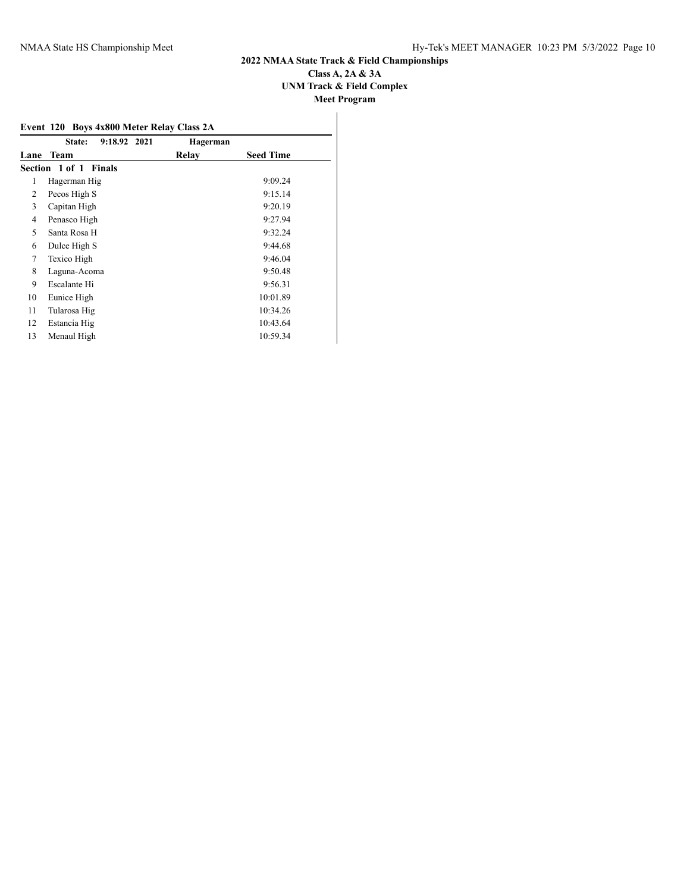## 2022 NMAA State Track & Field Championships
## Class A, 2A & 3A
## UNM Track & Field Complex
## Meet Program

### Event 120 Boys 4x800 Meter Relay Class 2A

**State: 9:18.92 2021 Hagerman**

| Lane | Team | Relay | Seed Time |
|---|---|---|---|
| **Section 1 of 1 Finals** | | | |
| 1 | Hagerman Hig | | 9:09.24 |
| 2 | Pecos High S | | 9:15.14 |
| 3 | Capitan High | | 9:20.19 |
| 4 | Penasco High | | 9:27.94 |
| 5 | Santa Rosa H | | 9:32.24 |
| 6 | Dulce High S | | 9:44.68 |
| 7 | Texico High | | 9:46.04 |
| 8 | Laguna-Acoma | | 9:50.48 |
| 9 | Escalante Hi | | 9:56.31 |
| 10 | Eunice High | | 10:01.89 |
| 11 | Tularosa Hig | | 10:34.26 |
| 12 | Estancia Hig | | 10:43.64 |
| 13 | Menaul High | | 10:59.34 |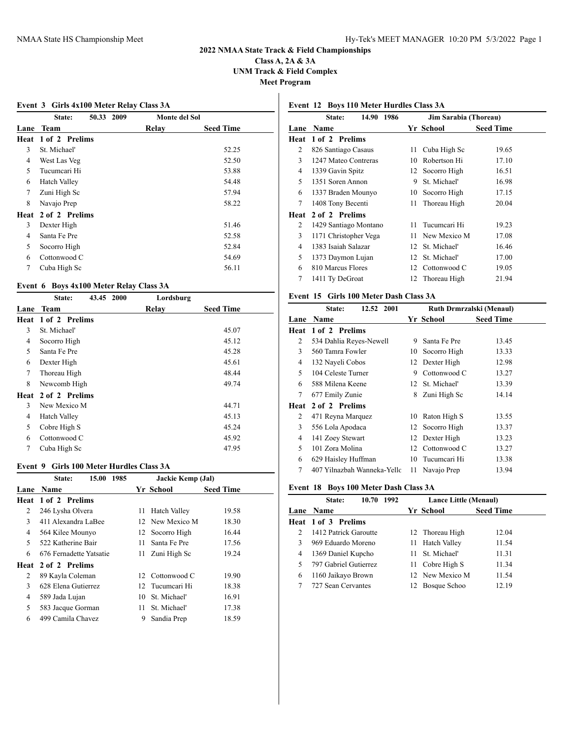# 2022 NMAA State Track & Field Championships

**Class A, 2A & 3A**

**UNM Track & Field Complex**

**Meet Program**

## Event 3 Girls 4x100 Meter Relay Class 3A

State: 50.33 2009 Monte del Sol

| Lane | Team | Relay | Seed Time |
|---|---|---|---|
| **Heat 1 of 2 Prelims** | | | |
| 3 | St. Michael' | | 52.25 |
| 4 | West Las Veg | | 52.50 |
| 5 | Tucumcari Hi | | 53.88 |
| 6 | Hatch Valley | | 54.48 |
| 7 | Zuni High Sc | | 57.94 |
| 8 | Navajo Prep | | 58.22 |
| **Heat 2 of 2 Prelims** | | | |
| 3 | Dexter High | | 51.46 |
| 4 | Santa Fe Pre | | 52.58 |
| 5 | Socorro High | | 52.84 |
| 6 | Cottonwood C | | 54.69 |
| 7 | Cuba High Sc | | 56.11 |

## Event 6 Boys 4x100 Meter Relay Class 3A

State: 43.45 2000 Lordsburg

| Lane | Team | Relay | Seed Time |
|---|---|---|---|
| **Heat 1 of 2 Prelims** | | | |
| 3 | St. Michael' | | 45.07 |
| 4 | Socorro High | | 45.12 |
| 5 | Santa Fe Pre | | 45.28 |
| 6 | Dexter High | | 45.61 |
| 7 | Thoreau High | | 48.44 |
| 8 | Newcomb High | | 49.74 |
| **Heat 2 of 2 Prelims** | | | |
| 3 | New Mexico M | | 44.71 |
| 4 | Hatch Valley | | 45.13 |
| 5 | Cobre High S | | 45.24 |
| 6 | Cottonwood C | | 45.92 |
| 7 | Cuba High Sc | | 47.95 |

## Event 9 Girls 100 Meter Hurdles Class 3A

State: 15.00 1985 Jackie Kemp (Jal)

| Lane | Name | Yr | School | Seed Time |
|---|---|---|---|---|
| **Heat 1 of 2 Prelims** | | | | |
| 2 | 246 Lysha Olvera | 11 | Hatch Valley | 19.58 |
| 3 | 411 Alexandra LaBee | 12 | New Mexico M | 18.30 |
| 4 | 564 Kilee Mounyo | 12 | Socorro High | 16.44 |
| 5 | 522 Katherine Bair | 11 | Santa Fe Pre | 17.56 |
| 6 | 676 Fernadette Yatsatie | 11 | Zuni High Sc | 19.24 |
| **Heat 2 of 2 Prelims** | | | | |
| 2 | 89 Kayla Coleman | 12 | Cottonwood C | 19.90 |
| 3 | 628 Elena Gutierrez | 12 | Tucumcari Hi | 18.38 |
| 4 | 589 Jada Lujan | 10 | St. Michael' | 16.91 |
| 5 | 583 Jacque Gorman | 11 | St. Michael' | 17.38 |
| 6 | 499 Camila Chavez | 9 | Sandia Prep | 18.59 |

## Event 12 Boys 110 Meter Hurdles Class 3A

State: 14.90 1986 Jim Sarabia (Thoreau)

| Lane | Name | Yr | School | Seed Time |
|---|---|---|---|---|
| **Heat 1 of 2 Prelims** | | | | |
| 2 | 826 Santiago Casaus | 11 | Cuba High Sc | 19.65 |
| 3 | 1247 Mateo Contreras | 10 | Robertson Hi | 17.10 |
| 4 | 1339 Gavin Spitz | 12 | Socorro High | 16.51 |
| 5 | 1351 Soren Annon | 9 | St. Michael' | 16.98 |
| 6 | 1337 Braden Mounyo | 10 | Socorro High | 17.15 |
| 7 | 1408 Tony Becenti | 11 | Thoreau High | 20.04 |
| **Heat 2 of 2 Prelims** | | | | |
| 2 | 1429 Santiago Montano | 11 | Tucumcari Hi | 19.23 |
| 3 | 1171 Christopher Vega | 11 | New Mexico M | 17.08 |
| 4 | 1383 Isaiah Salazar | 12 | St. Michael' | 16.46 |
| 5 | 1373 Daymon Lujan | 12 | St. Michael' | 17.00 |
| 6 | 810 Marcus Flores | 12 | Cottonwood C | 19.05 |
| 7 | 1411 Ty DeGroat | 12 | Thoreau High | 21.94 |

## Event 15 Girls 100 Meter Dash Class 3A

State: 12.52 2001 Ruth Drmrzalski (Menaul)

| Lane | Name | Yr | School | Seed Time |
|---|---|---|---|---|
| **Heat 1 of 2 Prelims** | | | | |
| 2 | 534 Dahlia Reyes-Newell | 9 | Santa Fe Pre | 13.45 |
| 3 | 560 Tamra Fowler | 10 | Socorro High | 13.33 |
| 4 | 132 Nayeli Cobos | 12 | Dexter High | 12.98 |
| 5 | 104 Celeste Turner | 9 | Cottonwood C | 13.27 |
| 6 | 588 Milena Keene | 12 | St. Michael' | 13.39 |
| 7 | 677 Emily Zunie | 8 | Zuni High Sc | 14.14 |
| **Heat 2 of 2 Prelims** | | | | |
| 2 | 471 Reyna Marquez | 10 | Raton High S | 13.55 |
| 3 | 556 Lola Apodaca | 12 | Socorro High | 13.37 |
| 4 | 141 Zoey Stewart | 12 | Dexter High | 13.23 |
| 5 | 101 Zora Molina | 12 | Cottonwood C | 13.27 |
| 6 | 629 Haisley Huffman | 10 | Tucumcari Hi | 13.38 |
| 7 | 407 Yilnazbah Wanneka-Yellc | 11 | Navajo Prep | 13.94 |

## Event 18 Boys 100 Meter Dash Class 3A

State: 10.70 1992 Lance Little (Menaul)

| Lane | Name | Yr | School | Seed Time |
|---|---|---|---|---|
| **Heat 1 of 3 Prelims** | | | | |
| 2 | 1412 Patrick Garoutte | 12 | Thoreau High | 12.04 |
| 3 | 969 Eduardo Moreno | 11 | Hatch Valley | 11.54 |
| 4 | 1369 Daniel Kupcho | 11 | St. Michael' | 11.31 |
| 5 | 797 Gabriel Gutierrez | 11 | Cobre High S | 11.34 |
| 6 | 1160 Jaikayo Brown | 12 | New Mexico M | 11.54 |
| 7 | 727 Sean Cervantes | 12 | Bosque Schoo | 12.19 |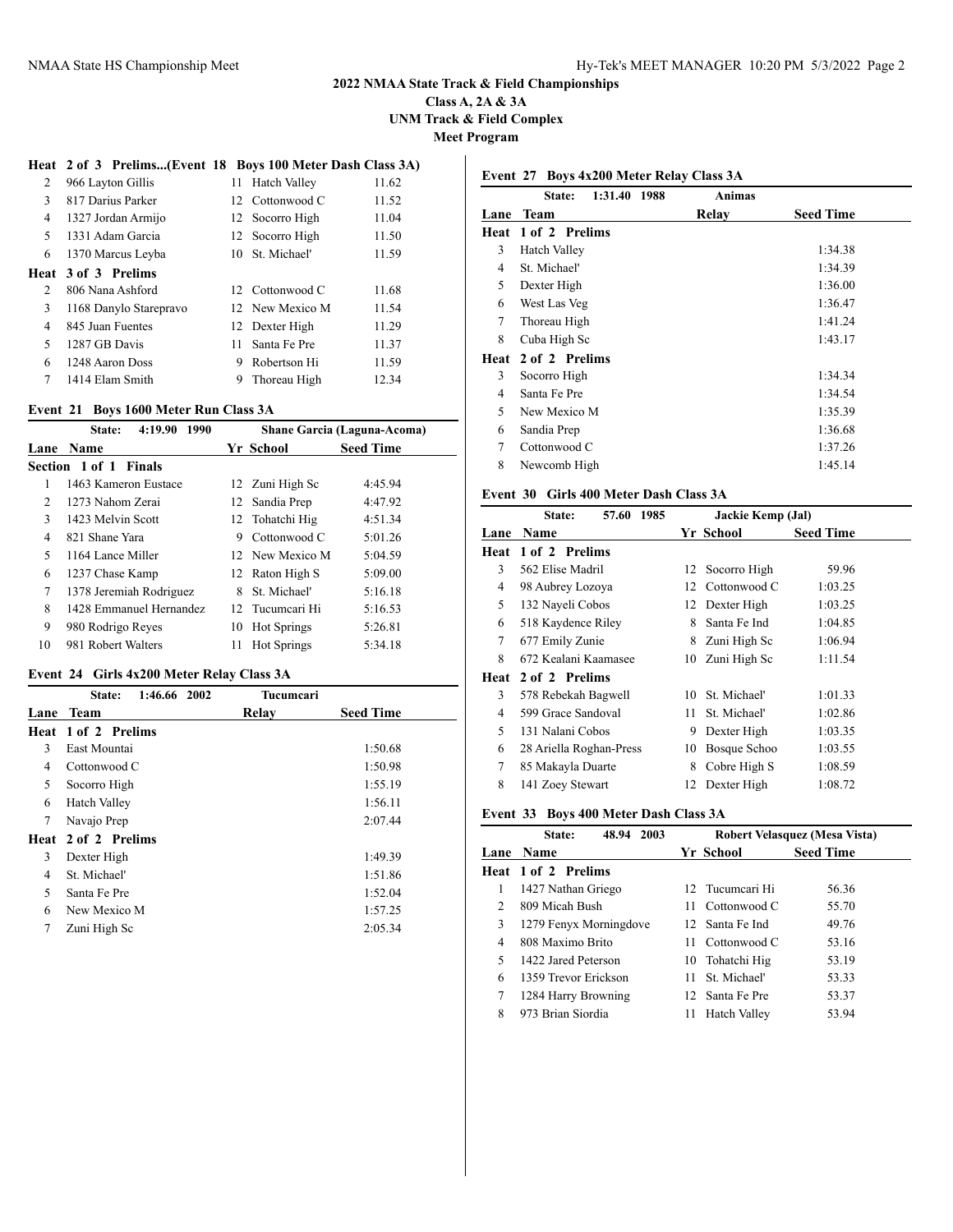## 2022 NMAA State Track & Field Championships

**Class A, 2A & 3A**

**UNM Track & Field Complex**

**Meet Program**

### Heat 2 of 3 Prelims...(Event 18 Boys 100 Meter Dash Class 3A)

| Lane | Name | Yr | School | Seed Time |
|---|---|---|---|---|
| 2 | 966 Layton Gillis | 11 | Hatch Valley | 11.62 |
| 3 | 817 Darius Parker | 12 | Cottonwood C | 11.52 |
| 4 | 1327 Jordan Armijo | 12 | Socorro High | 11.04 |
| 5 | 1331 Adam Garcia | 12 | Socorro High | 11.50 |
| 6 | 1370 Marcus Leyba | 10 | St. Michael' | 11.59 |
| **Heat 3 of 3 Prelims** | | | | |
| 2 | 806 Nana Ashford | 12 | Cottonwood C | 11.68 |
| 3 | 1168 Danylo Starepravo | 12 | New Mexico M | 11.54 |
| 4 | 845 Juan Fuentes | 12 | Dexter High | 11.29 |
| 5 | 1287 GB Davis | 11 | Santa Fe Pre | 11.37 |
| 6 | 1248 Aaron Doss | 9 | Robertson Hi | 11.59 |
| 7 | 1414 Elam Smith | 9 | Thoreau High | 12.34 |

### Event 21 Boys 1600 Meter Run Class 3A

State: 4:19.90 1990 — Shane Garcia (Laguna-Acoma)

| Lane | Name | Yr | School | Seed Time |
|---|---|---|---|---|
| **Section 1 of 1 Finals** | | | | |
| 1 | 1463 Kameron Eustace | 12 | Zuni High Sc | 4:45.94 |
| 2 | 1273 Nahom Zerai | 12 | Sandia Prep | 4:47.92 |
| 3 | 1423 Melvin Scott | 12 | Tohatchi Hig | 4:51.34 |
| 4 | 821 Shane Yara | 9 | Cottonwood C | 5:01.26 |
| 5 | 1164 Lance Miller | 12 | New Mexico M | 5:04.59 |
| 6 | 1237 Chase Kamp | 12 | Raton High S | 5:09.00 |
| 7 | 1378 Jeremiah Rodriguez | 8 | St. Michael' | 5:16.18 |
| 8 | 1428 Emmanuel Hernandez | 12 | Tucumcari Hi | 5:16.53 |
| 9 | 980 Rodrigo Reyes | 10 | Hot Springs | 5:26.81 |
| 10 | 981 Robert Walters | 11 | Hot Springs | 5:34.18 |

### Event 24 Girls 4x200 Meter Relay Class 3A

State: 1:46.66 2002 — Tucumcari

| Lane | Team | Relay | Seed Time |
|---|---|---|---|
| **Heat 1 of 2 Prelims** | | | |
| 3 | East Mountai | | 1:50.68 |
| 4 | Cottonwood C | | 1:50.98 |
| 5 | Socorro High | | 1:55.19 |
| 6 | Hatch Valley | | 1:56.11 |
| 7 | Navajo Prep | | 2:07.44 |
| **Heat 2 of 2 Prelims** | | | |
| 3 | Dexter High | | 1:49.39 |
| 4 | St. Michael' | | 1:51.86 |
| 5 | Santa Fe Pre | | 1:52.04 |
| 6 | New Mexico M | | 1:57.25 |
| 7 | Zuni High Sc | | 2:05.34 |

### Event 27 Boys 4x200 Meter Relay Class 3A

State: 1:31.40 1988 — Animas

| Lane | Team | Relay | Seed Time |
|---|---|---|---|
| **Heat 1 of 2 Prelims** | | | |
| 3 | Hatch Valley | | 1:34.38 |
| 4 | St. Michael' | | 1:34.39 |
| 5 | Dexter High | | 1:36.00 |
| 6 | West Las Veg | | 1:36.47 |
| 7 | Thoreau High | | 1:41.24 |
| 8 | Cuba High Sc | | 1:43.17 |
| **Heat 2 of 2 Prelims** | | | |
| 3 | Socorro High | | 1:34.34 |
| 4 | Santa Fe Pre | | 1:34.54 |
| 5 | New Mexico M | | 1:35.39 |
| 6 | Sandia Prep | | 1:36.68 |
| 7 | Cottonwood C | | 1:37.26 |
| 8 | Newcomb High | | 1:45.14 |

### Event 30 Girls 400 Meter Dash Class 3A

State: 57.60 1985 — Jackie Kemp (Jal)

| Lane | Name | Yr | School | Seed Time |
|---|---|---|---|---|
| **Heat 1 of 2 Prelims** | | | | |
| 3 | 562 Elise Madril | 12 | Socorro High | 59.96 |
| 4 | 98 Aubrey Lozoya | 12 | Cottonwood C | 1:03.25 |
| 5 | 132 Nayeli Cobos | 12 | Dexter High | 1:03.25 |
| 6 | 518 Kaydence Riley | 8 | Santa Fe Ind | 1:04.85 |
| 7 | 677 Emily Zunie | 8 | Zuni High Sc | 1:06.94 |
| 8 | 672 Kealani Kaamasee | 10 | Zuni High Sc | 1:11.54 |
| **Heat 2 of 2 Prelims** | | | | |
| 3 | 578 Rebekah Bagwell | 10 | St. Michael' | 1:01.33 |
| 4 | 599 Grace Sandoval | 11 | St. Michael' | 1:02.86 |
| 5 | 131 Nalani Cobos | 9 | Dexter High | 1:03.35 |
| 6 | 28 Ariella Roghan-Press | 10 | Bosque Schoo | 1:03.55 |
| 7 | 85 Makayla Duarte | 8 | Cobre High S | 1:08.59 |
| 8 | 141 Zoey Stewart | 12 | Dexter High | 1:08.72 |

### Event 33 Boys 400 Meter Dash Class 3A

State: 48.94 2003 — Robert Velasquez (Mesa Vista)

| Lane | Name | Yr | School | Seed Time |
|---|---|---|---|---|
| **Heat 1 of 2 Prelims** | | | | |
| 1 | 1427 Nathan Griego | 12 | Tucumcari Hi | 56.36 |
| 2 | 809 Micah Bush | 11 | Cottonwood C | 55.70 |
| 3 | 1279 Fenyx Morningdove | 12 | Santa Fe Ind | 49.76 |
| 4 | 808 Maximo Brito | 11 | Cottonwood C | 53.16 |
| 5 | 1422 Jared Peterson | 10 | Tohatchi Hig | 53.19 |
| 6 | 1359 Trevor Erickson | 11 | St. Michael' | 53.33 |
| 7 | 1284 Harry Browning | 12 | Santa Fe Pre | 53.37 |
| 8 | 973 Brian Siordia | 11 | Hatch Valley | 53.94 |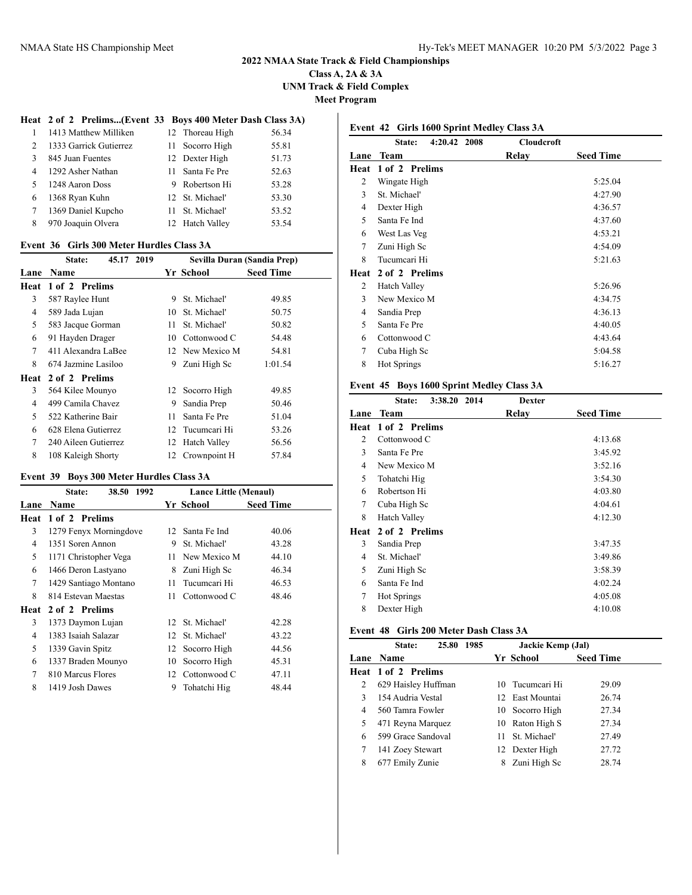# 2022 NMAA State Track & Field Championships

**Class A, 2A & 3A**

**UNM Track & Field Complex**

**Meet Program**

### Heat 2 of 2 Prelims...(Event 33 Boys 400 Meter Dash Class 3A)

| Lane | Name | Yr | School | Seed Time |
|---|---|---|---|---|
| 1 | 1413 Matthew Milliken | 12 | Thoreau High | 56.34 |
| 2 | 1333 Garrick Gutierrez | 11 | Socorro High | 55.81 |
| 3 | 845 Juan Fuentes | 12 | Dexter High | 51.73 |
| 4 | 1292 Asher Nathan | 11 | Santa Fe Pre | 52.63 |
| 5 | 1248 Aaron Doss | 9 | Robertson Hi | 53.28 |
| 6 | 1368 Ryan Kuhn | 12 | St. Michael' | 53.30 |
| 7 | 1369 Daniel Kupcho | 11 | St. Michael' | 53.52 |
| 8 | 970 Joaquin Olvera | 12 | Hatch Valley | 53.54 |

### Event 36 Girls 300 Meter Hurdles Class 3A

State: 45.17 2019 Sevilla Duran (Sandia Prep)

| Lane | Name | Yr | School | Seed Time |
|---|---|---|---|---|
| **Heat 1 of 2 Prelims** | | | | |
| 3 | 587 Raylee Hunt | 9 | St. Michael' | 49.85 |
| 4 | 589 Jada Lujan | 10 | St. Michael' | 50.75 |
| 5 | 583 Jacque Gorman | 11 | St. Michael' | 50.82 |
| 6 | 91 Hayden Drager | 10 | Cottonwood C | 54.48 |
| 7 | 411 Alexandra LaBee | 12 | New Mexico M | 54.81 |
| 8 | 674 Jazmine Lasiloo | 9 | Zuni High Sc | 1:01.54 |
| **Heat 2 of 2 Prelims** | | | | |
| 3 | 564 Kilee Mounyo | 12 | Socorro High | 49.85 |
| 4 | 499 Camila Chavez | 9 | Sandia Prep | 50.46 |
| 5 | 522 Katherine Bair | 11 | Santa Fe Pre | 51.04 |
| 6 | 628 Elena Gutierrez | 12 | Tucumcari Hi | 53.26 |
| 7 | 240 Aileen Gutierrez | 12 | Hatch Valley | 56.56 |
| 8 | 108 Kaleigh Shorty | 12 | Crownpoint H | 57.84 |

### Event 39 Boys 300 Meter Hurdles Class 3A

State: 38.50 1992 Lance Little (Menaul)

| Lane | Name | Yr | School | Seed Time |
|---|---|---|---|---|
| **Heat 1 of 2 Prelims** | | | | |
| 3 | 1279 Fenyx Morningdove | 12 | Santa Fe Ind | 40.06 |
| 4 | 1351 Soren Annon | 9 | St. Michael' | 43.28 |
| 5 | 1171 Christopher Vega | 11 | New Mexico M | 44.10 |
| 6 | 1466 Deron Lastyano | 8 | Zuni High Sc | 46.34 |
| 7 | 1429 Santiago Montano | 11 | Tucumcari Hi | 46.53 |
| 8 | 814 Estevan Maestas | 11 | Cottonwood C | 48.46 |
| **Heat 2 of 2 Prelims** | | | | |
| 3 | 1373 Daymon Lujan | 12 | St. Michael' | 42.28 |
| 4 | 1383 Isaiah Salazar | 12 | St. Michael' | 43.22 |
| 5 | 1339 Gavin Spitz | 12 | Socorro High | 44.56 |
| 6 | 1337 Braden Mounyo | 10 | Socorro High | 45.31 |
| 7 | 810 Marcus Flores | 12 | Cottonwood C | 47.11 |
| 8 | 1419 Josh Dawes | 9 | Tohatchi Hig | 48.44 |

### Event 42 Girls 1600 Sprint Medley Class 3A

State: 4:20.42 2008 Cloudcroft

| Lane | Team | Relay | Seed Time |
|---|---|---|---|
| **Heat 1 of 2 Prelims** | | | |
| 2 | Wingate High | | 5:25.04 |
| 3 | St. Michael' | | 4:27.90 |
| 4 | Dexter High | | 4:36.57 |
| 5 | Santa Fe Ind | | 4:37.60 |
| 6 | West Las Veg | | 4:53.21 |
| 7 | Zuni High Sc | | 4:54.09 |
| 8 | Tucumcari Hi | | 5:21.63 |
| **Heat 2 of 2 Prelims** | | | |
| 2 | Hatch Valley | | 5:26.96 |
| 3 | New Mexico M | | 4:34.75 |
| 4 | Sandia Prep | | 4:36.13 |
| 5 | Santa Fe Pre | | 4:40.05 |
| 6 | Cottonwood C | | 4:43.64 |
| 7 | Cuba High Sc | | 5:04.58 |
| 8 | Hot Springs | | 5:16.27 |

### Event 45 Boys 1600 Sprint Medley Class 3A

State: 3:38.20 2014 Dexter

| Lane | Team | Relay | Seed Time |
|---|---|---|---|
| **Heat 1 of 2 Prelims** | | | |
| 2 | Cottonwood C | | 4:13.68 |
| 3 | Santa Fe Pre | | 3:45.92 |
| 4 | New Mexico M | | 3:52.16 |
| 5 | Tohatchi Hig | | 3:54.30 |
| 6 | Robertson Hi | | 4:03.80 |
| 7 | Cuba High Sc | | 4:04.61 |
| 8 | Hatch Valley | | 4:12.30 |
| **Heat 2 of 2 Prelims** | | | |
| 3 | Sandia Prep | | 3:47.35 |
| 4 | St. Michael' | | 3:49.86 |
| 5 | Zuni High Sc | | 3:58.39 |
| 6 | Santa Fe Ind | | 4:02.24 |
| 7 | Hot Springs | | 4:05.08 |
| 8 | Dexter High | | 4:10.08 |

### Event 48 Girls 200 Meter Dash Class 3A

State: 25.80 1985 Jackie Kemp (Jal)

| Lane | Name | Yr | School | Seed Time |
|---|---|---|---|---|
| **Heat 1 of 2 Prelims** | | | | |
| 2 | 629 Haisley Huffman | 10 | Tucumcari Hi | 29.09 |
| 3 | 154 Audria Vestal | 12 | East Mountai | 26.74 |
| 4 | 560 Tamra Fowler | 10 | Socorro High | 27.34 |
| 5 | 471 Reyna Marquez | 10 | Raton High S | 27.34 |
| 6 | 599 Grace Sandoval | 11 | St. Michael' | 27.49 |
| 7 | 141 Zoey Stewart | 12 | Dexter High | 27.72 |
| 8 | 677 Emily Zunie | 8 | Zuni High Sc | 28.74 |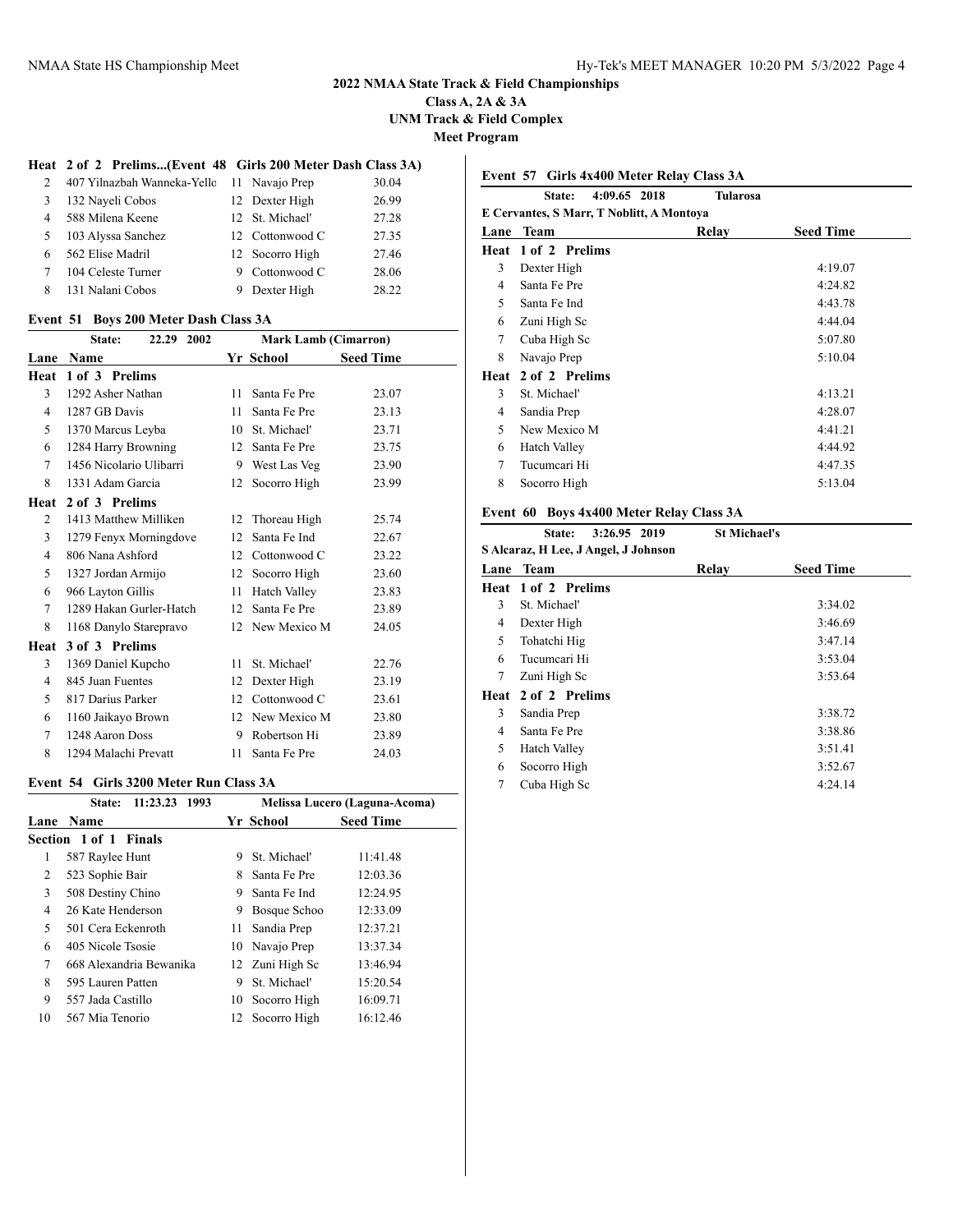**2022 NMAA State Track & Field Championships**
**Class A, 2A & 3A**
**UNM Track & Field Complex**
**Meet Program**

### Heat 2 of 2 Prelims...(Event 48 Girls 200 Meter Dash Class 3A)

| Lane | Name | Yr | School | Seed Time |
|---|---|---|---|---|
| 2 | 407 Yilnazbah Wanneka-Yello | 11 | Navajo Prep | 30.04 |
| 3 | 132 Nayeli Cobos | 12 | Dexter High | 26.99 |
| 4 | 588 Milena Keene | 12 | St. Michael' | 27.28 |
| 5 | 103 Alyssa Sanchez | 12 | Cottonwood C | 27.35 |
| 6 | 562 Elise Madril | 12 | Socorro High | 27.46 |
| 7 | 104 Celeste Turner | 9 | Cottonwood C | 28.06 |
| 8 | 131 Nalani Cobos | 9 | Dexter High | 28.22 |

### Event 51 Boys 200 Meter Dash Class 3A

State: 22.29 2002 Mark Lamb (Cimarron)

| Lane | Name | Yr | School | Seed Time |
|---|---|---|---|---|
| **Heat 1 of 3 Prelims** | | | | |
| 3 | 1292 Asher Nathan | 11 | Santa Fe Pre | 23.07 |
| 4 | 1287 GB Davis | 11 | Santa Fe Pre | 23.13 |
| 5 | 1370 Marcus Leyba | 10 | St. Michael' | 23.71 |
| 6 | 1284 Harry Browning | 12 | Santa Fe Pre | 23.75 |
| 7 | 1456 Nicolario Ulibarri | 9 | West Las Veg | 23.90 |
| 8 | 1331 Adam Garcia | 12 | Socorro High | 23.99 |
| **Heat 2 of 3 Prelims** | | | | |
| 2 | 1413 Matthew Milliken | 12 | Thoreau High | 25.74 |
| 3 | 1279 Fenyx Morningdove | 12 | Santa Fe Ind | 22.67 |
| 4 | 806 Nana Ashford | 12 | Cottonwood C | 23.22 |
| 5 | 1327 Jordan Armijo | 12 | Socorro High | 23.60 |
| 6 | 966 Layton Gillis | 11 | Hatch Valley | 23.83 |
| 7 | 1289 Hakan Gurler-Hatch | 12 | Santa Fe Pre | 23.89 |
| 8 | 1168 Danylo Starepravo | 12 | New Mexico M | 24.05 |
| **Heat 3 of 3 Prelims** | | | | |
| 3 | 1369 Daniel Kupcho | 11 | St. Michael' | 22.76 |
| 4 | 845 Juan Fuentes | 12 | Dexter High | 23.19 |
| 5 | 817 Darius Parker | 12 | Cottonwood C | 23.61 |
| 6 | 1160 Jaikayo Brown | 12 | New Mexico M | 23.80 |
| 7 | 1248 Aaron Doss | 9 | Robertson Hi | 23.89 |
| 8 | 1294 Malachi Prevatt | 11 | Santa Fe Pre | 24.03 |

### Event 54 Girls 3200 Meter Run Class 3A

State: 11:23.23 1993 Melissa Lucero (Laguna-Acoma)

| Lane | Name | Yr | School | Seed Time |
|---|---|---|---|---|
| **Section 1 of 1 Finals** | | | | |
| 1 | 587 Raylee Hunt | 9 | St. Michael' | 11:41.48 |
| 2 | 523 Sophie Bair | 8 | Santa Fe Pre | 12:03.36 |
| 3 | 508 Destiny Chino | 9 | Santa Fe Ind | 12:24.95 |
| 4 | 26 Kate Henderson | 9 | Bosque Schoo | 12:33.09 |
| 5 | 501 Cera Eckenroth | 11 | Sandia Prep | 12:37.21 |
| 6 | 405 Nicole Tsosie | 10 | Navajo Prep | 13:37.34 |
| 7 | 668 Alexandria Bewanika | 12 | Zuni High Sc | 13:46.94 |
| 8 | 595 Lauren Patten | 9 | St. Michael' | 15:20.54 |
| 9 | 557 Jada Castillo | 10 | Socorro High | 16:09.71 |
| 10 | 567 Mia Tenorio | 12 | Socorro High | 16:12.46 |

### Event 57 Girls 4x400 Meter Relay Class 3A

State: 4:09.65 2018 Tularosa
E Cervantes, S Marr, T Noblitt, A Montoya

| Lane | Team | Relay | Seed Time |
|---|---|---|---|
| **Heat 1 of 2 Prelims** | | | |
| 3 | Dexter High | | 4:19.07 |
| 4 | Santa Fe Pre | | 4:24.82 |
| 5 | Santa Fe Ind | | 4:43.78 |
| 6 | Zuni High Sc | | 4:44.04 |
| 7 | Cuba High Sc | | 5:07.80 |
| 8 | Navajo Prep | | 5:10.04 |
| **Heat 2 of 2 Prelims** | | | |
| 3 | St. Michael' | | 4:13.21 |
| 4 | Sandia Prep | | 4:28.07 |
| 5 | New Mexico M | | 4:41.21 |
| 6 | Hatch Valley | | 4:44.92 |
| 7 | Tucumcari Hi | | 4:47.35 |
| 8 | Socorro High | | 5:13.04 |

### Event 60 Boys 4x400 Meter Relay Class 3A

State: 3:26.95 2019 St Michael's
S Alcaraz, H Lee, J Angel, J Johnson

| Lane | Team | Relay | Seed Time |
|---|---|---|---|
| **Heat 1 of 2 Prelims** | | | |
| 3 | St. Michael' | | 3:34.02 |
| 4 | Dexter High | | 3:46.69 |
| 5 | Tohatchi Hig | | 3:47.14 |
| 6 | Tucumcari Hi | | 3:53.04 |
| 7 | Zuni High Sc | | 3:53.64 |
| **Heat 2 of 2 Prelims** | | | |
| 3 | Sandia Prep | | 3:38.72 |
| 4 | Santa Fe Pre | | 3:38.86 |
| 5 | Hatch Valley | | 3:51.41 |
| 6 | Socorro High | | 3:52.67 |
| 7 | Cuba High Sc | | 4:24.14 |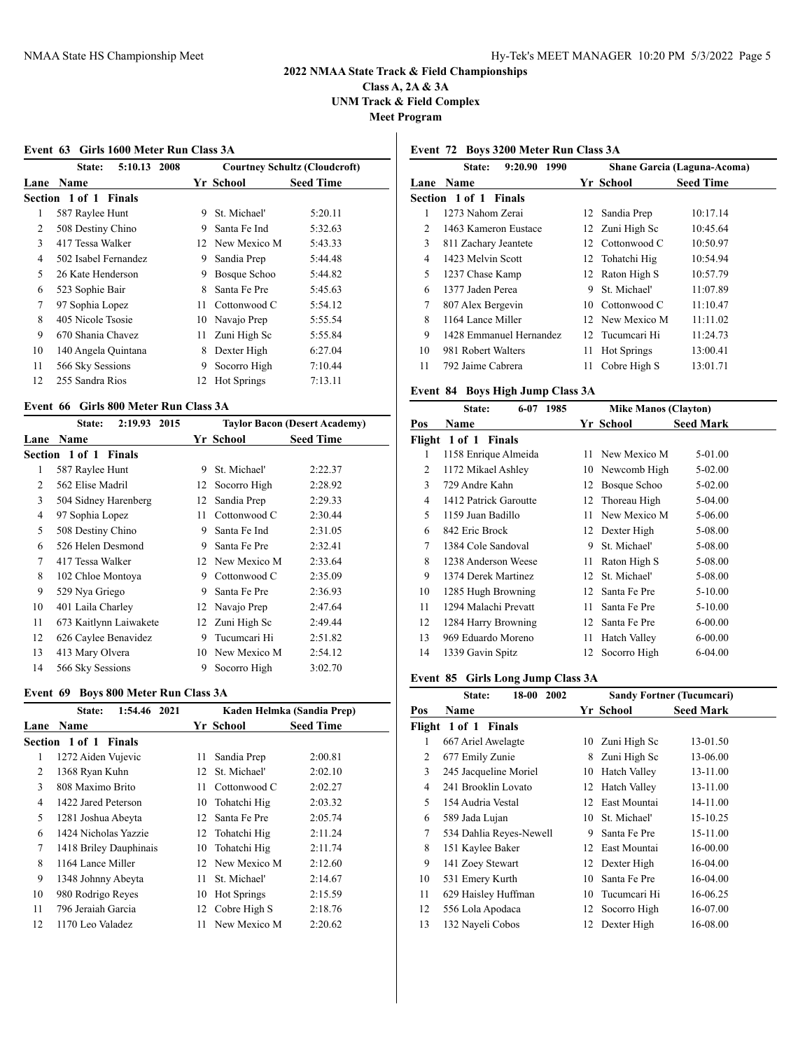# 2022 NMAA State Track & Field Championships

**Class A, 2A & 3A**

**UNM Track & Field Complex**

**Meet Program**

## Event 63 Girls 1600 Meter Run Class 3A

State: 5:10.13 2008 — Courtney Schultz (Cloudcroft)

| Lane | Name | Yr | School | Seed Time |
|---|---|---|---|---|
| **Section 1 of 1 Finals** | | | | |
| 1 | 587 Raylee Hunt | 9 | St. Michael' | 5:20.11 |
| 2 | 508 Destiny Chino | 9 | Santa Fe Ind | 5:32.63 |
| 3 | 417 Tessa Walker | 12 | New Mexico M | 5:43.33 |
| 4 | 502 Isabel Fernandez | 9 | Sandia Prep | 5:44.48 |
| 5 | 26 Kate Henderson | 9 | Bosque Schoo | 5:44.82 |
| 6 | 523 Sophie Bair | 8 | Santa Fe Pre | 5:45.63 |
| 7 | 97 Sophia Lopez | 11 | Cottonwood C | 5:54.12 |
| 8 | 405 Nicole Tsosie | 10 | Navajo Prep | 5:55.54 |
| 9 | 670 Shania Chavez | 11 | Zuni High Sc | 5:55.84 |
| 10 | 140 Angela Quintana | 8 | Dexter High | 6:27.04 |
| 11 | 566 Sky Sessions | 9 | Socorro High | 7:10.44 |
| 12 | 255 Sandra Rios | 12 | Hot Springs | 7:13.11 |

## Event 66 Girls 800 Meter Run Class 3A

State: 2:19.93 2015 — Taylor Bacon (Desert Academy)

| Lane | Name | Yr | School | Seed Time |
|---|---|---|---|---|
| **Section 1 of 1 Finals** | | | | |
| 1 | 587 Raylee Hunt | 9 | St. Michael' | 2:22.37 |
| 2 | 562 Elise Madril | 12 | Socorro High | 2:28.92 |
| 3 | 504 Sidney Harenberg | 12 | Sandia Prep | 2:29.33 |
| 4 | 97 Sophia Lopez | 11 | Cottonwood C | 2:30.44 |
| 5 | 508 Destiny Chino | 9 | Santa Fe Ind | 2:31.05 |
| 6 | 526 Helen Desmond | 9 | Santa Fe Pre | 2:32.41 |
| 7 | 417 Tessa Walker | 12 | New Mexico M | 2:33.64 |
| 8 | 102 Chloe Montoya | 9 | Cottonwood C | 2:35.09 |
| 9 | 529 Nya Griego | 9 | Santa Fe Pre | 2:36.93 |
| 10 | 401 Laila Charley | 12 | Navajo Prep | 2:47.64 |
| 11 | 673 Kaitlynn Laiwakete | 12 | Zuni High Sc | 2:49.44 |
| 12 | 626 Caylee Benavidez | 9 | Tucumcari Hi | 2:51.82 |
| 13 | 413 Mary Olvera | 10 | New Mexico M | 2:54.12 |
| 14 | 566 Sky Sessions | 9 | Socorro High | 3:02.70 |

## Event 69 Boys 800 Meter Run Class 3A

State: 1:54.46 2021 — Kaden Helmka (Sandia Prep)

| Lane | Name | Yr | School | Seed Time |
|---|---|---|---|---|
| **Section 1 of 1 Finals** | | | | |
| 1 | 1272 Aiden Vujevic | 11 | Sandia Prep | 2:00.81 |
| 2 | 1368 Ryan Kuhn | 12 | St. Michael' | 2:02.10 |
| 3 | 808 Maximo Brito | 11 | Cottonwood C | 2:02.27 |
| 4 | 1422 Jared Peterson | 10 | Tohatchi Hig | 2:03.32 |
| 5 | 1281 Joshua Abeyta | 12 | Santa Fe Pre | 2:05.74 |
| 6 | 1424 Nicholas Yazzie | 12 | Tohatchi Hig | 2:11.24 |
| 7 | 1418 Briley Dauphinais | 10 | Tohatchi Hig | 2:11.74 |
| 8 | 1164 Lance Miller | 12 | New Mexico M | 2:12.60 |
| 9 | 1348 Johnny Abeyta | 11 | St. Michael' | 2:14.67 |
| 10 | 980 Rodrigo Reyes | 10 | Hot Springs | 2:15.59 |
| 11 | 796 Jeraiah Garcia | 12 | Cobre High S | 2:18.76 |
| 12 | 1170 Leo Valadez | 11 | New Mexico M | 2:20.62 |

## Event 72 Boys 3200 Meter Run Class 3A

State: 9:20.90 1990 — Shane Garcia (Laguna-Acoma)

| Lane | Name | Yr | School | Seed Time |
|---|---|---|---|---|
| **Section 1 of 1 Finals** | | | | |
| 1 | 1273 Nahom Zerai | 12 | Sandia Prep | 10:17.14 |
| 2 | 1463 Kameron Eustace | 12 | Zuni High Sc | 10:45.64 |
| 3 | 811 Zachary Jeantete | 12 | Cottonwood C | 10:50.97 |
| 4 | 1423 Melvin Scott | 12 | Tohatchi Hig | 10:54.94 |
| 5 | 1237 Chase Kamp | 12 | Raton High S | 10:57.79 |
| 6 | 1377 Jaden Perea | 9 | St. Michael' | 11:07.89 |
| 7 | 807 Alex Bergevin | 10 | Cottonwood C | 11:10.47 |
| 8 | 1164 Lance Miller | 12 | New Mexico M | 11:11.02 |
| 9 | 1428 Emmanuel Hernandez | 12 | Tucumcari Hi | 11:24.73 |
| 10 | 981 Robert Walters | 11 | Hot Springs | 13:00.41 |
| 11 | 792 Jaime Cabrera | 11 | Cobre High S | 13:01.71 |

## Event 84 Boys High Jump Class 3A

State: 6-07 1985 — Mike Manos (Clayton)

| Pos | Name | Yr | School | Seed Mark |
|---|---|---|---|---|
| **Flight 1 of 1 Finals** | | | | |
| 1 | 1158 Enrique Almeida | 11 | New Mexico M | 5-01.00 |
| 2 | 1172 Mikael Ashley | 10 | Newcomb High | 5-02.00 |
| 3 | 729 Andre Kahn | 12 | Bosque Schoo | 5-02.00 |
| 4 | 1412 Patrick Garoutte | 12 | Thoreau High | 5-04.00 |
| 5 | 1159 Juan Badillo | 11 | New Mexico M | 5-06.00 |
| 6 | 842 Eric Brock | 12 | Dexter High | 5-08.00 |
| 7 | 1384 Cole Sandoval | 9 | St. Michael' | 5-08.00 |
| 8 | 1238 Anderson Weese | 11 | Raton High S | 5-08.00 |
| 9 | 1374 Derek Martinez | 12 | St. Michael' | 5-08.00 |
| 10 | 1285 Hugh Browning | 12 | Santa Fe Pre | 5-10.00 |
| 11 | 1294 Malachi Prevatt | 11 | Santa Fe Pre | 5-10.00 |
| 12 | 1284 Harry Browning | 12 | Santa Fe Pre | 6-00.00 |
| 13 | 969 Eduardo Moreno | 11 | Hatch Valley | 6-00.00 |
| 14 | 1339 Gavin Spitz | 12 | Socorro High | 6-04.00 |

## Event 85 Girls Long Jump Class 3A

State: 18-00 2002 — Sandy Fortner (Tucumcari)

| Pos | Name | Yr | School | Seed Mark |
|---|---|---|---|---|
| **Flight 1 of 1 Finals** | | | | |
| 1 | 667 Ariel Awelagte | 10 | Zuni High Sc | 13-01.50 |
| 2 | 677 Emily Zunie | 8 | Zuni High Sc | 13-06.00 |
| 3 | 245 Jacqueline Moriel | 10 | Hatch Valley | 13-11.00 |
| 4 | 241 Brooklin Lovato | 12 | Hatch Valley | 13-11.00 |
| 5 | 154 Audria Vestal | 12 | East Mountai | 14-11.00 |
| 6 | 589 Jada Lujan | 10 | St. Michael' | 15-10.25 |
| 7 | 534 Dahlia Reyes-Newell | 9 | Santa Fe Pre | 15-11.00 |
| 8 | 151 Kaylee Baker | 12 | East Mountai | 16-00.00 |
| 9 | 141 Zoey Stewart | 12 | Dexter High | 16-04.00 |
| 10 | 531 Emery Kurth | 10 | Santa Fe Pre | 16-04.00 |
| 11 | 629 Haisley Huffman | 10 | Tucumcari Hi | 16-06.25 |
| 12 | 556 Lola Apodaca | 12 | Socorro High | 16-07.00 |
| 13 | 132 Nayeli Cobos | 12 | Dexter High | 16-08.00 |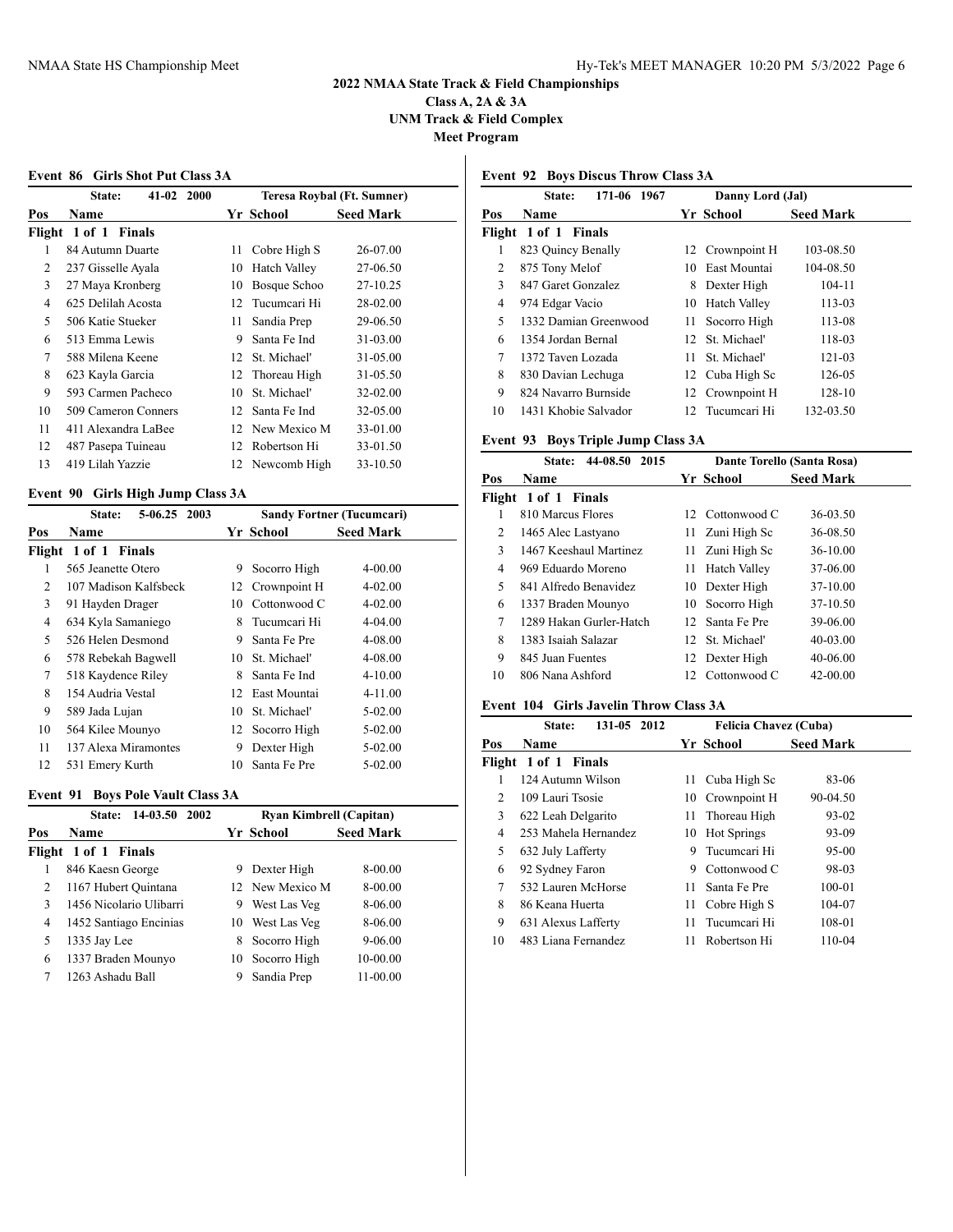## 2022 NMAA State Track & Field Championships
### Class A, 2A & 3A
### UNM Track & Field Complex
### Meet Program

#### Event 86 Girls Shot Put Class 3A

State: 41-02 2000 — Teresa Roybal (Ft. Sumner)

| Pos | Name | Yr | School | Seed Mark |
|---|---|---|---|---|
| **Flight 1 of 1 Finals** | | | | |
| 1 | 84 Autumn Duarte | 11 | Cobre High S | 26-07.00 |
| 2 | 237 Gisselle Ayala | 10 | Hatch Valley | 27-06.50 |
| 3 | 27 Maya Kronberg | 10 | Bosque Schoo | 27-10.25 |
| 4 | 625 Delilah Acosta | 12 | Tucumcari Hi | 28-02.00 |
| 5 | 506 Katie Stueker | 11 | Sandia Prep | 29-06.50 |
| 6 | 513 Emma Lewis | 9 | Santa Fe Ind | 31-03.00 |
| 7 | 588 Milena Keene | 12 | St. Michael' | 31-05.00 |
| 8 | 623 Kayla Garcia | 12 | Thoreau High | 31-05.50 |
| 9 | 593 Carmen Pacheco | 10 | St. Michael' | 32-02.00 |
| 10 | 509 Cameron Conners | 12 | Santa Fe Ind | 32-05.00 |
| 11 | 411 Alexandra LaBee | 12 | New Mexico M | 33-01.00 |
| 12 | 487 Pasepa Tuineau | 12 | Robertson Hi | 33-01.50 |
| 13 | 419 Lilah Yazzie | 12 | Newcomb High | 33-10.50 |

#### Event 90 Girls High Jump Class 3A

State: 5-06.25 2003 — Sandy Fortner (Tucumcari)

| Pos | Name | Yr | School | Seed Mark |
|---|---|---|---|---|
| **Flight 1 of 1 Finals** | | | | |
| 1 | 565 Jeanette Otero | 9 | Socorro High | 4-00.00 |
| 2 | 107 Madison Kalfsbeck | 12 | Crownpoint H | 4-02.00 |
| 3 | 91 Hayden Drager | 10 | Cottonwood C | 4-02.00 |
| 4 | 634 Kyla Samaniego | 8 | Tucumcari Hi | 4-04.00 |
| 5 | 526 Helen Desmond | 9 | Santa Fe Pre | 4-08.00 |
| 6 | 578 Rebekah Bagwell | 10 | St. Michael' | 4-08.00 |
| 7 | 518 Kaydence Riley | 8 | Santa Fe Ind | 4-10.00 |
| 8 | 154 Audria Vestal | 12 | East Mountai | 4-11.00 |
| 9 | 589 Jada Lujan | 10 | St. Michael' | 5-02.00 |
| 10 | 564 Kilee Mounyo | 12 | Socorro High | 5-02.00 |
| 11 | 137 Alexa Miramontes | 9 | Dexter High | 5-02.00 |
| 12 | 531 Emery Kurth | 10 | Santa Fe Pre | 5-02.00 |

#### Event 91 Boys Pole Vault Class 3A

State: 14-03.50 2002 — Ryan Kimbrell (Capitan)

| Pos | Name | Yr | School | Seed Mark |
|---|---|---|---|---|
| **Flight 1 of 1 Finals** | | | | |
| 1 | 846 Kaesn George | 9 | Dexter High | 8-00.00 |
| 2 | 1167 Hubert Quintana | 12 | New Mexico M | 8-00.00 |
| 3 | 1456 Nicolario Ulibarri | 9 | West Las Veg | 8-06.00 |
| 4 | 1452 Santiago Encinias | 10 | West Las Veg | 8-06.00 |
| 5 | 1335 Jay Lee | 8 | Socorro High | 9-06.00 |
| 6 | 1337 Braden Mounyo | 10 | Socorro High | 10-00.00 |
| 7 | 1263 Ashadu Ball | 9 | Sandia Prep | 11-00.00 |

#### Event 92 Boys Discus Throw Class 3A

State: 171-06 1967 — Danny Lord (Jal)

| Pos | Name | Yr | School | Seed Mark |
|---|---|---|---|---|
| **Flight 1 of 1 Finals** | | | | |
| 1 | 823 Quincy Benally | 12 | Crownpoint H | 103-08.50 |
| 2 | 875 Tony Melof | 10 | East Mountai | 104-08.50 |
| 3 | 847 Garet Gonzalez | 8 | Dexter High | 104-11 |
| 4 | 974 Edgar Vacio | 10 | Hatch Valley | 113-03 |
| 5 | 1332 Damian Greenwood | 11 | Socorro High | 113-08 |
| 6 | 1354 Jordan Bernal | 12 | St. Michael' | 118-03 |
| 7 | 1372 Taven Lozada | 11 | St. Michael' | 121-03 |
| 8 | 830 Davian Lechuga | 12 | Cuba High Sc | 126-05 |
| 9 | 824 Navarro Burnside | 12 | Crownpoint H | 128-10 |
| 10 | 1431 Khobie Salvador | 12 | Tucumcari Hi | 132-03.50 |

#### Event 93 Boys Triple Jump Class 3A

State: 44-08.50 2015 — Dante Torello (Santa Rosa)

| Pos | Name | Yr | School | Seed Mark |
|---|---|---|---|---|
| **Flight 1 of 1 Finals** | | | | |
| 1 | 810 Marcus Flores | 12 | Cottonwood C | 36-03.50 |
| 2 | 1465 Alec Lastyano | 11 | Zuni High Sc | 36-08.50 |
| 3 | 1467 Keeshaul Martinez | 11 | Zuni High Sc | 36-10.00 |
| 4 | 969 Eduardo Moreno | 11 | Hatch Valley | 37-06.00 |
| 5 | 841 Alfredo Benavidez | 10 | Dexter High | 37-10.00 |
| 6 | 1337 Braden Mounyo | 10 | Socorro High | 37-10.50 |
| 7 | 1289 Hakan Gurler-Hatch | 12 | Santa Fe Pre | 39-06.00 |
| 8 | 1383 Isaiah Salazar | 12 | St. Michael' | 40-03.00 |
| 9 | 845 Juan Fuentes | 12 | Dexter High | 40-06.00 |
| 10 | 806 Nana Ashford | 12 | Cottonwood C | 42-00.00 |

#### Event 104 Girls Javelin Throw Class 3A

State: 131-05 2012 — Felicia Chavez (Cuba)

| Pos | Name | Yr | School | Seed Mark |
|---|---|---|---|---|
| **Flight 1 of 1 Finals** | | | | |
| 1 | 124 Autumn Wilson | 11 | Cuba High Sc | 83-06 |
| 2 | 109 Lauri Tsosie | 10 | Crownpoint H | 90-04.50 |
| 3 | 622 Leah Delgarito | 11 | Thoreau High | 93-02 |
| 4 | 253 Mahela Hernandez | 10 | Hot Springs | 93-09 |
| 5 | 632 July Lafferty | 9 | Tucumcari Hi | 95-00 |
| 6 | 92 Sydney Faron | 9 | Cottonwood C | 98-03 |
| 7 | 532 Lauren McHorse | 11 | Santa Fe Pre | 100-01 |
| 8 | 86 Keana Huerta | 11 | Cobre High S | 104-07 |
| 9 | 631 Alexus Lafferty | 11 | Tucumcari Hi | 108-01 |
| 10 | 483 Liana Fernandez | 11 | Robertson Hi | 110-04 |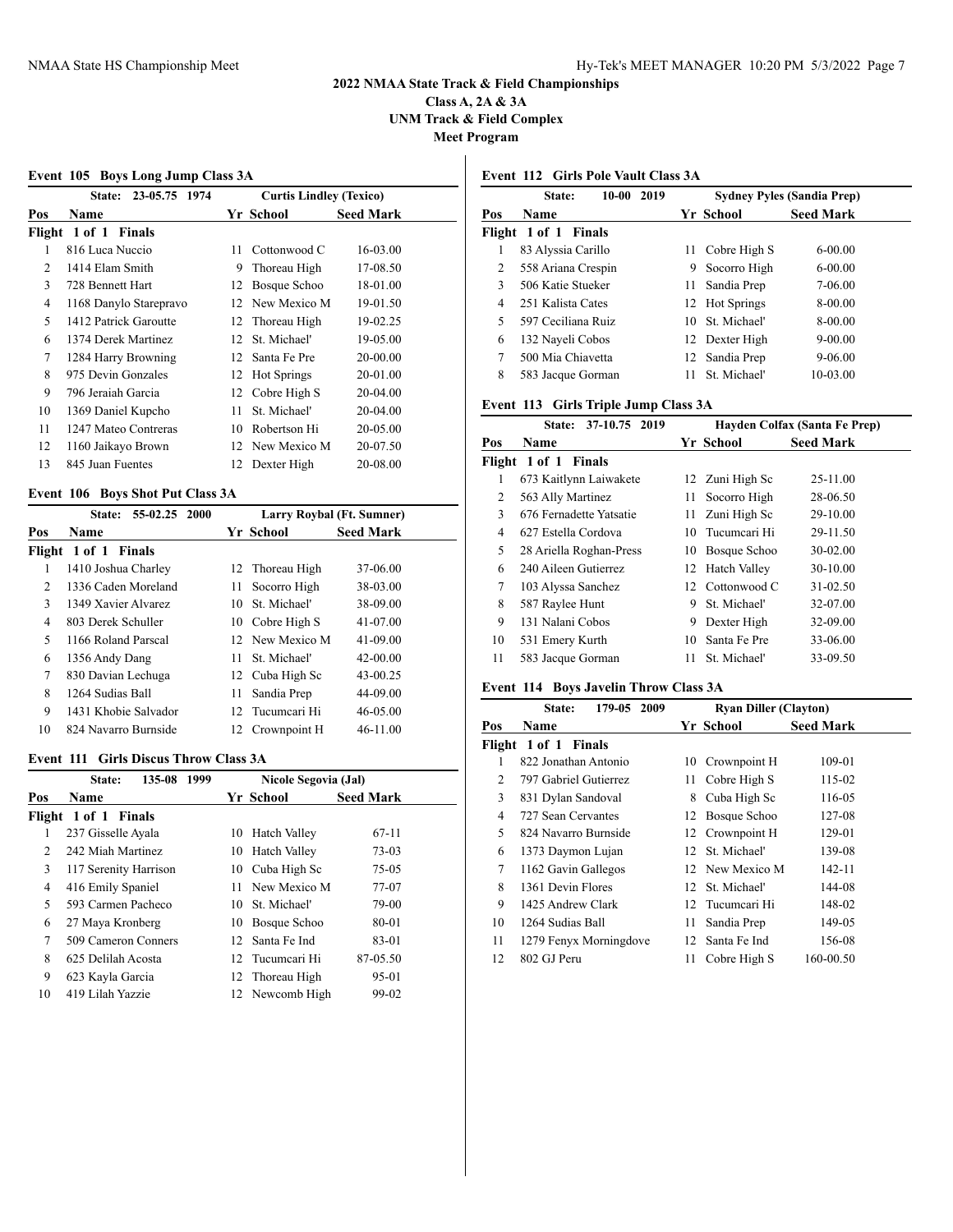## 2022 NMAA State Track & Field Championships

**Class A, 2A & 3A**

**UNM Track & Field Complex**

**Meet Program**

### Event 105 Boys Long Jump Class 3A

State: 23-05.75 1974 — Curtis Lindley (Texico)

| Pos | Name | Yr | School | Seed Mark |
|---|---|---|---|---|
| **Flight 1 of 1 Finals** | | | | |
| 1 | 816 Luca Nuccio | 11 | Cottonwood C | 16-03.00 |
| 2 | 1414 Elam Smith | 9 | Thoreau High | 17-08.50 |
| 3 | 728 Bennett Hart | 12 | Bosque Schoo | 18-01.00 |
| 4 | 1168 Danylo Starepravo | 12 | New Mexico M | 19-01.50 |
| 5 | 1412 Patrick Garoutte | 12 | Thoreau High | 19-02.25 |
| 6 | 1374 Derek Martinez | 12 | St. Michael' | 19-05.00 |
| 7 | 1284 Harry Browning | 12 | Santa Fe Pre | 20-00.00 |
| 8 | 975 Devin Gonzales | 12 | Hot Springs | 20-01.00 |
| 9 | 796 Jeraiah Garcia | 12 | Cobre High S | 20-04.00 |
| 10 | 1369 Daniel Kupcho | 11 | St. Michael' | 20-04.00 |
| 11 | 1247 Mateo Contreras | 10 | Robertson Hi | 20-05.00 |
| 12 | 1160 Jaikayo Brown | 12 | New Mexico M | 20-07.50 |
| 13 | 845 Juan Fuentes | 12 | Dexter High | 20-08.00 |

### Event 106 Boys Shot Put Class 3A

State: 55-02.25 2000 — Larry Roybal (Ft. Sumner)

| Pos | Name | Yr | School | Seed Mark |
|---|---|---|---|---|
| **Flight 1 of 1 Finals** | | | | |
| 1 | 1410 Joshua Charley | 12 | Thoreau High | 37-06.00 |
| 2 | 1336 Caden Moreland | 11 | Socorro High | 38-03.00 |
| 3 | 1349 Xavier Alvarez | 10 | St. Michael' | 38-09.00 |
| 4 | 803 Derek Schuller | 10 | Cobre High S | 41-07.00 |
| 5 | 1166 Roland Parscal | 12 | New Mexico M | 41-09.00 |
| 6 | 1356 Andy Dang | 11 | St. Michael' | 42-00.00 |
| 7 | 830 Davian Lechuga | 12 | Cuba High Sc | 43-00.25 |
| 8 | 1264 Sudias Ball | 11 | Sandia Prep | 44-09.00 |
| 9 | 1431 Khobie Salvador | 12 | Tucumcari Hi | 46-05.00 |
| 10 | 824 Navarro Burnside | 12 | Crownpoint H | 46-11.00 |

### Event 111 Girls Discus Throw Class 3A

State: 135-08 1999 — Nicole Segovia (Jal)

| Pos | Name | Yr | School | Seed Mark |
|---|---|---|---|---|
| **Flight 1 of 1 Finals** | | | | |
| 1 | 237 Gisselle Ayala | 10 | Hatch Valley | 67-11 |
| 2 | 242 Miah Martinez | 10 | Hatch Valley | 73-03 |
| 3 | 117 Serenity Harrison | 10 | Cuba High Sc | 75-05 |
| 4 | 416 Emily Spaniel | 11 | New Mexico M | 77-07 |
| 5 | 593 Carmen Pacheco | 10 | St. Michael' | 79-00 |
| 6 | 27 Maya Kronberg | 10 | Bosque Schoo | 80-01 |
| 7 | 509 Cameron Conners | 12 | Santa Fe Ind | 83-01 |
| 8 | 625 Delilah Acosta | 12 | Tucumcari Hi | 87-05.50 |
| 9 | 623 Kayla Garcia | 12 | Thoreau High | 95-01 |
| 10 | 419 Lilah Yazzie | 12 | Newcomb High | 99-02 |

### Event 112 Girls Pole Vault Class 3A

State: 10-00 2019 — Sydney Pyles (Sandia Prep)

| Pos | Name | Yr | School | Seed Mark |
|---|---|---|---|---|
| **Flight 1 of 1 Finals** | | | | |
| 1 | 83 Alyssia Carillo | 11 | Cobre High S | 6-00.00 |
| 2 | 558 Ariana Crespin | 9 | Socorro High | 6-00.00 |
| 3 | 506 Katie Stueker | 11 | Sandia Prep | 7-06.00 |
| 4 | 251 Kalista Cates | 12 | Hot Springs | 8-00.00 |
| 5 | 597 Ceciliana Ruiz | 10 | St. Michael' | 8-00.00 |
| 6 | 132 Nayeli Cobos | 12 | Dexter High | 9-00.00 |
| 7 | 500 Mia Chiavetta | 12 | Sandia Prep | 9-06.00 |
| 8 | 583 Jacque Gorman | 11 | St. Michael' | 10-03.00 |

### Event 113 Girls Triple Jump Class 3A

State: 37-10.75 2019 — Hayden Colfax (Santa Fe Prep)

| Pos | Name | Yr | School | Seed Mark |
|---|---|---|---|---|
| **Flight 1 of 1 Finals** | | | | |
| 1 | 673 Kaitlynn Laiwakete | 12 | Zuni High Sc | 25-11.00 |
| 2 | 563 Ally Martinez | 11 | Socorro High | 28-06.50 |
| 3 | 676 Fernadette Yatsatie | 11 | Zuni High Sc | 29-10.00 |
| 4 | 627 Estella Cordova | 10 | Tucumcari Hi | 29-11.50 |
| 5 | 28 Ariella Roghan-Press | 10 | Bosque Schoo | 30-02.00 |
| 6 | 240 Aileen Gutierrez | 12 | Hatch Valley | 30-10.00 |
| 7 | 103 Alyssa Sanchez | 12 | Cottonwood C | 31-02.50 |
| 8 | 587 Raylee Hunt | 9 | St. Michael' | 32-07.00 |
| 9 | 131 Nalani Cobos | 9 | Dexter High | 32-09.00 |
| 10 | 531 Emery Kurth | 10 | Santa Fe Pre | 33-06.00 |
| 11 | 583 Jacque Gorman | 11 | St. Michael' | 33-09.50 |

### Event 114 Boys Javelin Throw Class 3A

State: 179-05 2009 — Ryan Diller (Clayton)

| Pos | Name | Yr | School | Seed Mark |
|---|---|---|---|---|
| **Flight 1 of 1 Finals** | | | | |
| 1 | 822 Jonathan Antonio | 10 | Crownpoint H | 109-01 |
| 2 | 797 Gabriel Gutierrez | 11 | Cobre High S | 115-02 |
| 3 | 831 Dylan Sandoval | 8 | Cuba High Sc | 116-05 |
| 4 | 727 Sean Cervantes | 12 | Bosque Schoo | 127-08 |
| 5 | 824 Navarro Burnside | 12 | Crownpoint H | 129-01 |
| 6 | 1373 Daymon Lujan | 12 | St. Michael' | 139-08 |
| 7 | 1162 Gavin Gallegos | 12 | New Mexico M | 142-11 |
| 8 | 1361 Devin Flores | 12 | St. Michael' | 144-08 |
| 9 | 1425 Andrew Clark | 12 | Tucumcari Hi | 148-02 |
| 10 | 1264 Sudias Ball | 11 | Sandia Prep | 149-05 |
| 11 | 1279 Fenyx Morningdove | 12 | Santa Fe Ind | 156-08 |
| 12 | 802 GJ Peru | 11 | Cobre High S | 160-00.50 |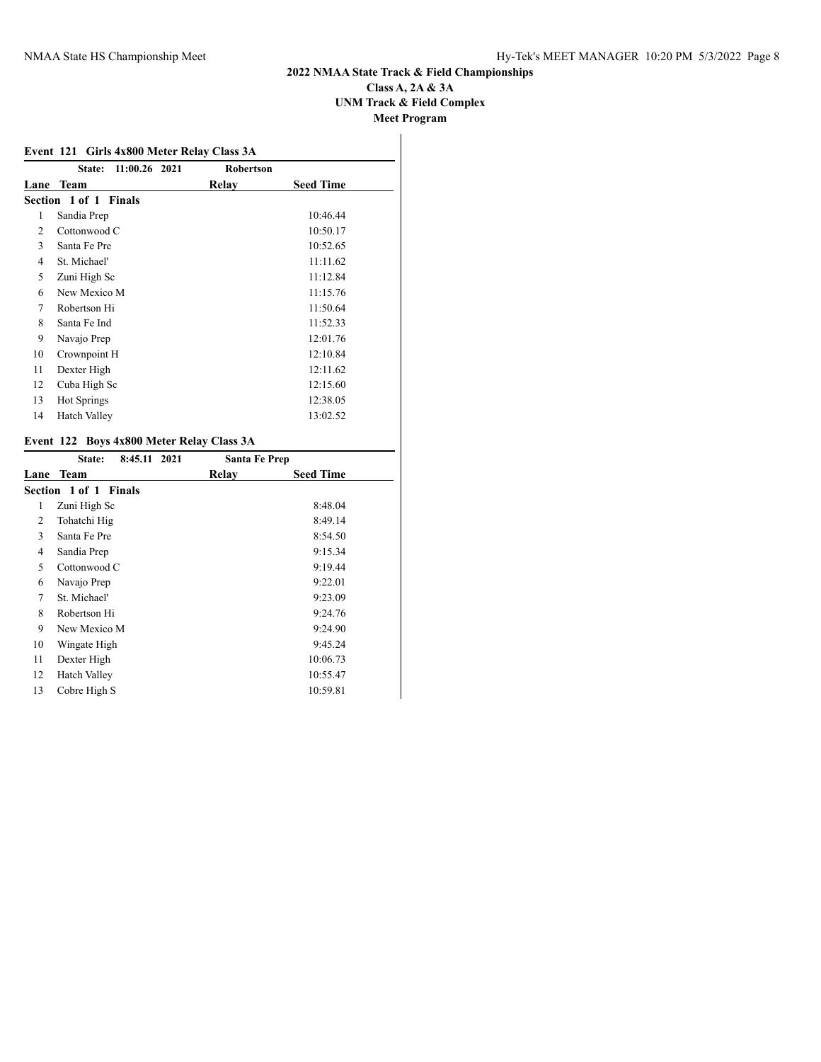# 2022 NMAA State Track & Field Championships

**Class A, 2A & 3A**

**UNM Track & Field Complex**

**Meet Program**

### Event 121 Girls 4x800 Meter Relay Class 3A

State: 11:00.26 2021 Robertson

| Lane | Team | Relay | Seed Time |
|---|---|---|---|
| **Section 1 of 1 Finals** | | | |
| 1 | Sandia Prep | | 10:46.44 |
| 2 | Cottonwood C | | 10:50.17 |
| 3 | Santa Fe Pre | | 10:52.65 |
| 4 | St. Michael' | | 11:11.62 |
| 5 | Zuni High Sc | | 11:12.84 |
| 6 | New Mexico M | | 11:15.76 |
| 7 | Robertson Hi | | 11:50.64 |
| 8 | Santa Fe Ind | | 11:52.33 |
| 9 | Navajo Prep | | 12:01.76 |
| 10 | Crownpoint H | | 12:10.84 |
| 11 | Dexter High | | 12:11.62 |
| 12 | Cuba High Sc | | 12:15.60 |
| 13 | Hot Springs | | 12:38.05 |
| 14 | Hatch Valley | | 13:02.52 |

### Event 122 Boys 4x800 Meter Relay Class 3A

State: 8:45.11 2021 Santa Fe Prep

| Lane | Team | Relay | Seed Time |
|---|---|---|---|
| **Section 1 of 1 Finals** | | | |
| 1 | Zuni High Sc | | 8:48.04 |
| 2 | Tohatchi Hig | | 8:49.14 |
| 3 | Santa Fe Pre | | 8:54.50 |
| 4 | Sandia Prep | | 9:15.34 |
| 5 | Cottonwood C | | 9:19.44 |
| 6 | Navajo Prep | | 9:22.01 |
| 7 | St. Michael' | | 9:23.09 |
| 8 | Robertson Hi | | 9:24.76 |
| 9 | New Mexico M | | 9:24.90 |
| 10 | Wingate High | | 9:45.24 |
| 11 | Dexter High | | 10:06.73 |
| 12 | Hatch Valley | | 10:55.47 |
| 13 | Cobre High S | | 10:59.81 |